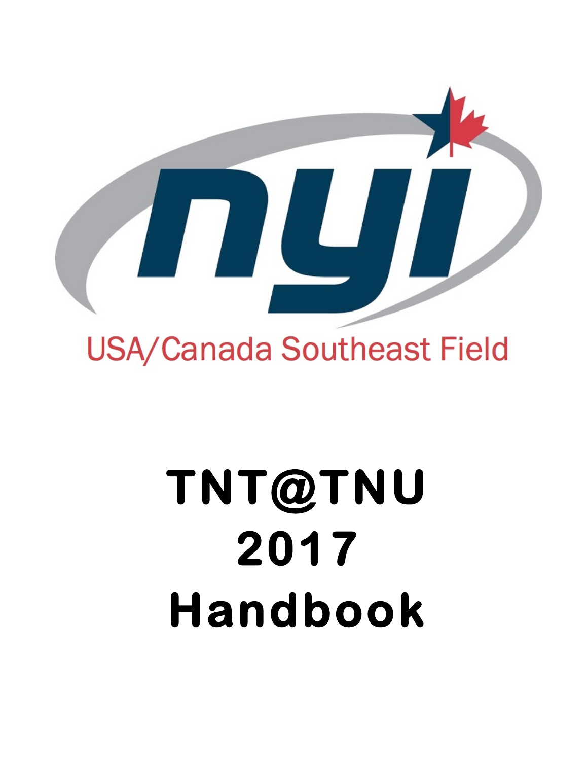nyi

USA/Canada Southeast Field

# TNT@TNU 2017 Handbook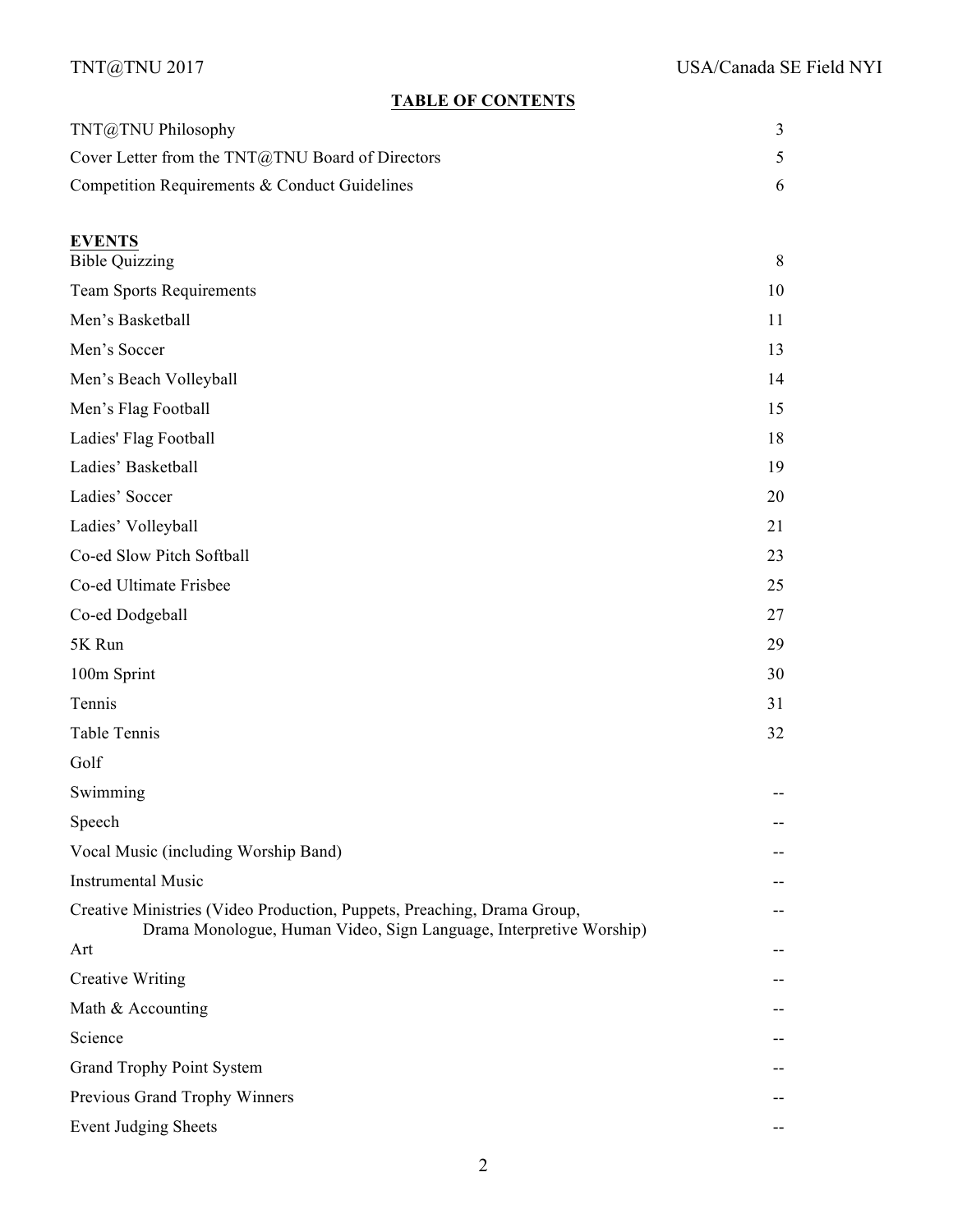## TABLE OF CONTENTS

| | |
|---|---|
| TNT@TNU Philosophy | 3 |
| Cover Letter from the TNT@TNU Board of Directors | 5 |
| Competition Requirements & Conduct Guidelines | 6 |

**EVENTS**

| | |
|---|---|
| Bible Quizzing | 8 |
| Team Sports Requirements | 10 |
| Men's Basketball | 11 |
| Men's Soccer | 13 |
| Men's Beach Volleyball | 14 |
| Men's Flag Football | 15 |
| Ladies' Flag Football | 18 |
| Ladies' Basketball | 19 |
| Ladies' Soccer | 20 |
| Ladies' Volleyball | 21 |
| Co-ed Slow Pitch Softball | 23 |
| Co-ed Ultimate Frisbee | 25 |
| Co-ed Dodgeball | 27 |
| 5K Run | 29 |
| 100m Sprint | 30 |
| Tennis | 31 |
| Table Tennis | 32 |
| Golf | |
| Swimming | -- |
| Speech | -- |
| Vocal Music (including Worship Band) | -- |
| Instrumental Music | -- |
| Creative Ministries (Video Production, Puppets, Preaching, Drama Group, Drama Monologue, Human Video, Sign Language, Interpretive Worship) | -- |
| Art | -- |
| Creative Writing | -- |
| Math & Accounting | -- |
| Science | -- |
| Grand Trophy Point System | -- |
| Previous Grand Trophy Winners | -- |
| Event Judging Sheets | -- |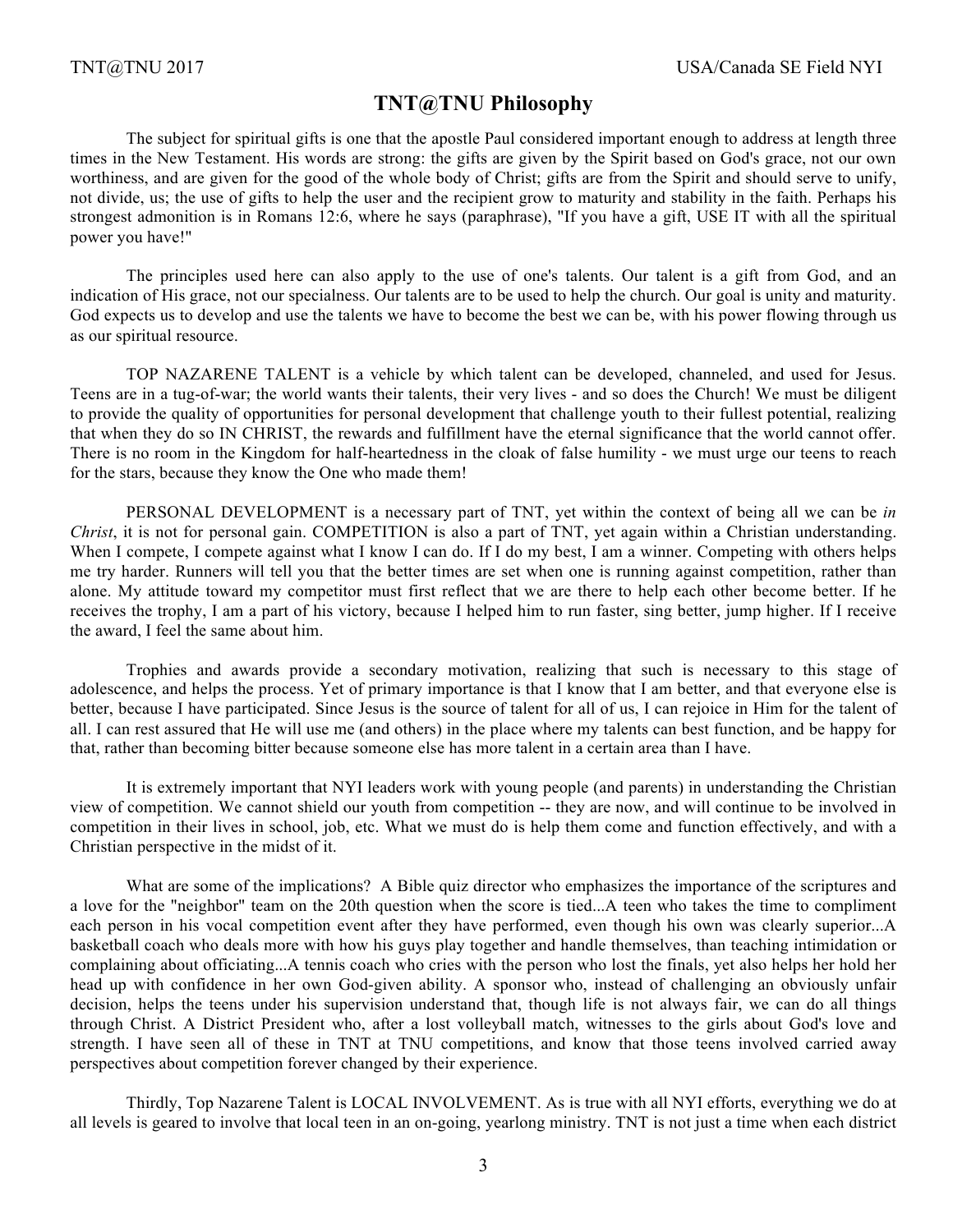# TNT@TNU Philosophy

The subject for spiritual gifts is one that the apostle Paul considered important enough to address at length three times in the New Testament. His words are strong: the gifts are given by the Spirit based on God's grace, not our own worthiness, and are given for the good of the whole body of Christ; gifts are from the Spirit and should serve to unify, not divide, us; the use of gifts to help the user and the recipient grow to maturity and stability in the faith. Perhaps his strongest admonition is in Romans 12:6, where he says (paraphrase), "If you have a gift, USE IT with all the spiritual power you have!"

The principles used here can also apply to the use of one's talents. Our talent is a gift from God, and an indication of His grace, not our specialness. Our talents are to be used to help the church. Our goal is unity and maturity. God expects us to develop and use the talents we have to become the best we can be, with his power flowing through us as our spiritual resource.

TOP NAZARENE TALENT is a vehicle by which talent can be developed, channeled, and used for Jesus. Teens are in a tug-of-war; the world wants their talents, their very lives - and so does the Church! We must be diligent to provide the quality of opportunities for personal development that challenge youth to their fullest potential, realizing that when they do so IN CHRIST, the rewards and fulfillment have the eternal significance that the world cannot offer. There is no room in the Kingdom for half-heartedness in the cloak of false humility - we must urge our teens to reach for the stars, because they know the One who made them!

PERSONAL DEVELOPMENT is a necessary part of TNT, yet within the context of being all we can be *in Christ*, it is not for personal gain. COMPETITION is also a part of TNT, yet again within a Christian understanding. When I compete, I compete against what I know I can do. If I do my best, I am a winner. Competing with others helps me try harder. Runners will tell you that the better times are set when one is running against competition, rather than alone. My attitude toward my competitor must first reflect that we are there to help each other become better. If he receives the trophy, I am a part of his victory, because I helped him to run faster, sing better, jump higher. If I receive the award, I feel the same about him.

Trophies and awards provide a secondary motivation, realizing that such is necessary to this stage of adolescence, and helps the process. Yet of primary importance is that I know that I am better, and that everyone else is better, because I have participated. Since Jesus is the source of talent for all of us, I can rejoice in Him for the talent of all. I can rest assured that He will use me (and others) in the place where my talents can best function, and be happy for that, rather than becoming bitter because someone else has more talent in a certain area than I have.

It is extremely important that NYI leaders work with young people (and parents) in understanding the Christian view of competition. We cannot shield our youth from competition -- they are now, and will continue to be involved in competition in their lives in school, job, etc. What we must do is help them come and function effectively, and with a Christian perspective in the midst of it.

What are some of the implications? A Bible quiz director who emphasizes the importance of the scriptures and a love for the "neighbor" team on the 20th question when the score is tied...A teen who takes the time to compliment each person in his vocal competition event after they have performed, even though his own was clearly superior...A basketball coach who deals more with how his guys play together and handle themselves, than teaching intimidation or complaining about officiating...A tennis coach who cries with the person who lost the finals, yet also helps her hold her head up with confidence in her own God-given ability. A sponsor who, instead of challenging an obviously unfair decision, helps the teens under his supervision understand that, though life is not always fair, we can do all things through Christ. A District President who, after a lost volleyball match, witnesses to the girls about God's love and strength. I have seen all of these in TNT at TNU competitions, and know that those teens involved carried away perspectives about competition forever changed by their experience.

Thirdly, Top Nazarene Talent is LOCAL INVOLVEMENT. As is true with all NYI efforts, everything we do at all levels is geared to involve that local teen in an on-going, yearlong ministry. TNT is not just a time when each district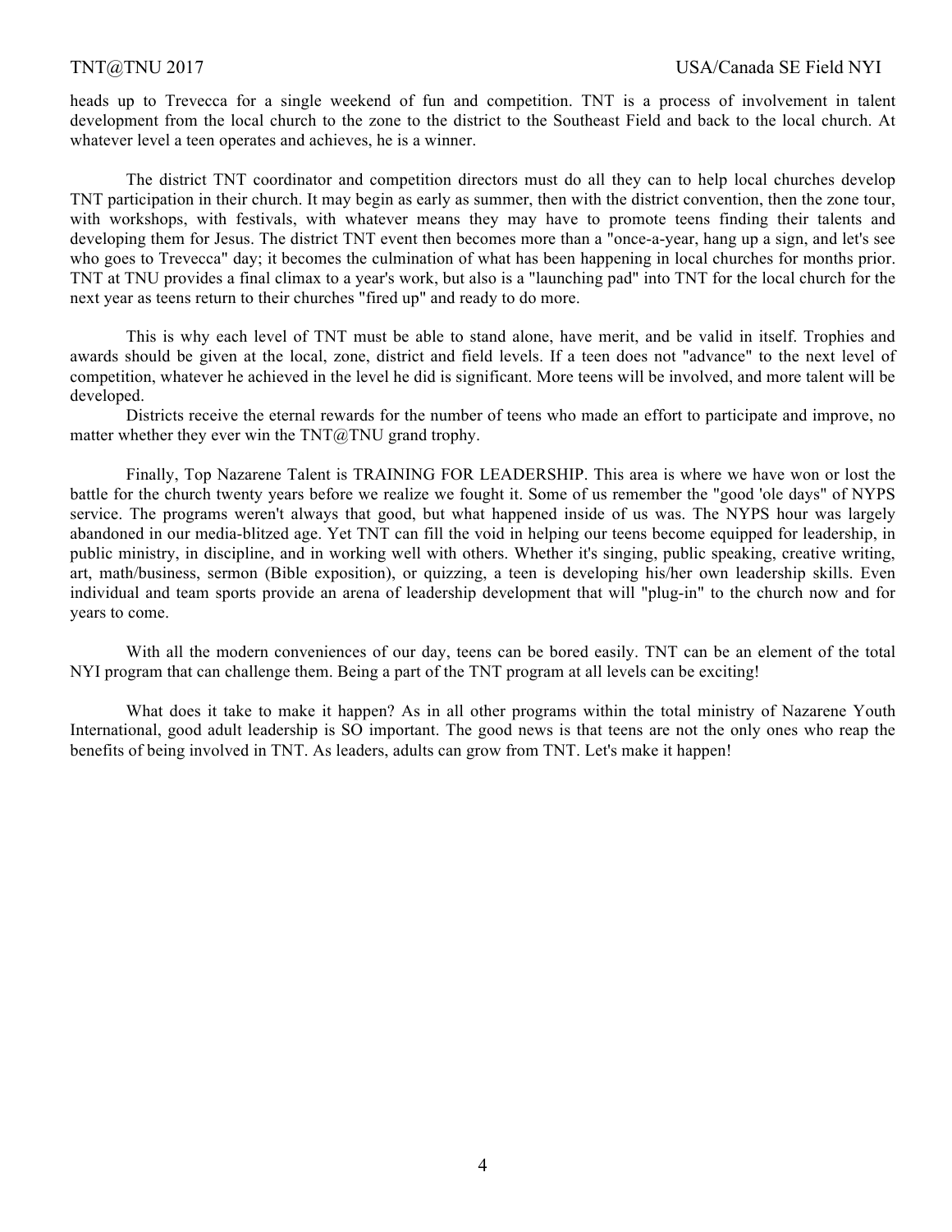heads up to Trevecca for a single weekend of fun and competition. TNT is a process of involvement in talent development from the local church to the zone to the district to the Southeast Field and back to the local church. At whatever level a teen operates and achieves, he is a winner.

The district TNT coordinator and competition directors must do all they can to help local churches develop TNT participation in their church. It may begin as early as summer, then with the district convention, then the zone tour, with workshops, with festivals, with whatever means they may have to promote teens finding their talents and developing them for Jesus. The district TNT event then becomes more than a "once-a-year, hang up a sign, and let's see who goes to Trevecca" day; it becomes the culmination of what has been happening in local churches for months prior. TNT at TNU provides a final climax to a year's work, but also is a "launching pad" into TNT for the local church for the next year as teens return to their churches "fired up" and ready to do more.

This is why each level of TNT must be able to stand alone, have merit, and be valid in itself. Trophies and awards should be given at the local, zone, district and field levels. If a teen does not "advance" to the next level of competition, whatever he achieved in the level he did is significant. More teens will be involved, and more talent will be developed.

Districts receive the eternal rewards for the number of teens who made an effort to participate and improve, no matter whether they ever win the TNT@TNU grand trophy.

Finally, Top Nazarene Talent is TRAINING FOR LEADERSHIP. This area is where we have won or lost the battle for the church twenty years before we realize we fought it. Some of us remember the "good 'ole days" of NYPS service. The programs weren't always that good, but what happened inside of us was. The NYPS hour was largely abandoned in our media-blitzed age. Yet TNT can fill the void in helping our teens become equipped for leadership, in public ministry, in discipline, and in working well with others. Whether it's singing, public speaking, creative writing, art, math/business, sermon (Bible exposition), or quizzing, a teen is developing his/her own leadership skills. Even individual and team sports provide an arena of leadership development that will "plug-in" to the church now and for years to come.

With all the modern conveniences of our day, teens can be bored easily. TNT can be an element of the total NYI program that can challenge them. Being a part of the TNT program at all levels can be exciting!

What does it take to make it happen? As in all other programs within the total ministry of Nazarene Youth International, good adult leadership is SO important. The good news is that teens are not the only ones who reap the benefits of being involved in TNT. As leaders, adults can grow from TNT. Let's make it happen!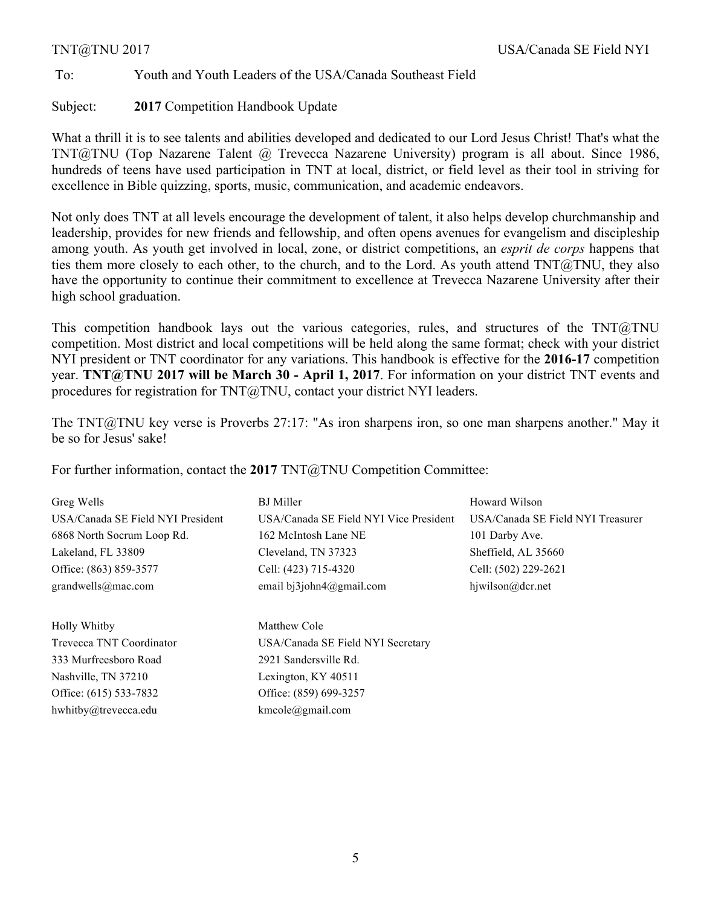To: Youth and Youth Leaders of the USA/Canada Southeast Field

Subject: **2017** Competition Handbook Update

What a thrill it is to see talents and abilities developed and dedicated to our Lord Jesus Christ! That's what the TNT@TNU (Top Nazarene Talent @ Trevecca Nazarene University) program is all about. Since 1986, hundreds of teens have used participation in TNT at local, district, or field level as their tool in striving for excellence in Bible quizzing, sports, music, communication, and academic endeavors.

Not only does TNT at all levels encourage the development of talent, it also helps develop churchmanship and leadership, provides for new friends and fellowship, and often opens avenues for evangelism and discipleship among youth. As youth get involved in local, zone, or district competitions, an *esprit de corps* happens that ties them more closely to each other, to the church, and to the Lord. As youth attend TNT@TNU, they also have the opportunity to continue their commitment to excellence at Trevecca Nazarene University after their high school graduation.

This competition handbook lays out the various categories, rules, and structures of the TNT@TNU competition. Most district and local competitions will be held along the same format; check with your district NYI president or TNT coordinator for any variations. This handbook is effective for the **2016-17** competition year. **TNT@TNU 2017 will be March 30 - April 1, 2017**. For information on your district TNT events and procedures for registration for TNT@TNU, contact your district NYI leaders.

The TNT@TNU key verse is Proverbs 27:17: "As iron sharpens iron, so one man sharpens another." May it be so for Jesus' sake!

For further information, contact the **2017** TNT@TNU Competition Committee:

Greg Wells
USA/Canada SE Field NYI President
6868 North Socrum Loop Rd.
Lakeland, FL 33809
Office: (863) 859-3577
grandwells@mac.com

BJ Miller
USA/Canada SE Field NYI Vice President
162 McIntosh Lane NE
Cleveland, TN 37323
Cell: (423) 715-4320
email bj3john4@gmail.com

Howard Wilson
USA/Canada SE Field NYI Treasurer
101 Darby Ave.
Sheffield, AL 35660
Cell: (502) 229-2621
hjwilson@dcr.net

Holly Whitby
Trevecca TNT Coordinator
333 Murfreesboro Road
Nashville, TN 37210
Office: (615) 533-7832
hwhitby@trevecca.edu

Matthew Cole
USA/Canada SE Field NYI Secretary
2921 Sandersville Rd.
Lexington, KY 40511
Office: (859) 699-3257
kmcole@gmail.com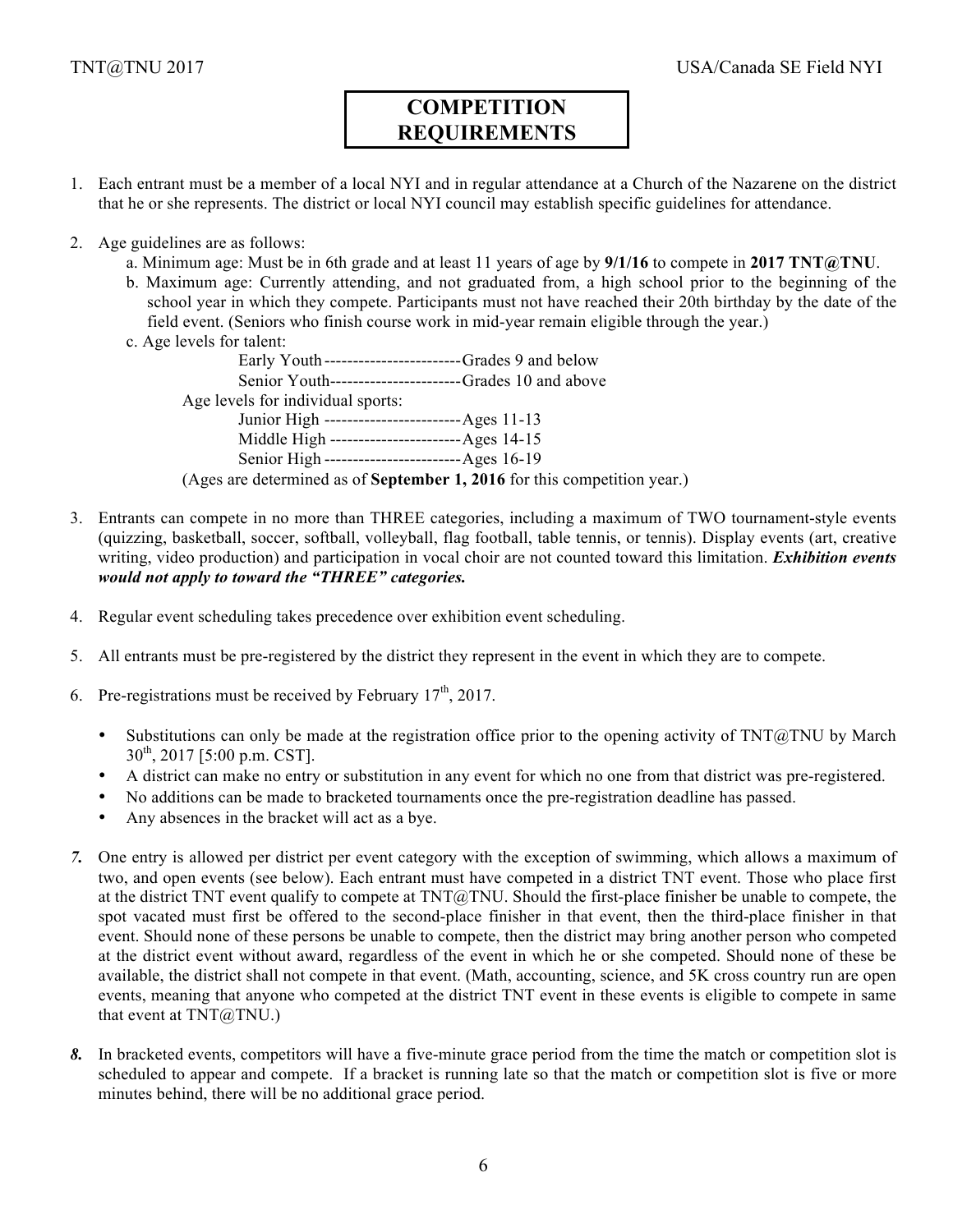# COMPETITION REQUIREMENTS

1. Each entrant must be a member of a local NYI and in regular attendance at a Church of the Nazarene on the district that he or she represents. The district or local NYI council may establish specific guidelines for attendance.

2. Age guidelines are as follows:
   a. Minimum age: Must be in 6th grade and at least 11 years of age by **9/1/16** to compete in **2017 TNT@TNU**.
   b. Maximum age: Currently attending, and not graduated from, a high school prior to the beginning of the school year in which they compete. Participants must not have reached their 20th birthday by the date of the field event. (Seniors who finish course work in mid-year remain eligible through the year.)
   c. Age levels for talent:
      - Early Youth ------------------------Grades 9 and below
      - Senior Youth-----------------------Grades 10 and above

      Age levels for individual sports:
      - Junior High ------------------------Ages 11-13
      - Middle High -----------------------Ages 14-15
      - Senior High ------------------------Ages 16-19

      (Ages are determined as of **September 1, 2016** for this competition year.)

3. Entrants can compete in no more than THREE categories, including a maximum of TWO tournament-style events (quizzing, basketball, soccer, softball, volleyball, flag football, table tennis, or tennis). Display events (art, creative writing, video production) and participation in vocal choir are not counted toward this limitation. ***Exhibition events would not apply to toward the "THREE" categories.***

4. Regular event scheduling takes precedence over exhibition event scheduling.

5. All entrants must be pre-registered by the district they represent in the event in which they are to compete.

6. Pre-registrations must be received by February 17th, 2017.
   - Substitutions can only be made at the registration office prior to the opening activity of TNT@TNU by March 30th, 2017 [5:00 p.m. CST].
   - A district can make no entry or substitution in any event for which no one from that district was pre-registered.
   - No additions can be made to bracketed tournaments once the pre-registration deadline has passed.
   - Any absences in the bracket will act as a bye.

7. One entry is allowed per district per event category with the exception of swimming, which allows a maximum of two, and open events (see below). Each entrant must have competed in a district TNT event. Those who place first at the district TNT event qualify to compete at TNT@TNU. Should the first-place finisher be unable to compete, the spot vacated must first be offered to the second-place finisher in that event, then the third-place finisher in that event. Should none of these persons be unable to compete, then the district may bring another person who competed at the district event without award, regardless of the event in which he or she competed. Should none of these be available, the district shall not compete in that event. (Math, accounting, science, and 5K cross country run are open events, meaning that anyone who competed at the district TNT event in these events is eligible to compete in same that event at TNT@TNU.)

8. In bracketed events, competitors will have a five-minute grace period from the time the match or competition slot is scheduled to appear and compete. If a bracket is running late so that the match or competition slot is five or more minutes behind, there will be no additional grace period.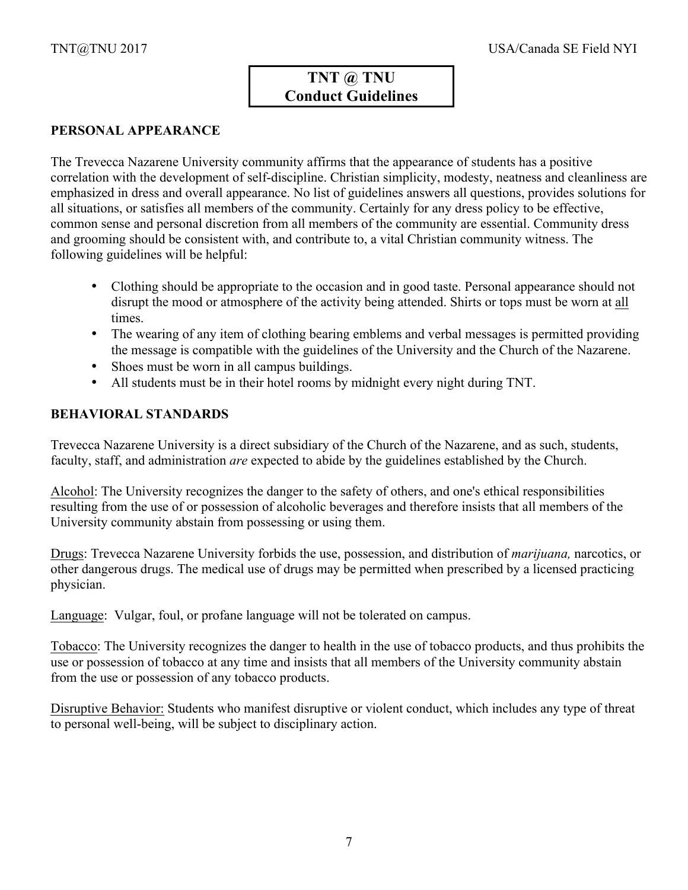# TNT @ TNU
# Conduct Guidelines

## PERSONAL APPEARANCE

The Trevecca Nazarene University community affirms that the appearance of students has a positive correlation with the development of self-discipline. Christian simplicity, modesty, neatness and cleanliness are emphasized in dress and overall appearance. No list of guidelines answers all questions, provides solutions for all situations, or satisfies all members of the community. Certainly for any dress policy to be effective, common sense and personal discretion from all members of the community are essential. Community dress and grooming should be consistent with, and contribute to, a vital Christian community witness. The following guidelines will be helpful:

- Clothing should be appropriate to the occasion and in good taste. Personal appearance should not disrupt the mood or atmosphere of the activity being attended. Shirts or tops must be worn at <u>all</u> times.
- The wearing of any item of clothing bearing emblems and verbal messages is permitted providing the message is compatible with the guidelines of the University and the Church of the Nazarene.
- Shoes must be worn in all campus buildings.
- All students must be in their hotel rooms by midnight every night during TNT.

## BEHAVIORAL STANDARDS

Trevecca Nazarene University is a direct subsidiary of the Church of the Nazarene, and as such, students, faculty, staff, and administration *are* expected to abide by the guidelines established by the Church.

<u>Alcohol</u>: The University recognizes the danger to the safety of others, and one's ethical responsibilities resulting from the use of or possession of alcoholic beverages and therefore insists that all members of the University community abstain from possessing or using them.

<u>Drugs</u>: Trevecca Nazarene University forbids the use, possession, and distribution of *marijuana,* narcotics, or other dangerous drugs. The medical use of drugs may be permitted when prescribed by a licensed practicing physician.

<u>Language</u>: Vulgar, foul, or profane language will not be tolerated on campus.

<u>Tobacco</u>: The University recognizes the danger to health in the use of tobacco products, and thus prohibits the use or possession of tobacco at any time and insists that all members of the University community abstain from the use or possession of any tobacco products.

<u>Disruptive Behavior:</u> Students who manifest disruptive or violent conduct, which includes any type of threat to personal well-being, will be subject to disciplinary action.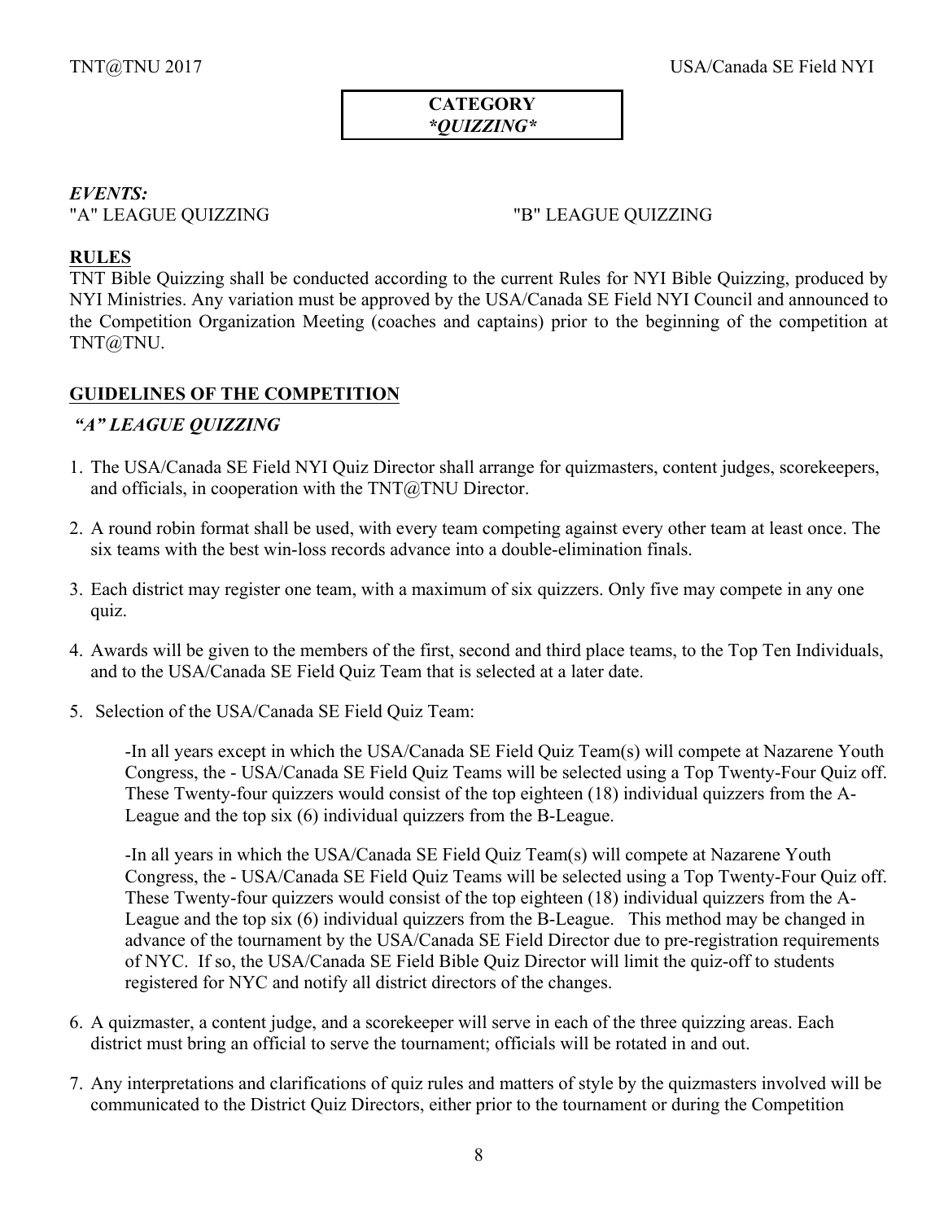**CATEGORY**
***QUIZZING***

***EVENTS:***

"A" LEAGUE QUIZZING

"B" LEAGUE QUIZZING

## RULES

TNT Bible Quizzing shall be conducted according to the current Rules for NYI Bible Quizzing, produced by NYI Ministries. Any variation must be approved by the USA/Canada SE Field NYI Council and announced to the Competition Organization Meeting (coaches and captains) prior to the beginning of the competition at TNT@TNU.

## GUIDELINES OF THE COMPETITION

***"A" LEAGUE QUIZZING***

1. The USA/Canada SE Field NYI Quiz Director shall arrange for quizmasters, content judges, scorekeepers, and officials, in cooperation with the TNT@TNU Director.

2. A round robin format shall be used, with every team competing against every other team at least once. The six teams with the best win-loss records advance into a double-elimination finals.

3. Each district may register one team, with a maximum of six quizzers. Only five may compete in any one quiz.

4. Awards will be given to the members of the first, second and third place teams, to the Top Ten Individuals, and to the USA/Canada SE Field Quiz Team that is selected at a later date.

5. Selection of the USA/Canada SE Field Quiz Team:

   -In all years except in which the USA/Canada SE Field Quiz Team(s) will compete at Nazarene Youth Congress, the - USA/Canada SE Field Quiz Teams will be selected using a Top Twenty-Four Quiz off. These Twenty-four quizzers would consist of the top eighteen (18) individual quizzers from the A-League and the top six (6) individual quizzers from the B-League.

   -In all years in which the USA/Canada SE Field Quiz Team(s) will compete at Nazarene Youth Congress, the - USA/Canada SE Field Quiz Teams will be selected using a Top Twenty-Four Quiz off. These Twenty-four quizzers would consist of the top eighteen (18) individual quizzers from the A-League and the top six (6) individual quizzers from the B-League. This method may be changed in advance of the tournament by the USA/Canada SE Field Director due to pre-registration requirements of NYC. If so, the USA/Canada SE Field Bible Quiz Director will limit the quiz-off to students registered for NYC and notify all district directors of the changes.

6. A quizmaster, a content judge, and a scorekeeper will serve in each of the three quizzing areas. Each district must bring an official to serve the tournament; officials will be rotated in and out.

7. Any interpretations and clarifications of quiz rules and matters of style by the quizmasters involved will be communicated to the District Quiz Directors, either prior to the tournament or during the Competition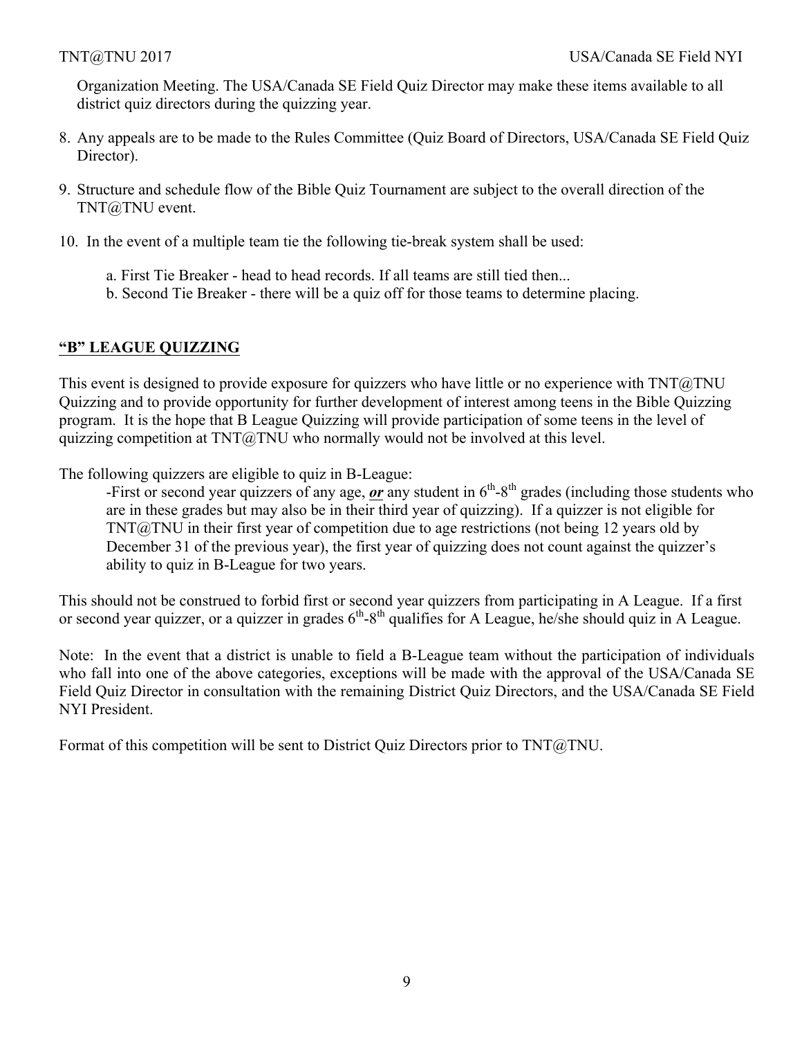Organization Meeting. The USA/Canada SE Field Quiz Director may make these items available to all district quiz directors during the quizzing year.

8. Any appeals are to be made to the Rules Committee (Quiz Board of Directors, USA/Canada SE Field Quiz Director).

9. Structure and schedule flow of the Bible Quiz Tournament are subject to the overall direction of the TNT@TNU event.

10. In the event of a multiple team tie the following tie-break system shall be used:

    a. First Tie Breaker - head to head records. If all teams are still tied then...
    b. Second Tie Breaker - there will be a quiz off for those teams to determine placing.

## **"B" LEAGUE QUIZZING**

This event is designed to provide exposure for quizzers who have little or no experience with TNT@TNU Quizzing and to provide opportunity for further development of interest among teens in the Bible Quizzing program. It is the hope that B League Quizzing will provide participation of some teens in the level of quizzing competition at TNT@TNU who normally would not be involved at this level.

The following quizzers are eligible to quiz in B-League:

> -First or second year quizzers of any age, ***or*** any student in 6th-8th grades (including those students who are in these grades but may also be in their third year of quizzing). If a quizzer is not eligible for TNT@TNU in their first year of competition due to age restrictions (not being 12 years old by December 31 of the previous year), the first year of quizzing does not count against the quizzer's ability to quiz in B-League for two years.

This should not be construed to forbid first or second year quizzers from participating in A League. If a first or second year quizzer, or a quizzer in grades 6th-8th qualifies for A League, he/she should quiz in A League.

Note: In the event that a district is unable to field a B-League team without the participation of individuals who fall into one of the above categories, exceptions will be made with the approval of the USA/Canada SE Field Quiz Director in consultation with the remaining District Quiz Directors, and the USA/Canada SE Field NYI President.

Format of this competition will be sent to District Quiz Directors prior to TNT@TNU.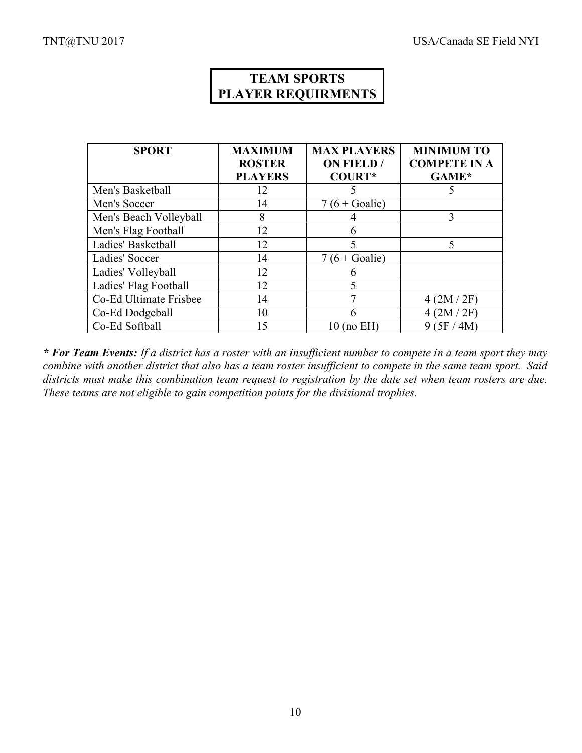# TEAM SPORTS PLAYER REQUIRMENTS

| SPORT | MAXIMUM ROSTER PLAYERS | MAX PLAYERS ON FIELD / COURT* | MINIMUM TO COMPETE IN A GAME* |
|---|---|---|---|
| Men's Basketball | 12 | 5 | 5 |
| Men's Soccer | 14 | 7 (6 + Goalie) | |
| Men's Beach Volleyball | 8 | 4 | 3 |
| Men's Flag Football | 12 | 6 | |
| Ladies' Basketball | 12 | 5 | 5 |
| Ladies' Soccer | 14 | 7 (6 + Goalie) | |
| Ladies' Volleyball | 12 | 6 | |
| Ladies' Flag Football | 12 | 5 | |
| Co-Ed Ultimate Frisbee | 14 | 7 | 4 (2M / 2F) |
| Co-Ed Dodgeball | 10 | 6 | 4 (2M / 2F) |
| Co-Ed Softball | 15 | 10 (no EH) | 9 (5F / 4M) |

***\* For Team Events:*** *If a district has a roster with an insufficient number to compete in a team sport they may combine with another district that also has a team roster insufficient to compete in the same team sport. Said districts must make this combination team request to registration by the date set when team rosters are due. These teams are not eligible to gain competition points for the divisional trophies.*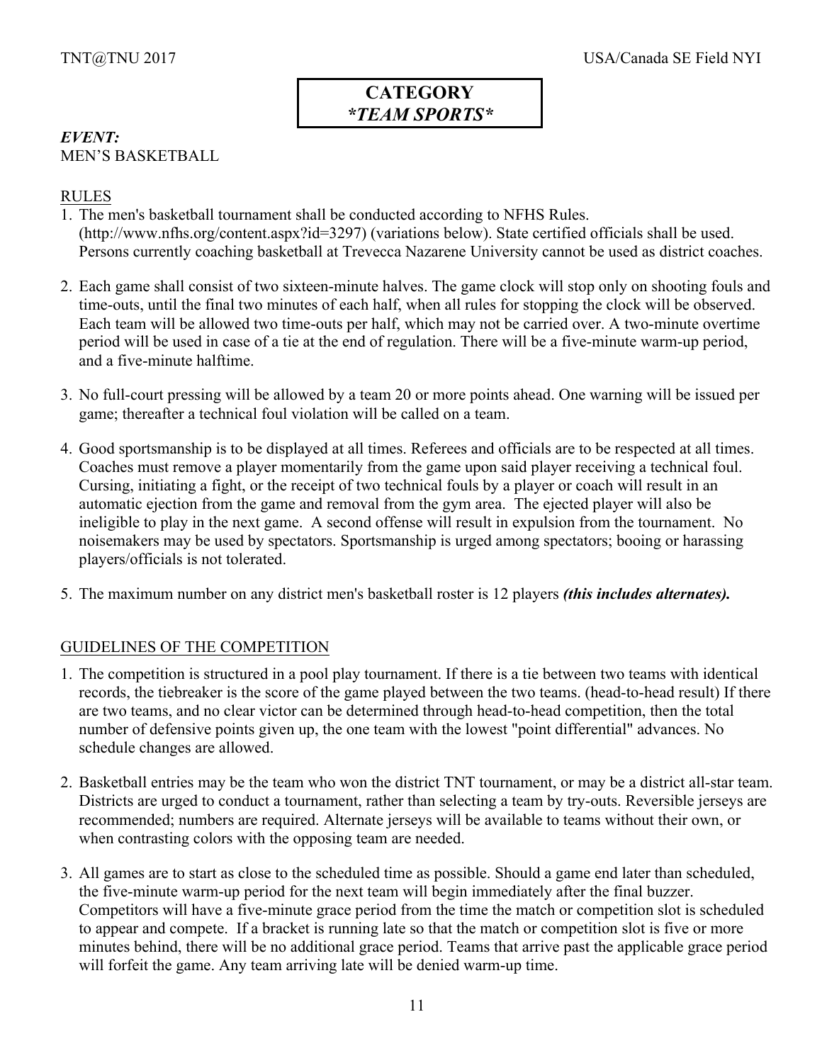# CATEGORY
## *\*TEAM SPORTS\**

***EVENT:***
MEN'S BASKETBALL

<u>RULES</u>

1. The men's basketball tournament shall be conducted according to NFHS Rules. (http://www.nfhs.org/content.aspx?id=3297) (variations below). State certified officials shall be used. Persons currently coaching basketball at Trevecca Nazarene University cannot be used as district coaches.

2. Each game shall consist of two sixteen-minute halves. The game clock will stop only on shooting fouls and time-outs, until the final two minutes of each half, when all rules for stopping the clock will be observed. Each team will be allowed two time-outs per half, which may not be carried over. A two-minute overtime period will be used in case of a tie at the end of regulation. There will be a five-minute warm-up period, and a five-minute halftime.

3. No full-court pressing will be allowed by a team 20 or more points ahead. One warning will be issued per game; thereafter a technical foul violation will be called on a team.

4. Good sportsmanship is to be displayed at all times. Referees and officials are to be respected at all times. Coaches must remove a player momentarily from the game upon said player receiving a technical foul. Cursing, initiating a fight, or the receipt of two technical fouls by a player or coach will result in an automatic ejection from the game and removal from the gym area. The ejected player will also be ineligible to play in the next game. A second offense will result in expulsion from the tournament. No noisemakers may be used by spectators. Sportsmanship is urged among spectators; booing or harassing players/officials is not tolerated.

5. The maximum number on any district men's basketball roster is 12 players ***(this includes alternates).***

<u>GUIDELINES OF THE COMPETITION</u>

1. The competition is structured in a pool play tournament. If there is a tie between two teams with identical records, the tiebreaker is the score of the game played between the two teams. (head-to-head result) If there are two teams, and no clear victor can be determined through head-to-head competition, then the total number of defensive points given up, the one team with the lowest "point differential" advances. No schedule changes are allowed.

2. Basketball entries may be the team who won the district TNT tournament, or may be a district all-star team. Districts are urged to conduct a tournament, rather than selecting a team by try-outs. Reversible jerseys are recommended; numbers are required. Alternate jerseys will be available to teams without their own, or when contrasting colors with the opposing team are needed.

3. All games are to start as close to the scheduled time as possible. Should a game end later than scheduled, the five-minute warm-up period for the next team will begin immediately after the final buzzer. Competitors will have a five-minute grace period from the time the match or competition slot is scheduled to appear and compete. If a bracket is running late so that the match or competition slot is five or more minutes behind, there will be no additional grace period. Teams that arrive past the applicable grace period will forfeit the game. Any team arriving late will be denied warm-up time.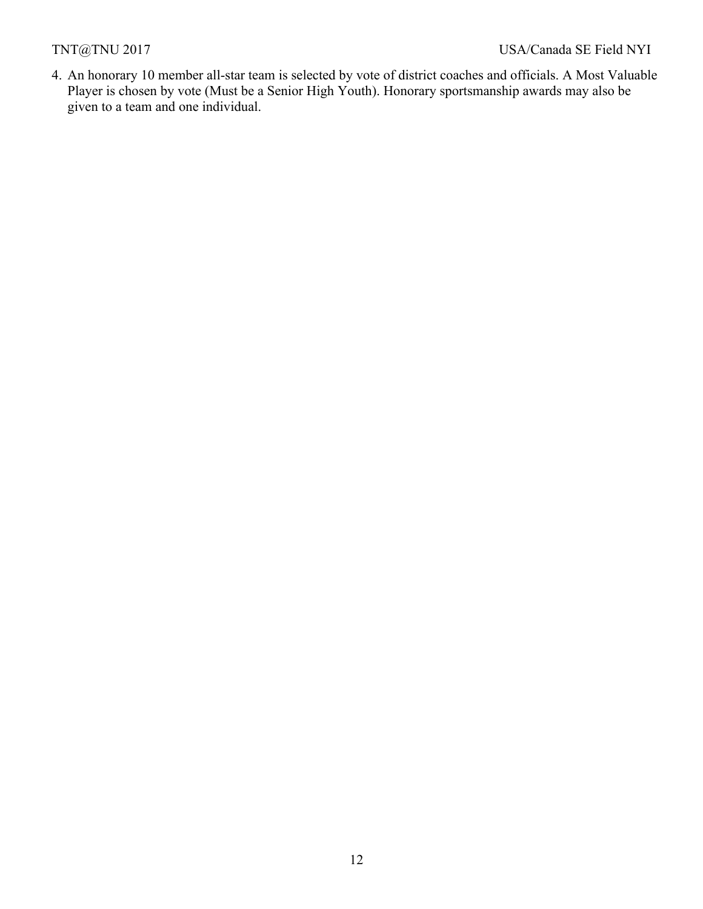4. An honorary 10 member all-star team is selected by vote of district coaches and officials. A Most Valuable Player is chosen by vote (Must be a Senior High Youth). Honorary sportsmanship awards may also be given to a team and one individual.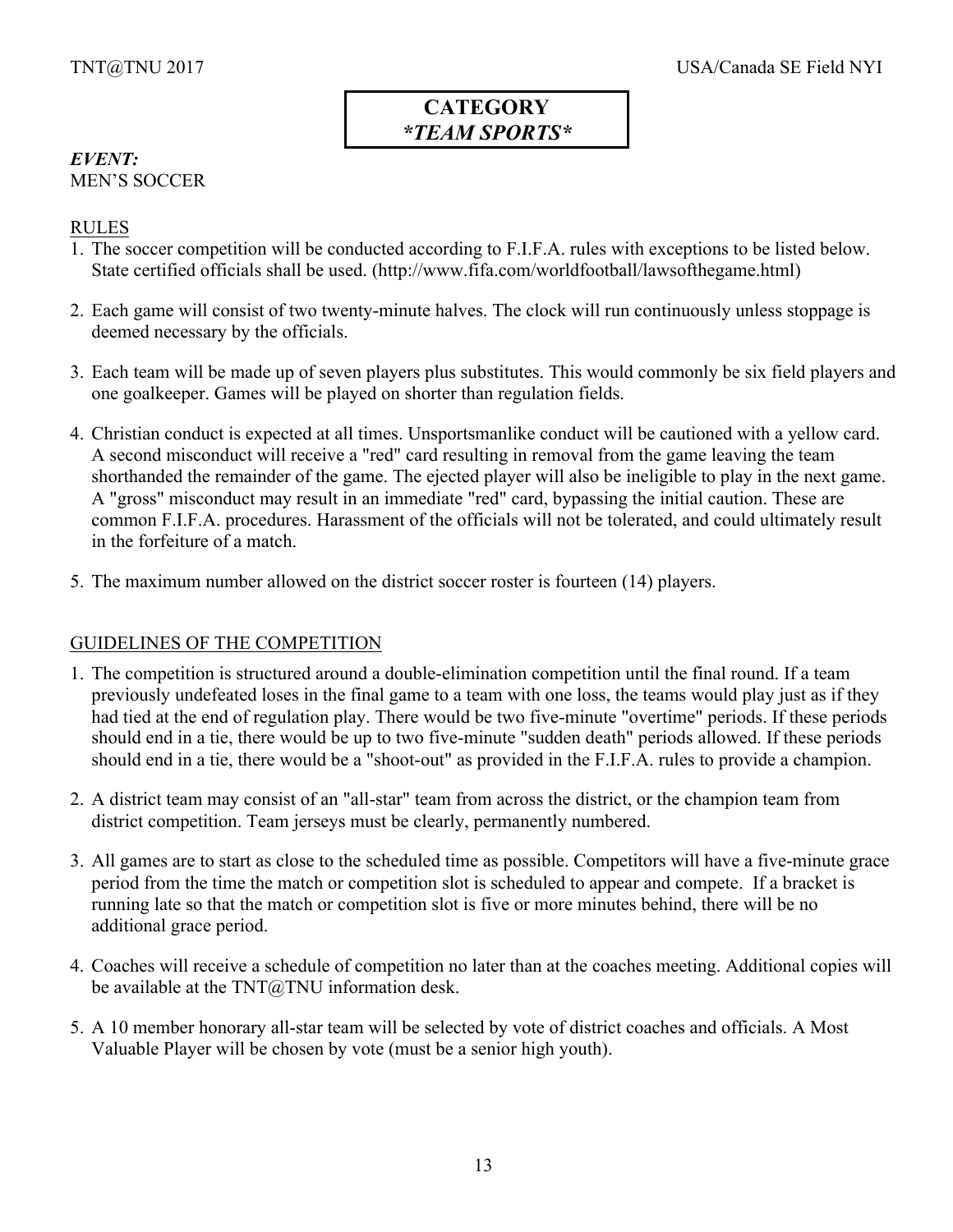## CATEGORY
## *\*TEAM SPORTS\**

***EVENT:***
MEN'S SOCCER

### RULES

1. The soccer competition will be conducted according to F.I.F.A. rules with exceptions to be listed below. State certified officials shall be used. (http://www.fifa.com/worldfootball/lawsofthegame.html)

2. Each game will consist of two twenty-minute halves. The clock will run continuously unless stoppage is deemed necessary by the officials.

3. Each team will be made up of seven players plus substitutes. This would commonly be six field players and one goalkeeper. Games will be played on shorter than regulation fields.

4. Christian conduct is expected at all times. Unsportsmanlike conduct will be cautioned with a yellow card. A second misconduct will receive a "red" card resulting in removal from the game leaving the team shorthanded the remainder of the game. The ejected player will also be ineligible to play in the next game. A "gross" misconduct may result in an immediate "red" card, bypassing the initial caution. These are common F.I.F.A. procedures. Harassment of the officials will not be tolerated, and could ultimately result in the forfeiture of a match.

5. The maximum number allowed on the district soccer roster is fourteen (14) players.

### GUIDELINES OF THE COMPETITION

1. The competition is structured around a double-elimination competition until the final round. If a team previously undefeated loses in the final game to a team with one loss, the teams would play just as if they had tied at the end of regulation play. There would be two five-minute "overtime" periods. If these periods should end in a tie, there would be up to two five-minute "sudden death" periods allowed. If these periods should end in a tie, there would be a "shoot-out" as provided in the F.I.F.A. rules to provide a champion.

2. A district team may consist of an "all-star" team from across the district, or the champion team from district competition. Team jerseys must be clearly, permanently numbered.

3. All games are to start as close to the scheduled time as possible. Competitors will have a five-minute grace period from the time the match or competition slot is scheduled to appear and compete. If a bracket is running late so that the match or competition slot is five or more minutes behind, there will be no additional grace period.

4. Coaches will receive a schedule of competition no later than at the coaches meeting. Additional copies will be available at the TNT@TNU information desk.

5. A 10 member honorary all-star team will be selected by vote of district coaches and officials. A Most Valuable Player will be chosen by vote (must be a senior high youth).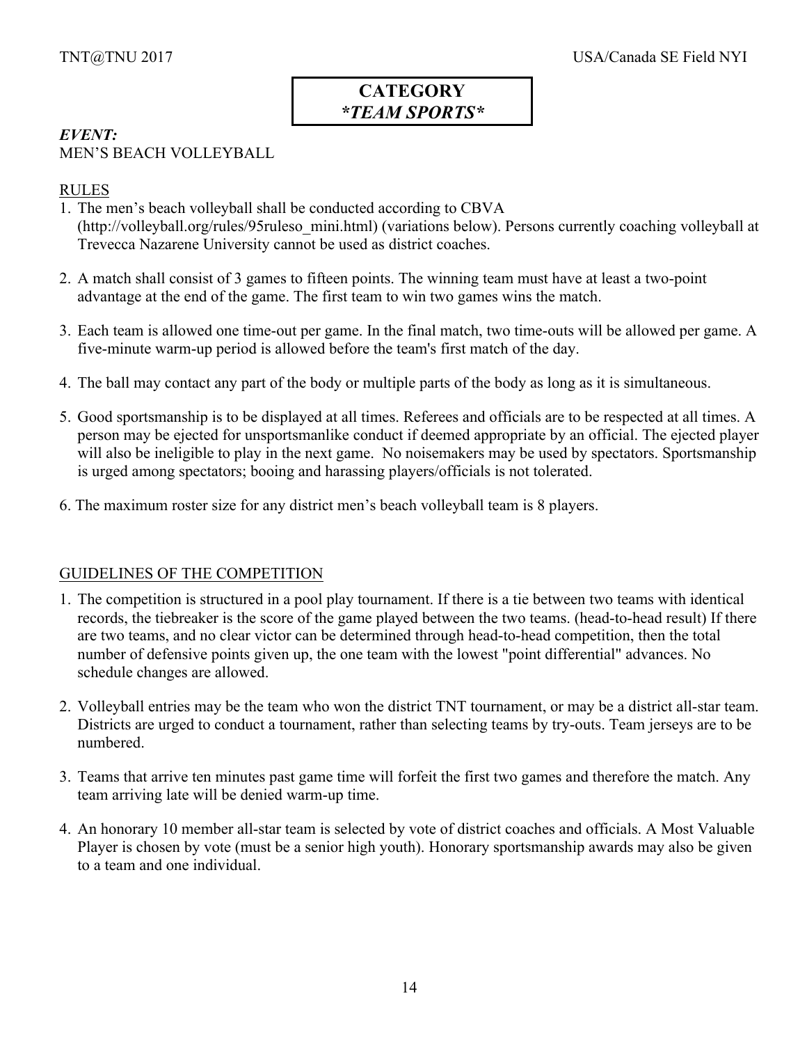**CATEGORY**
***TEAM SPORTS***

***EVENT:***
MEN'S BEACH VOLLEYBALL

RULES

1. The men's beach volleyball shall be conducted according to CBVA (http://volleyball.org/rules/95ruleso_mini.html) (variations below). Persons currently coaching volleyball at Trevecca Nazarene University cannot be used as district coaches.

2. A match shall consist of 3 games to fifteen points. The winning team must have at least a two-point advantage at the end of the game. The first team to win two games wins the match.

3. Each team is allowed one time-out per game. In the final match, two time-outs will be allowed per game. A five-minute warm-up period is allowed before the team's first match of the day.

4. The ball may contact any part of the body or multiple parts of the body as long as it is simultaneous.

5. Good sportsmanship is to be displayed at all times. Referees and officials are to be respected at all times. A person may be ejected for unsportsmanlike conduct if deemed appropriate by an official. The ejected player will also be ineligible to play in the next game. No noisemakers may be used by spectators. Sportsmanship is urged among spectators; booing and harassing players/officials is not tolerated.

6. The maximum roster size for any district men's beach volleyball team is 8 players.

GUIDELINES OF THE COMPETITION

1. The competition is structured in a pool play tournament. If there is a tie between two teams with identical records, the tiebreaker is the score of the game played between the two teams. (head-to-head result) If there are two teams, and no clear victor can be determined through head-to-head competition, then the total number of defensive points given up, the one team with the lowest "point differential" advances. No schedule changes are allowed.

2. Volleyball entries may be the team who won the district TNT tournament, or may be a district all-star team. Districts are urged to conduct a tournament, rather than selecting teams by try-outs. Team jerseys are to be numbered.

3. Teams that arrive ten minutes past game time will forfeit the first two games and therefore the match. Any team arriving late will be denied warm-up time.

4. An honorary 10 member all-star team is selected by vote of district coaches and officials. A Most Valuable Player is chosen by vote (must be a senior high youth). Honorary sportsmanship awards may also be given to a team and one individual.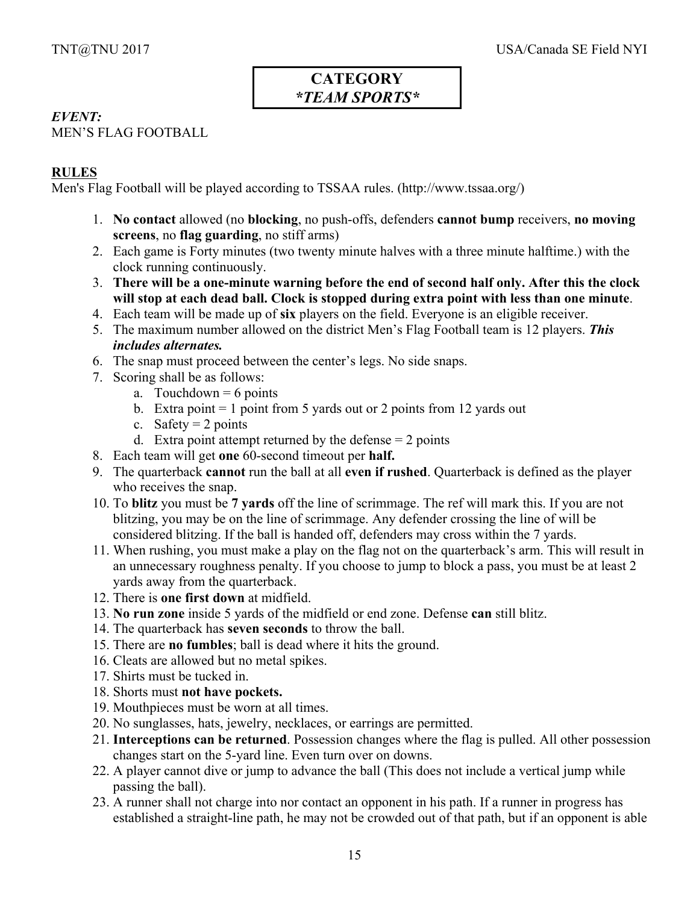**CATEGORY**
***TEAM SPORTS***

***EVENT:***
MEN'S FLAG FOOTBALL

**<u>RULES</u>**
Men's Flag Football will be played according to TSSAA rules. (http://www.tssaa.org/)

1. **No contact** allowed (no **blocking**, no push-offs, defenders **cannot bump** receivers, **no moving screens**, no **flag guarding**, no stiff arms)
2. Each game is Forty minutes (two twenty minute halves with a three minute halftime.) with the clock running continuously.
3. **There will be a one-minute warning before the end of second half only. After this the clock will stop at each dead ball. Clock is stopped during extra point with less than one minute**.
4. Each team will be made up of **six** players on the field. Everyone is an eligible receiver.
5. The maximum number allowed on the district Men's Flag Football team is 12 players. ***This includes alternates.***
6. The snap must proceed between the center's legs. No side snaps.
7. Scoring shall be as follows:
   a. Touchdown = 6 points
   b. Extra point = 1 point from 5 yards out or 2 points from 12 yards out
   c. Safety = 2 points
   d. Extra point attempt returned by the defense = 2 points
8. Each team will get **one** 60-second timeout per **half.**
9. The quarterback **cannot** run the ball at all **even if rushed**. Quarterback is defined as the player who receives the snap.
10. To **blitz** you must be **7 yards** off the line of scrimmage. The ref will mark this. If you are not blitzing, you may be on the line of scrimmage. Any defender crossing the line of will be considered blitzing. If the ball is handed off, defenders may cross within the 7 yards.
11. When rushing, you must make a play on the flag not on the quarterback's arm. This will result in an unnecessary roughness penalty. If you choose to jump to block a pass, you must be at least 2 yards away from the quarterback.
12. There is **one first down** at midfield.
13. **No run zone** inside 5 yards of the midfield or end zone. Defense **can** still blitz.
14. The quarterback has **seven seconds** to throw the ball.
15. There are **no fumbles**; ball is dead where it hits the ground.
16. Cleats are allowed but no metal spikes.
17. Shirts must be tucked in.
18. Shorts must **not have pockets.**
19. Mouthpieces must be worn at all times.
20. No sunglasses, hats, jewelry, necklaces, or earrings are permitted.
21. **Interceptions can be returned**. Possession changes where the flag is pulled. All other possession changes start on the 5-yard line. Even turn over on downs.
22. A player cannot dive or jump to advance the ball (This does not include a vertical jump while passing the ball).
23. A runner shall not charge into nor contact an opponent in his path. If a runner in progress has established a straight-line path, he may not be crowded out of that path, but if an opponent is able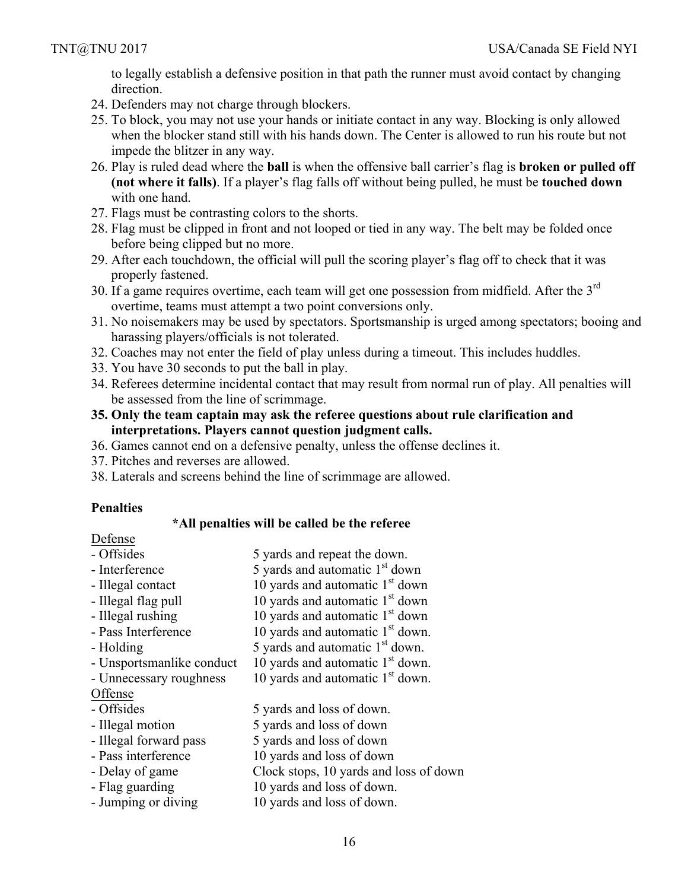to legally establish a defensive position in that path the runner must avoid contact by changing direction.

24. Defenders may not charge through blockers.
25. To block, you may not use your hands or initiate contact in any way. Blocking is only allowed when the blocker stand still with his hands down. The Center is allowed to run his route but not impede the blitzer in any way.
26. Play is ruled dead where the **ball** is when the offensive ball carrier's flag is **broken or pulled off (not where it falls)**. If a player's flag falls off without being pulled, he must be **touched down** with one hand.
27. Flags must be contrasting colors to the shorts.
28. Flag must be clipped in front and not looped or tied in any way. The belt may be folded once before being clipped but no more.
29. After each touchdown, the official will pull the scoring player's flag off to check that it was properly fastened.
30. If a game requires overtime, each team will get one possession from midfield. After the 3rd overtime, teams must attempt a two point conversions only.
31. No noisemakers may be used by spectators. Sportsmanship is urged among spectators; booing and harassing players/officials is not tolerated.
32. Coaches may not enter the field of play unless during a timeout. This includes huddles.
33. You have 30 seconds to put the ball in play.
34. Referees determine incidental contact that may result from normal run of play. All penalties will be assessed from the line of scrimmage.
35. **Only the team captain may ask the referee questions about rule clarification and interpretations. Players cannot question judgment calls.**
36. Games cannot end on a defensive penalty, unless the offense declines it.
37. Pitches and reverses are allowed.
38. Laterals and screens behind the line of scrimmage are allowed.

**Penalties**

**\*All penalties will be called be the referee**

Defense

| | |
|---|---|
| - Offsides | 5 yards and repeat the down. |
| - Interference | 5 yards and automatic 1st down |
| - Illegal contact | 10 yards and automatic 1st down |
| - Illegal flag pull | 10 yards and automatic 1st down |
| - Illegal rushing | 10 yards and automatic 1st down |
| - Pass Interference | 10 yards and automatic 1st down. |
| - Holding | 5 yards and automatic 1st down. |
| - Unsportsmanlike conduct | 10 yards and automatic 1st down. |
| - Unnecessary roughness | 10 yards and automatic 1st down. |

Offense

| | |
|---|---|
| - Offsides | 5 yards and loss of down. |
| - Illegal motion | 5 yards and loss of down |
| - Illegal forward pass | 5 yards and loss of down |
| - Pass interference | 10 yards and loss of down |
| - Delay of game | Clock stops, 10 yards and loss of down |
| - Flag guarding | 10 yards and loss of down. |
| - Jumping or diving | 10 yards and loss of down. |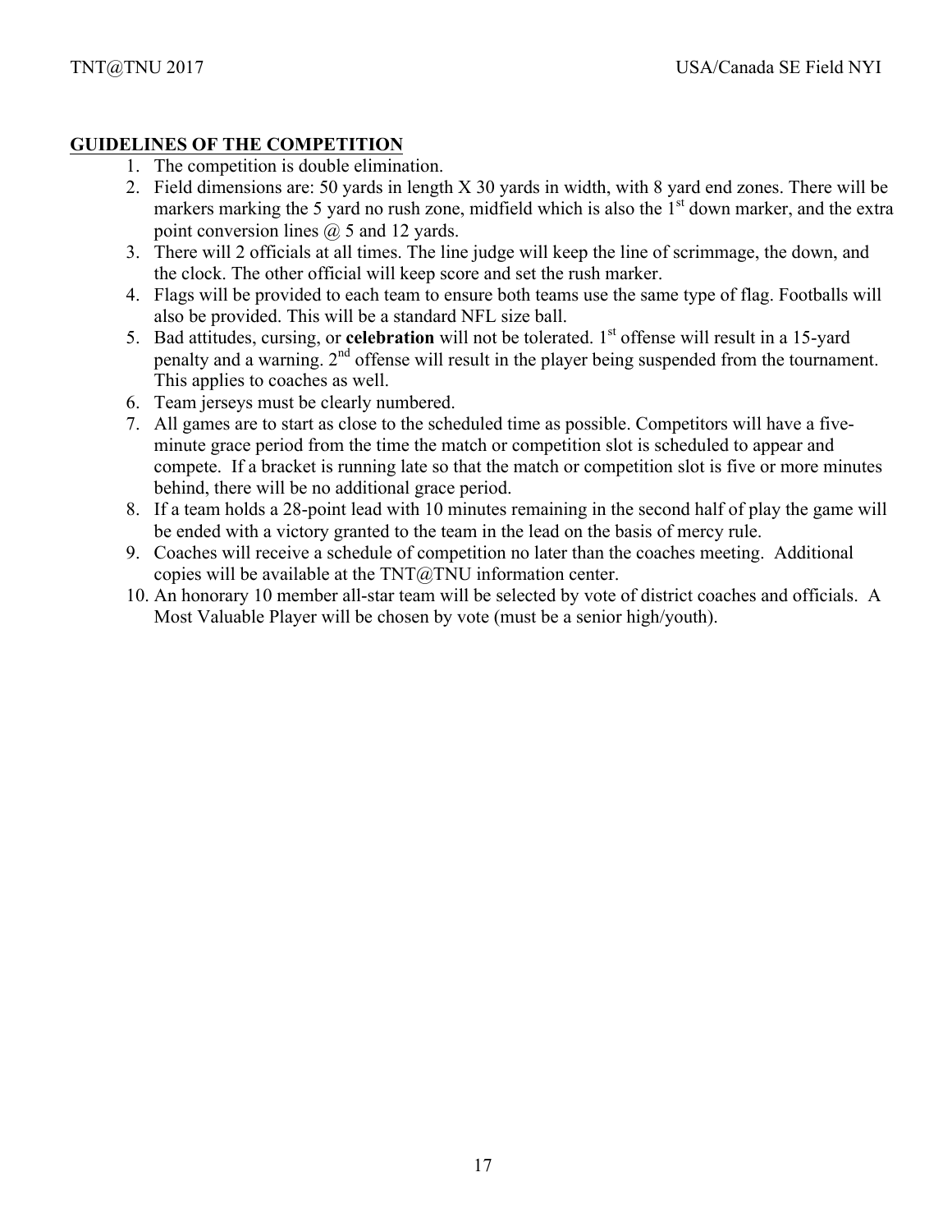**GUIDELINES OF THE COMPETITION**

1. The competition is double elimination.
2. Field dimensions are: 50 yards in length X 30 yards in width, with 8 yard end zones. There will be markers marking the 5 yard no rush zone, midfield which is also the 1st down marker, and the extra point conversion lines @ 5 and 12 yards.
3. There will 2 officials at all times. The line judge will keep the line of scrimmage, the down, and the clock. The other official will keep score and set the rush marker.
4. Flags will be provided to each team to ensure both teams use the same type of flag. Footballs will also be provided. This will be a standard NFL size ball.
5. Bad attitudes, cursing, or **celebration** will not be tolerated. 1st offense will result in a 15-yard penalty and a warning. 2nd offense will result in the player being suspended from the tournament. This applies to coaches as well.
6. Team jerseys must be clearly numbered.
7. All games are to start as close to the scheduled time as possible. Competitors will have a five-minute grace period from the time the match or competition slot is scheduled to appear and compete. If a bracket is running late so that the match or competition slot is five or more minutes behind, there will be no additional grace period.
8. If a team holds a 28-point lead with 10 minutes remaining in the second half of play the game will be ended with a victory granted to the team in the lead on the basis of mercy rule.
9. Coaches will receive a schedule of competition no later than the coaches meeting. Additional copies will be available at the TNT@TNU information center.
10. An honorary 10 member all-star team will be selected by vote of district coaches and officials. A Most Valuable Player will be chosen by vote (must be a senior high/youth).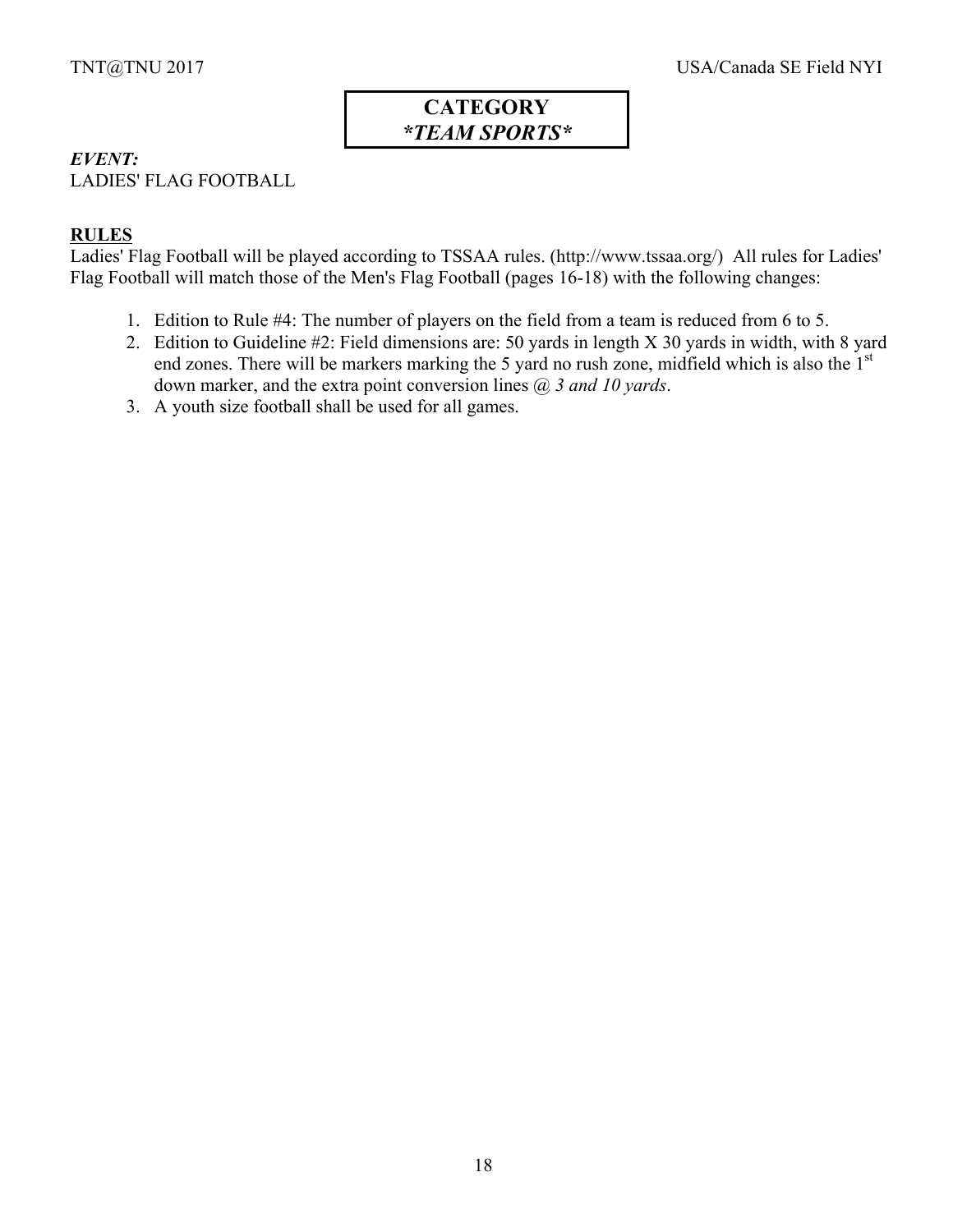# CATEGORY
## *\*TEAM SPORTS\**

***EVENT:***
LADIES' FLAG FOOTBALL

**RULES**

Ladies' Flag Football will be played according to TSSAA rules. (http://www.tssaa.org/) All rules for Ladies' Flag Football will match those of the Men's Flag Football (pages 16-18) with the following changes:

1. Edition to Rule #4: The number of players on the field from a team is reduced from 6 to 5.
2. Edition to Guideline #2: Field dimensions are: 50 yards in length X 30 yards in width, with 8 yard end zones. There will be markers marking the 5 yard no rush zone, midfield which is also the 1st down marker, and the extra point conversion lines @ *3 and 10 yards*.
3. A youth size football shall be used for all games.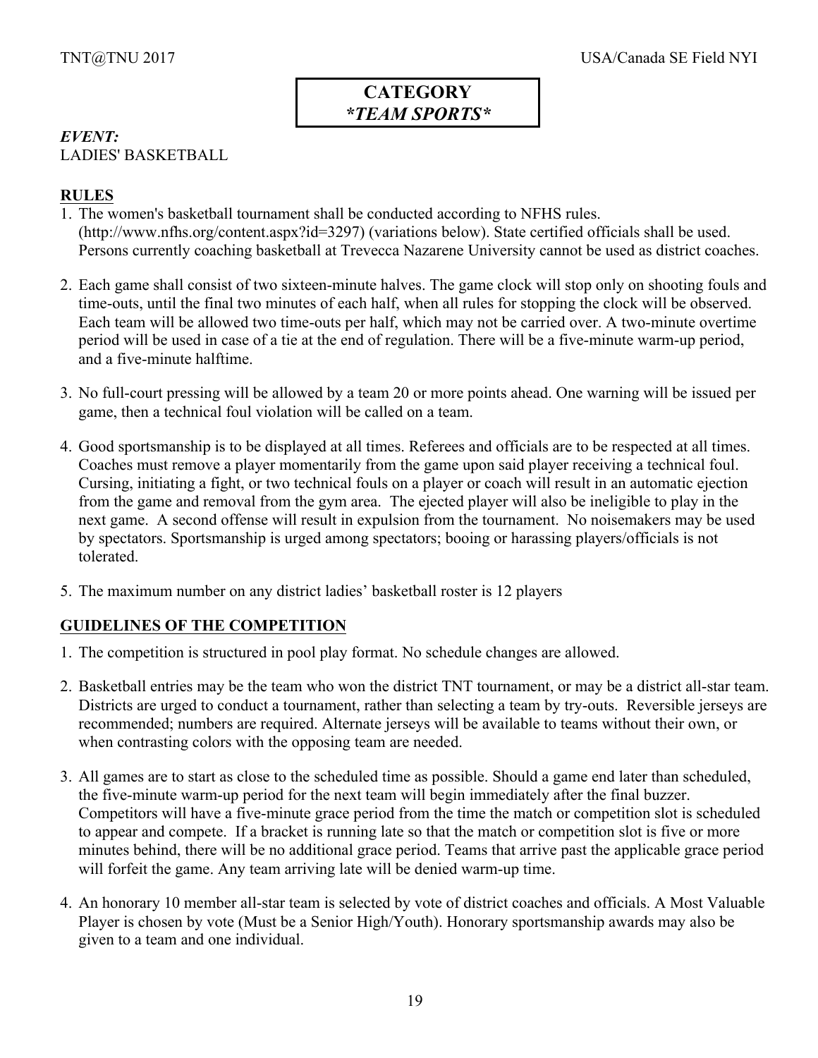**CATEGORY**
***TEAM SPORTS***

***EVENT:***
LADIES' BASKETBALL

## RULES

1. The women's basketball tournament shall be conducted according to NFHS rules. (http://www.nfhs.org/content.aspx?id=3297) (variations below). State certified officials shall be used. Persons currently coaching basketball at Trevecca Nazarene University cannot be used as district coaches.

2. Each game shall consist of two sixteen-minute halves. The game clock will stop only on shooting fouls and time-outs, until the final two minutes of each half, when all rules for stopping the clock will be observed. Each team will be allowed two time-outs per half, which may not be carried over. A two-minute overtime period will be used in case of a tie at the end of regulation. There will be a five-minute warm-up period, and a five-minute halftime.

3. No full-court pressing will be allowed by a team 20 or more points ahead. One warning will be issued per game, then a technical foul violation will be called on a team.

4. Good sportsmanship is to be displayed at all times. Referees and officials are to be respected at all times. Coaches must remove a player momentarily from the game upon said player receiving a technical foul. Cursing, initiating a fight, or two technical fouls on a player or coach will result in an automatic ejection from the game and removal from the gym area. The ejected player will also be ineligible to play in the next game. A second offense will result in expulsion from the tournament. No noisemakers may be used by spectators. Sportsmanship is urged among spectators; booing or harassing players/officials is not tolerated.

5. The maximum number on any district ladies' basketball roster is 12 players

## GUIDELINES OF THE COMPETITION

1. The competition is structured in pool play format. No schedule changes are allowed.

2. Basketball entries may be the team who won the district TNT tournament, or may be a district all-star team. Districts are urged to conduct a tournament, rather than selecting a team by try-outs. Reversible jerseys are recommended; numbers are required. Alternate jerseys will be available to teams without their own, or when contrasting colors with the opposing team are needed.

3. All games are to start as close to the scheduled time as possible. Should a game end later than scheduled, the five-minute warm-up period for the next team will begin immediately after the final buzzer. Competitors will have a five-minute grace period from the time the match or competition slot is scheduled to appear and compete. If a bracket is running late so that the match or competition slot is five or more minutes behind, there will be no additional grace period. Teams that arrive past the applicable grace period will forfeit the game. Any team arriving late will be denied warm-up time.

4. An honorary 10 member all-star team is selected by vote of district coaches and officials. A Most Valuable Player is chosen by vote (Must be a Senior High/Youth). Honorary sportsmanship awards may also be given to a team and one individual.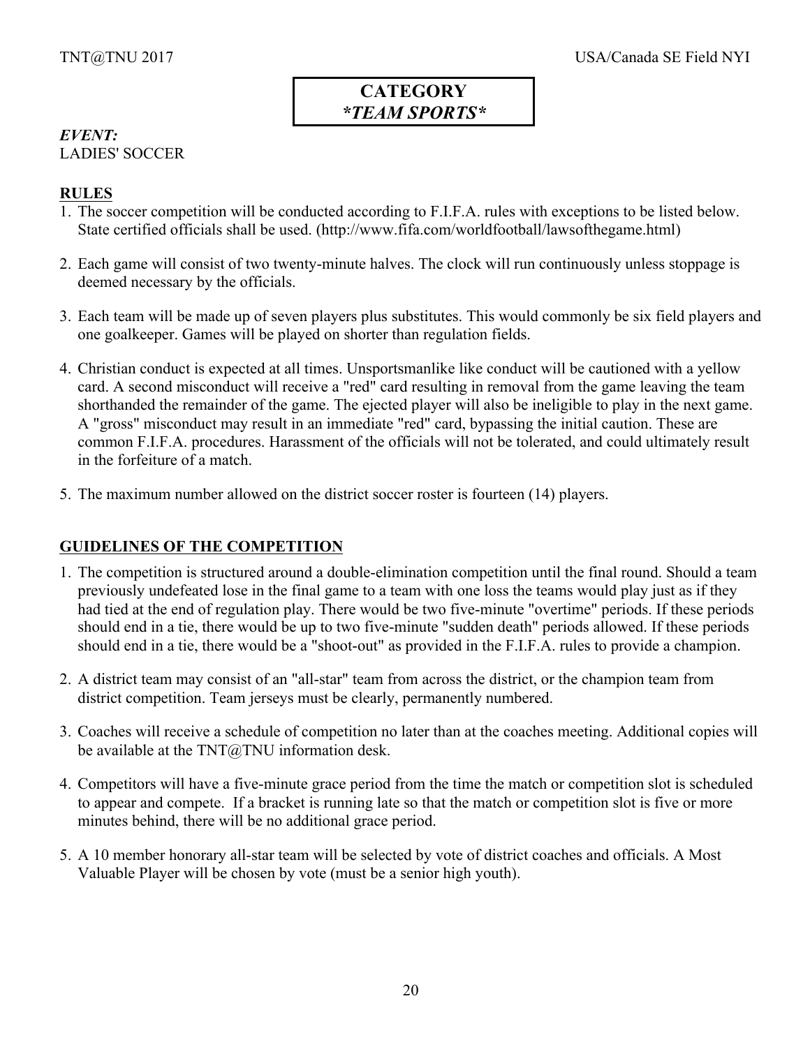**CATEGORY**
***TEAM SPORTS***

***EVENT:***
LADIES' SOCCER

## RULES

1. The soccer competition will be conducted according to F.I.F.A. rules with exceptions to be listed below. State certified officials shall be used. (http://www.fifa.com/worldfootball/lawsofthegame.html)

2. Each game will consist of two twenty-minute halves. The clock will run continuously unless stoppage is deemed necessary by the officials.

3. Each team will be made up of seven players plus substitutes. This would commonly be six field players and one goalkeeper. Games will be played on shorter than regulation fields.

4. Christian conduct is expected at all times. Unsportsmanlike like conduct will be cautioned with a yellow card. A second misconduct will receive a "red" card resulting in removal from the game leaving the team shorthanded the remainder of the game. The ejected player will also be ineligible to play in the next game. A "gross" misconduct may result in an immediate "red" card, bypassing the initial caution. These are common F.I.F.A. procedures. Harassment of the officials will not be tolerated, and could ultimately result in the forfeiture of a match.

5. The maximum number allowed on the district soccer roster is fourteen (14) players.

## GUIDELINES OF THE COMPETITION

1. The competition is structured around a double-elimination competition until the final round. Should a team previously undefeated lose in the final game to a team with one loss the teams would play just as if they had tied at the end of regulation play. There would be two five-minute "overtime" periods. If these periods should end in a tie, there would be up to two five-minute "sudden death" periods allowed. If these periods should end in a tie, there would be a "shoot-out" as provided in the F.I.F.A. rules to provide a champion.

2. A district team may consist of an "all-star" team from across the district, or the champion team from district competition. Team jerseys must be clearly, permanently numbered.

3. Coaches will receive a schedule of competition no later than at the coaches meeting. Additional copies will be available at the TNT@TNU information desk.

4. Competitors will have a five-minute grace period from the time the match or competition slot is scheduled to appear and compete. If a bracket is running late so that the match or competition slot is five or more minutes behind, there will be no additional grace period.

5. A 10 member honorary all-star team will be selected by vote of district coaches and officials. A Most Valuable Player will be chosen by vote (must be a senior high youth).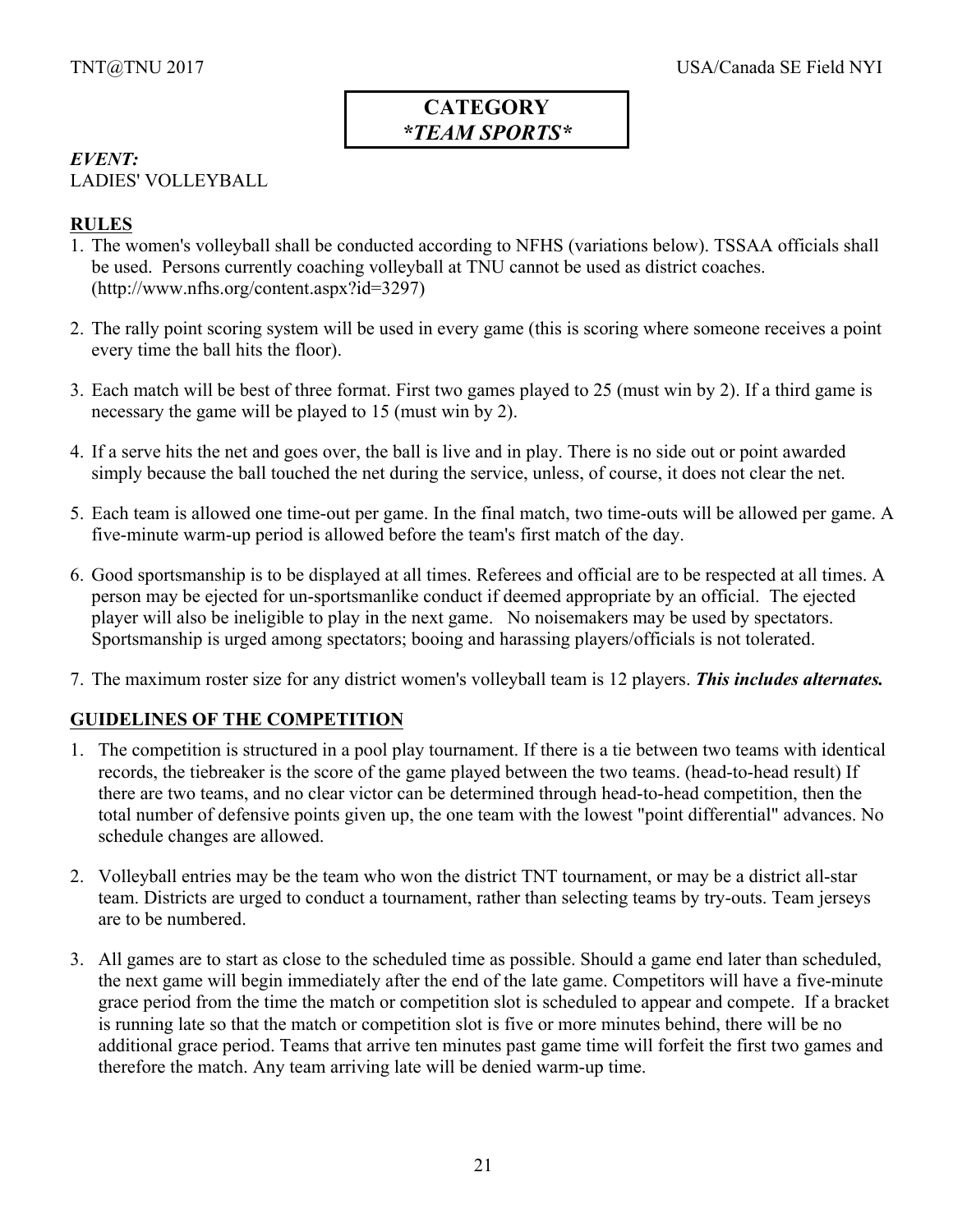**CATEGORY**
***TEAM SPORTS***

***EVENT:***
LADIES' VOLLEYBALL

## RULES

1. The women's volleyball shall be conducted according to NFHS (variations below). TSSAA officials shall be used. Persons currently coaching volleyball at TNU cannot be used as district coaches. (http://www.nfhs.org/content.aspx?id=3297)

2. The rally point scoring system will be used in every game (this is scoring where someone receives a point every time the ball hits the floor).

3. Each match will be best of three format. First two games played to 25 (must win by 2). If a third game is necessary the game will be played to 15 (must win by 2).

4. If a serve hits the net and goes over, the ball is live and in play. There is no side out or point awarded simply because the ball touched the net during the service, unless, of course, it does not clear the net.

5. Each team is allowed one time-out per game. In the final match, two time-outs will be allowed per game. A five-minute warm-up period is allowed before the team's first match of the day.

6. Good sportsmanship is to be displayed at all times. Referees and official are to be respected at all times. A person may be ejected for un-sportsmanlike conduct if deemed appropriate by an official. The ejected player will also be ineligible to play in the next game. No noisemakers may be used by spectators. Sportsmanship is urged among spectators; booing and harassing players/officials is not tolerated.

7. The maximum roster size for any district women's volleyball team is 12 players. ***This includes alternates.***

## GUIDELINES OF THE COMPETITION

1. The competition is structured in a pool play tournament. If there is a tie between two teams with identical records, the tiebreaker is the score of the game played between the two teams. (head-to-head result) If there are two teams, and no clear victor can be determined through head-to-head competition, then the total number of defensive points given up, the one team with the lowest "point differential" advances. No schedule changes are allowed.

2. Volleyball entries may be the team who won the district TNT tournament, or may be a district all-star team. Districts are urged to conduct a tournament, rather than selecting teams by try-outs. Team jerseys are to be numbered.

3. All games are to start as close to the scheduled time as possible. Should a game end later than scheduled, the next game will begin immediately after the end of the late game. Competitors will have a five-minute grace period from the time the match or competition slot is scheduled to appear and compete. If a bracket is running late so that the match or competition slot is five or more minutes behind, there will be no additional grace period. Teams that arrive ten minutes past game time will forfeit the first two games and therefore the match. Any team arriving late will be denied warm-up time.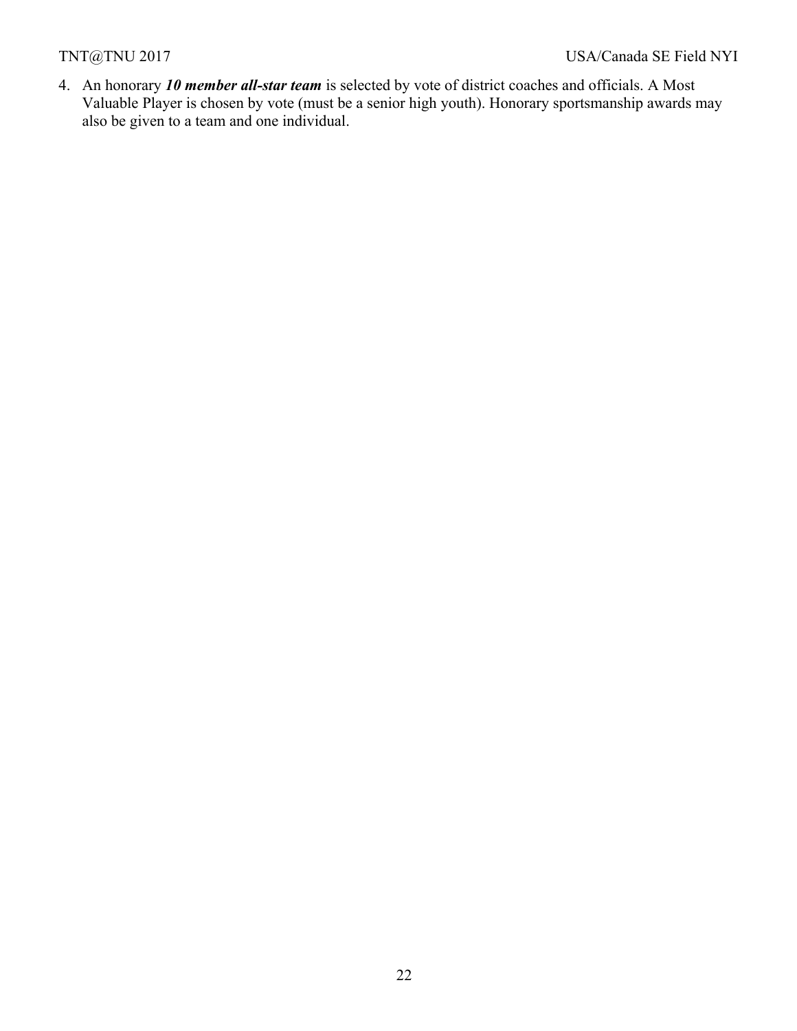4. An honorary ***10 member all-star team*** is selected by vote of district coaches and officials. A Most Valuable Player is chosen by vote (must be a senior high youth). Honorary sportsmanship awards may also be given to a team and one individual.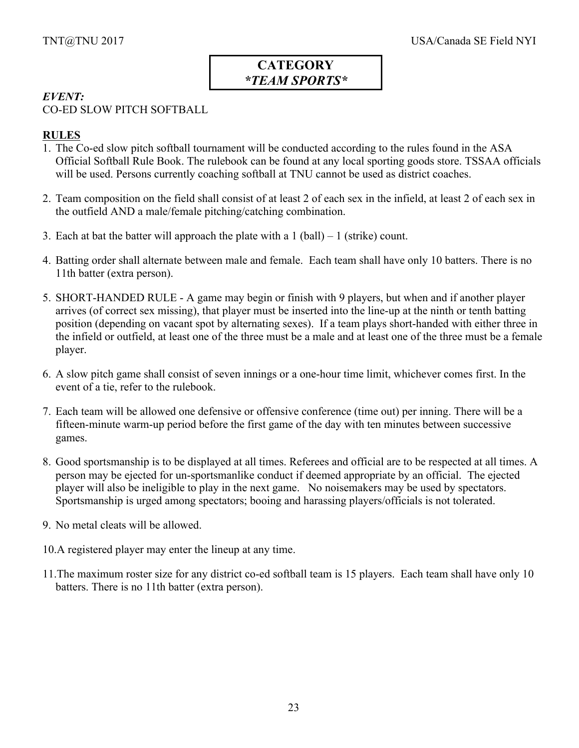**CATEGORY**
***TEAM SPORTS***

***EVENT:***
CO-ED SLOW PITCH SOFTBALL

**RULES**

1. The Co-ed slow pitch softball tournament will be conducted according to the rules found in the ASA Official Softball Rule Book. The rulebook can be found at any local sporting goods store. TSSAA officials will be used. Persons currently coaching softball at TNU cannot be used as district coaches.

2. Team composition on the field shall consist of at least 2 of each sex in the infield, at least 2 of each sex in the outfield AND a male/female pitching/catching combination.

3. Each at bat the batter will approach the plate with a 1 (ball) – 1 (strike) count.

4. Batting order shall alternate between male and female. Each team shall have only 10 batters. There is no 11th batter (extra person).

5. SHORT-HANDED RULE - A game may begin or finish with 9 players, but when and if another player arrives (of correct sex missing), that player must be inserted into the line-up at the ninth or tenth batting position (depending on vacant spot by alternating sexes). If a team plays short-handed with either three in the infield or outfield, at least one of the three must be a male and at least one of the three must be a female player.

6. A slow pitch game shall consist of seven innings or a one-hour time limit, whichever comes first. In the event of a tie, refer to the rulebook.

7. Each team will be allowed one defensive or offensive conference (time out) per inning. There will be a fifteen-minute warm-up period before the first game of the day with ten minutes between successive games.

8. Good sportsmanship is to be displayed at all times. Referees and official are to be respected at all times. A person may be ejected for un-sportsmanlike conduct if deemed appropriate by an official. The ejected player will also be ineligible to play in the next game. No noisemakers may be used by spectators. Sportsmanship is urged among spectators; booing and harassing players/officials is not tolerated.

9. No metal cleats will be allowed.

10. A registered player may enter the lineup at any time.

11. The maximum roster size for any district co-ed softball team is 15 players. Each team shall have only 10 batters. There is no 11th batter (extra person).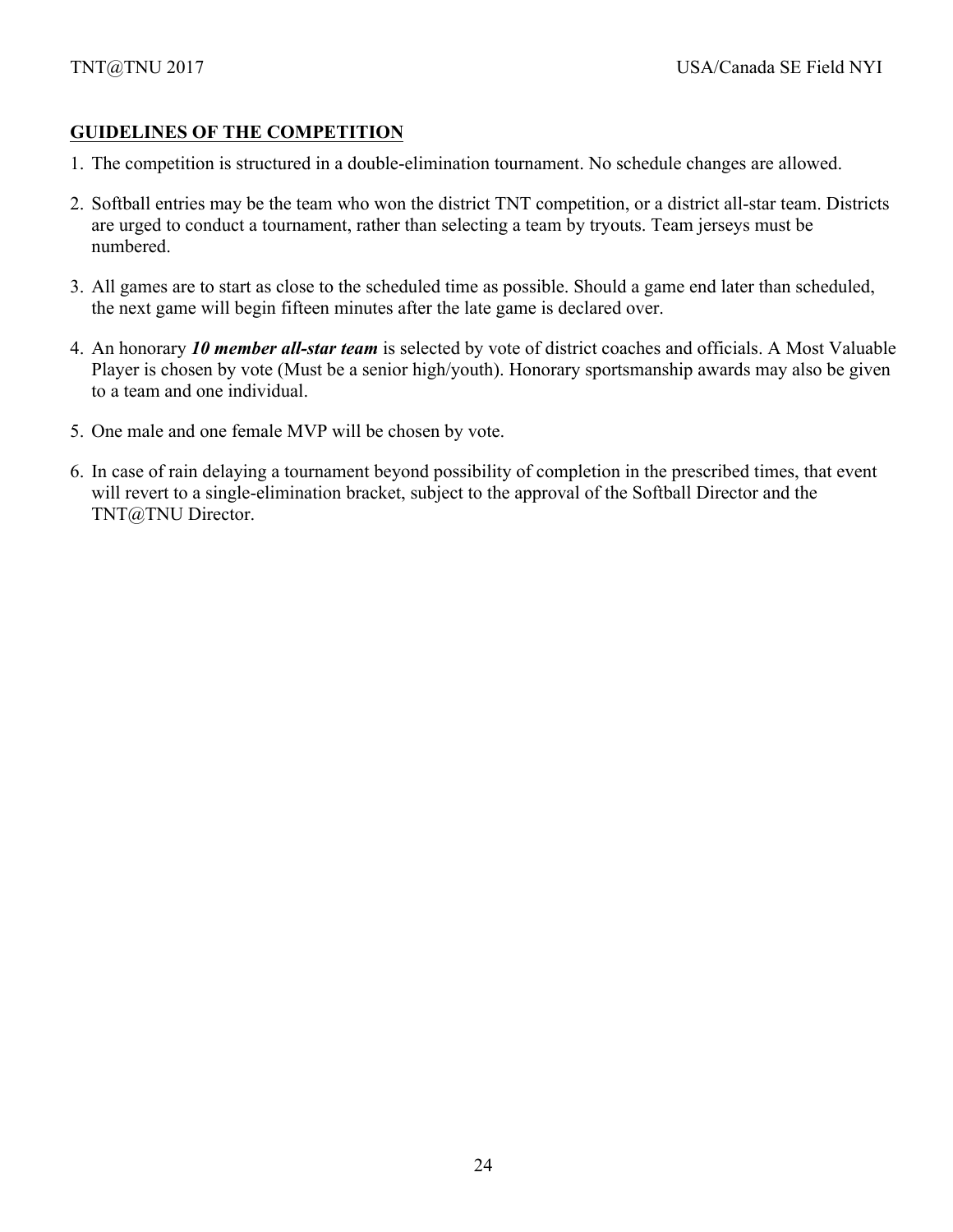## GUIDELINES OF THE COMPETITION

1. The competition is structured in a double-elimination tournament. No schedule changes are allowed.
2. Softball entries may be the team who won the district TNT competition, or a district all-star team. Districts are urged to conduct a tournament, rather than selecting a team by tryouts. Team jerseys must be numbered.
3. All games are to start as close to the scheduled time as possible. Should a game end later than scheduled, the next game will begin fifteen minutes after the late game is declared over.
4. An honorary ***10 member all-star team*** is selected by vote of district coaches and officials. A Most Valuable Player is chosen by vote (Must be a senior high/youth). Honorary sportsmanship awards may also be given to a team and one individual.
5. One male and one female MVP will be chosen by vote.
6. In case of rain delaying a tournament beyond possibility of completion in the prescribed times, that event will revert to a single-elimination bracket, subject to the approval of the Softball Director and the TNT@TNU Director.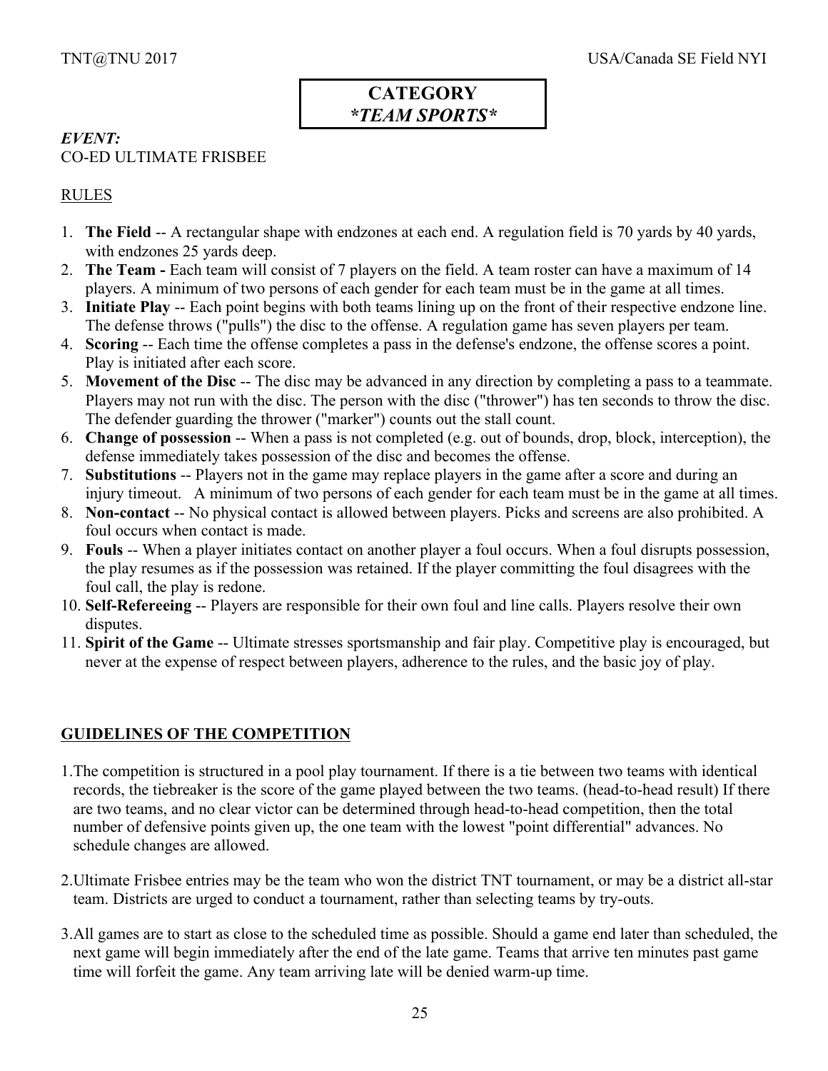**CATEGORY**
***TEAM SPORTS***

***EVENT:***
CO-ED ULTIMATE FRISBEE

RULES

1. **The Field** -- A rectangular shape with endzones at each end. A regulation field is 70 yards by 40 yards, with endzones 25 yards deep.
2. **The Team -** Each team will consist of 7 players on the field. A team roster can have a maximum of 14 players. A minimum of two persons of each gender for each team must be in the game at all times.
3. **Initiate Play** -- Each point begins with both teams lining up on the front of their respective endzone line. The defense throws ("pulls") the disc to the offense. A regulation game has seven players per team.
4. **Scoring** -- Each time the offense completes a pass in the defense's endzone, the offense scores a point. Play is initiated after each score.
5. **Movement of the Disc** -- The disc may be advanced in any direction by completing a pass to a teammate. Players may not run with the disc. The person with the disc ("thrower") has ten seconds to throw the disc. The defender guarding the thrower ("marker") counts out the stall count.
6. **Change of possession** -- When a pass is not completed (e.g. out of bounds, drop, block, interception), the defense immediately takes possession of the disc and becomes the offense.
7. **Substitutions** -- Players not in the game may replace players in the game after a score and during an injury timeout. A minimum of two persons of each gender for each team must be in the game at all times.
8. **Non-contact** -- No physical contact is allowed between players. Picks and screens are also prohibited. A foul occurs when contact is made.
9. **Fouls** -- When a player initiates contact on another player a foul occurs. When a foul disrupts possession, the play resumes as if the possession was retained. If the player committing the foul disagrees with the foul call, the play is redone.
10. **Self-Refereeing** -- Players are responsible for their own foul and line calls. Players resolve their own disputes.
11. **Spirit of the Game** -- Ultimate stresses sportsmanship and fair play. Competitive play is encouraged, but never at the expense of respect between players, adherence to the rules, and the basic joy of play.

**GUIDELINES OF THE COMPETITION**

1. The competition is structured in a pool play tournament. If there is a tie between two teams with identical records, the tiebreaker is the score of the game played between the two teams. (head-to-head result) If there are two teams, and no clear victor can be determined through head-to-head competition, then the total number of defensive points given up, the one team with the lowest "point differential" advances. No schedule changes are allowed.

2. Ultimate Frisbee entries may be the team who won the district TNT tournament, or may be a district all-star team. Districts are urged to conduct a tournament, rather than selecting teams by try-outs.

3. All games are to start as close to the scheduled time as possible. Should a game end later than scheduled, the next game will begin immediately after the end of the late game. Teams that arrive ten minutes past game time will forfeit the game. Any team arriving late will be denied warm-up time.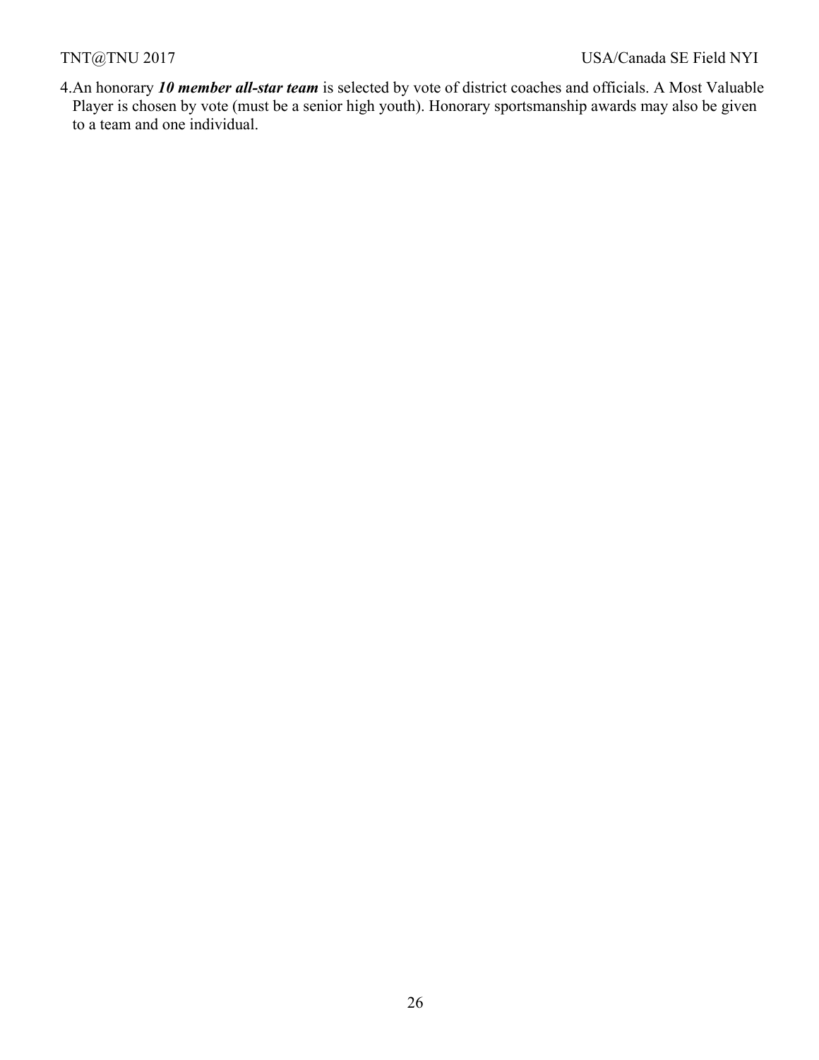4. An honorary ***10 member all-star team*** is selected by vote of district coaches and officials. A Most Valuable Player is chosen by vote (must be a senior high youth). Honorary sportsmanship awards may also be given to a team and one individual.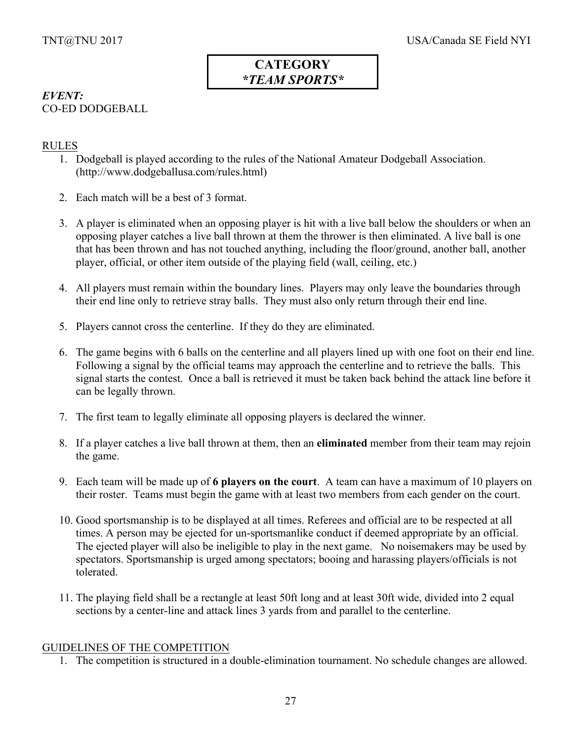# CATEGORY
# *\*TEAM SPORTS\**

***EVENT:***
CO-ED DODGEBALL

## RULES

1. Dodgeball is played according to the rules of the National Amateur Dodgeball Association. (http://www.dodgeballusa.com/rules.html)

2. Each match will be a best of 3 format.

3. A player is eliminated when an opposing player is hit with a live ball below the shoulders or when an opposing player catches a live ball thrown at them the thrower is then eliminated. A live ball is one that has been thrown and has not touched anything, including the floor/ground, another ball, another player, official, or other item outside of the playing field (wall, ceiling, etc.)

4. All players must remain within the boundary lines. Players may only leave the boundaries through their end line only to retrieve stray balls. They must also only return through their end line.

5. Players cannot cross the centerline. If they do they are eliminated.

6. The game begins with 6 balls on the centerline and all players lined up with one foot on their end line. Following a signal by the official teams may approach the centerline and to retrieve the balls. This signal starts the contest. Once a ball is retrieved it must be taken back behind the attack line before it can be legally thrown.

7. The first team to legally eliminate all opposing players is declared the winner.

8. If a player catches a live ball thrown at them, then an **eliminated** member from their team may rejoin the game.

9. Each team will be made up of **6 players on the court**. A team can have a maximum of 10 players on their roster. Teams must begin the game with at least two members from each gender on the court.

10. Good sportsmanship is to be displayed at all times. Referees and official are to be respected at all times. A person may be ejected for un-sportsmanlike conduct if deemed appropriate by an official. The ejected player will also be ineligible to play in the next game. No noisemakers may be used by spectators. Sportsmanship is urged among spectators; booing and harassing players/officials is not tolerated.

11. The playing field shall be a rectangle at least 50ft long and at least 30ft wide, divided into 2 equal sections by a center-line and attack lines 3 yards from and parallel to the centerline.

## GUIDELINES OF THE COMPETITION

1. The competition is structured in a double-elimination tournament. No schedule changes are allowed.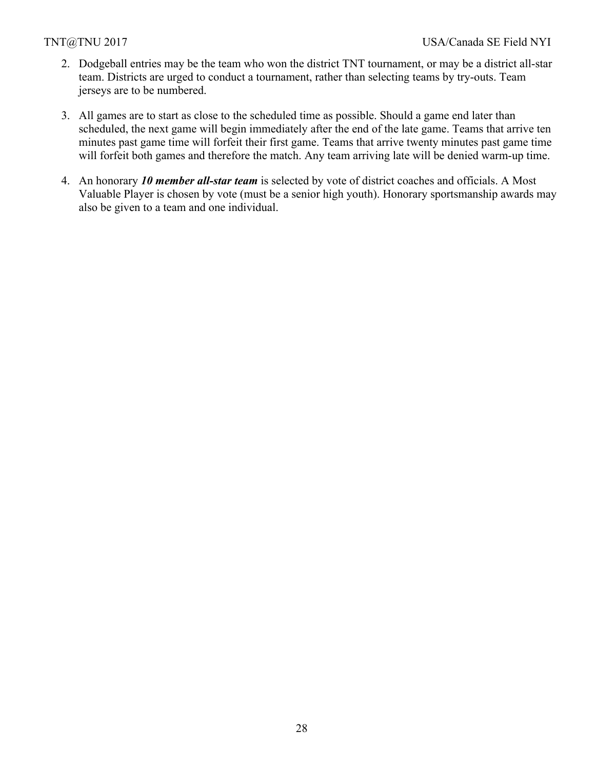2. Dodgeball entries may be the team who won the district TNT tournament, or may be a district all-star team. Districts are urged to conduct a tournament, rather than selecting teams by try-outs. Team jerseys are to be numbered.

3. All games are to start as close to the scheduled time as possible. Should a game end later than scheduled, the next game will begin immediately after the end of the late game. Teams that arrive ten minutes past game time will forfeit their first game. Teams that arrive twenty minutes past game time will forfeit both games and therefore the match. Any team arriving late will be denied warm-up time.

4. An honorary ***10 member all-star team*** is selected by vote of district coaches and officials. A Most Valuable Player is chosen by vote (must be a senior high youth). Honorary sportsmanship awards may also be given to a team and one individual.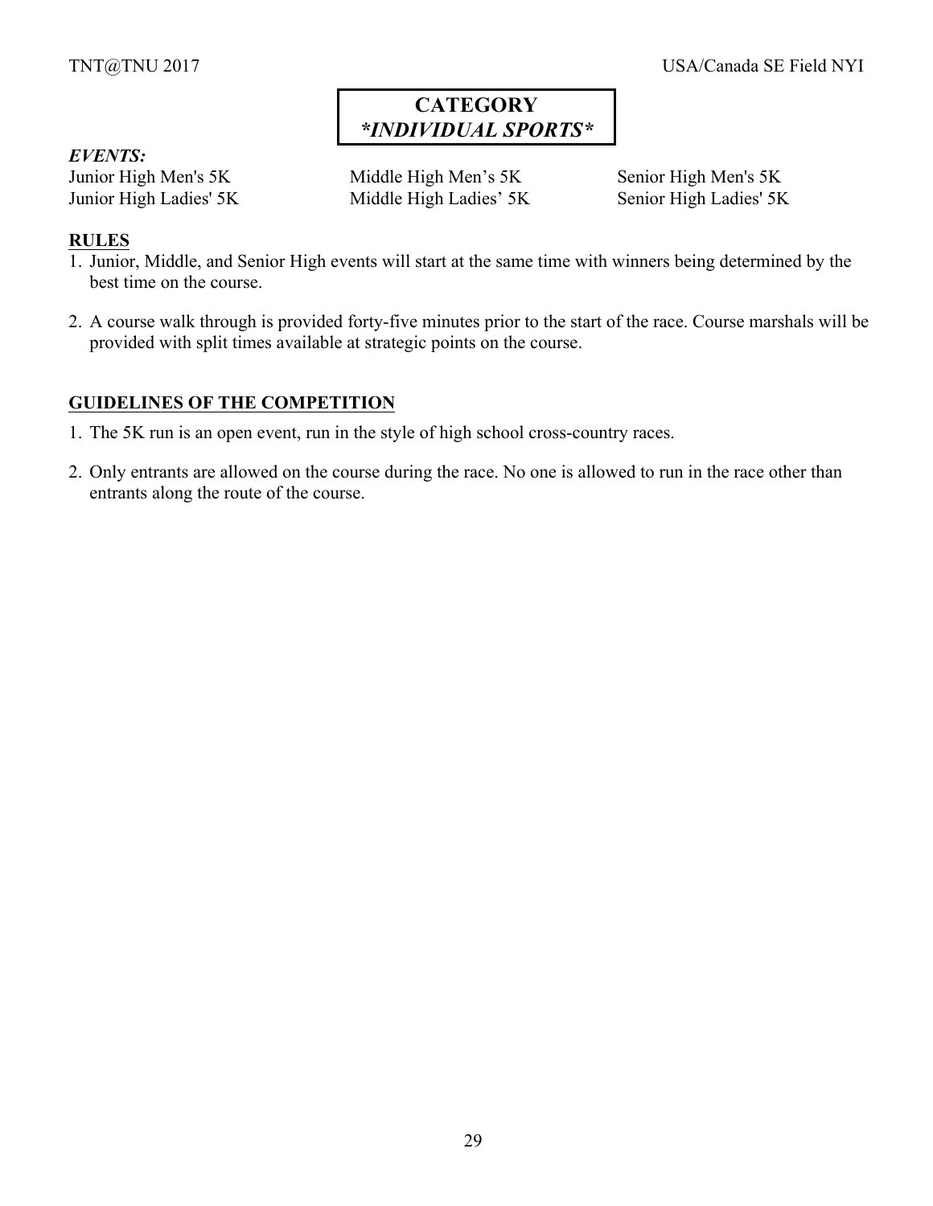# CATEGORY
## *\*INDIVIDUAL SPORTS\**

***EVENTS:***

Junior High Men's 5K
Junior High Ladies' 5K
Middle High Men's 5K
Middle High Ladies' 5K
Senior High Men's 5K
Senior High Ladies' 5K

**RULES**

1. Junior, Middle, and Senior High events will start at the same time with winners being determined by the best time on the course.
2. A course walk through is provided forty-five minutes prior to the start of the race. Course marshals will be provided with split times available at strategic points on the course.

**GUIDELINES OF THE COMPETITION**

1. The 5K run is an open event, run in the style of high school cross-country races.
2. Only entrants are allowed on the course during the race. No one is allowed to run in the race other than entrants along the route of the course.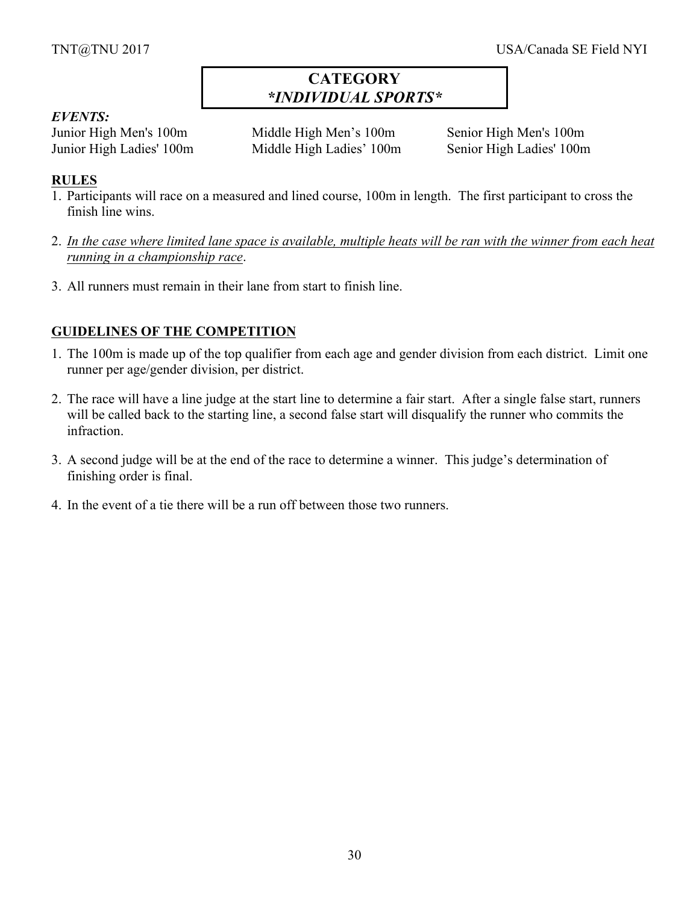# CATEGORY
## *\*INDIVIDUAL SPORTS\**

***EVENTS:***

Junior High Men's 100m
Junior High Ladies' 100m
Middle High Men's 100m
Middle High Ladies' 100m
Senior High Men's 100m
Senior High Ladies' 100m

## RULES

1. Participants will race on a measured and lined course, 100m in length. The first participant to cross the finish line wins.
2. <u>*In the case where limited lane space is available, multiple heats will be ran with the winner from each heat running in a championship race*</u>.
3. All runners must remain in their lane from start to finish line.

## GUIDELINES OF THE COMPETITION

1. The 100m is made up of the top qualifier from each age and gender division from each district. Limit one runner per age/gender division, per district.
2. The race will have a line judge at the start line to determine a fair start. After a single false start, runners will be called back to the starting line, a second false start will disqualify the runner who commits the infraction.
3. A second judge will be at the end of the race to determine a winner. This judge's determination of finishing order is final.
4. In the event of a tie there will be a run off between those two runners.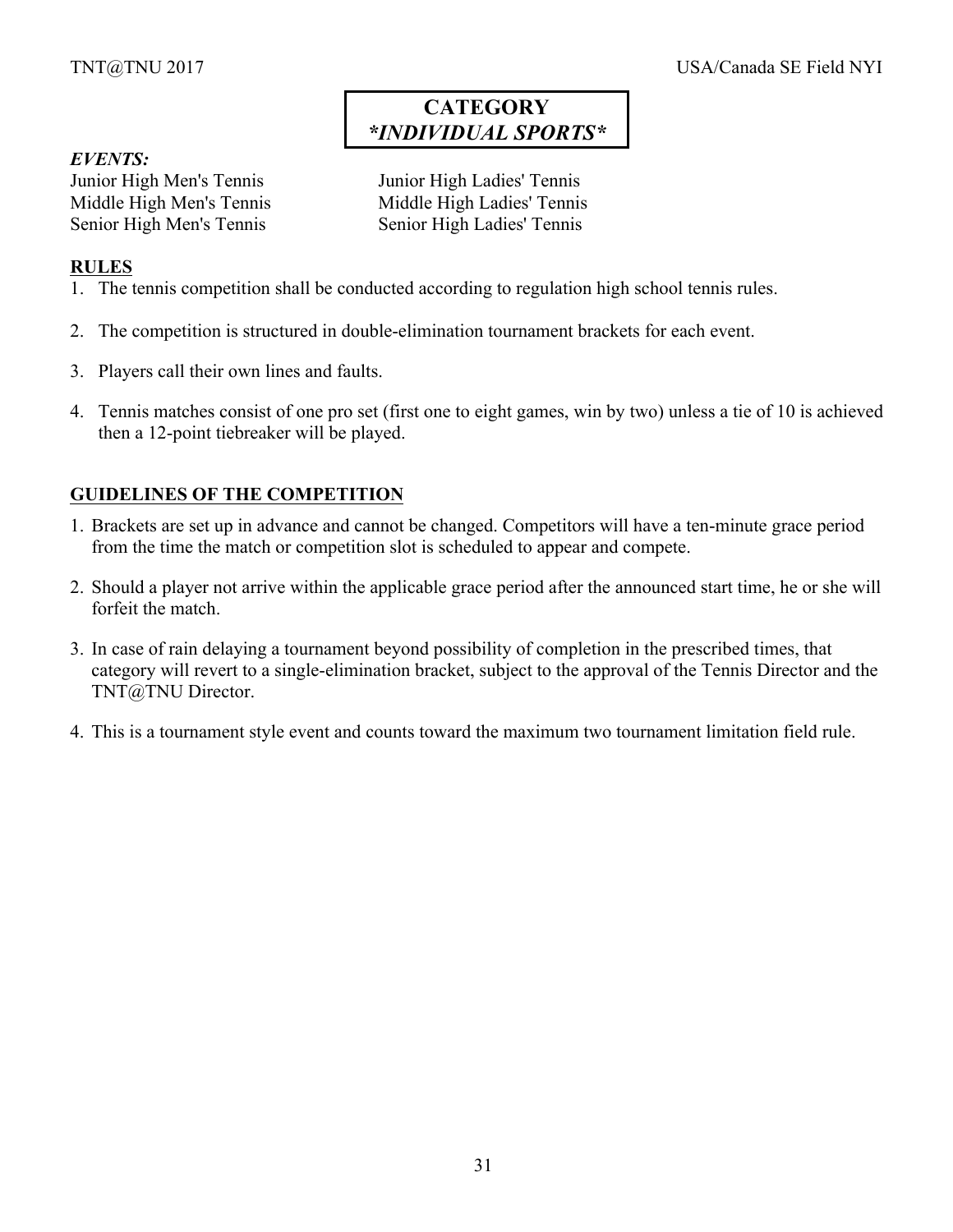# CATEGORY
# *INDIVIDUAL SPORTS*

***EVENTS:***

Junior High Men's Tennis
Middle High Men's Tennis
Senior High Men's Tennis

Junior High Ladies' Tennis
Middle High Ladies' Tennis
Senior High Ladies' Tennis

## RULES

1. The tennis competition shall be conducted according to regulation high school tennis rules.

2. The competition is structured in double-elimination tournament brackets for each event.

3. Players call their own lines and faults.

4. Tennis matches consist of one pro set (first one to eight games, win by two) unless a tie of 10 is achieved then a 12-point tiebreaker will be played.

## GUIDELINES OF THE COMPETITION

1. Brackets are set up in advance and cannot be changed. Competitors will have a ten-minute grace period from the time the match or competition slot is scheduled to appear and compete.

2. Should a player not arrive within the applicable grace period after the announced start time, he or she will forfeit the match.

3. In case of rain delaying a tournament beyond possibility of completion in the prescribed times, that category will revert to a single-elimination bracket, subject to the approval of the Tennis Director and the TNT@TNU Director.

4. This is a tournament style event and counts toward the maximum two tournament limitation field rule.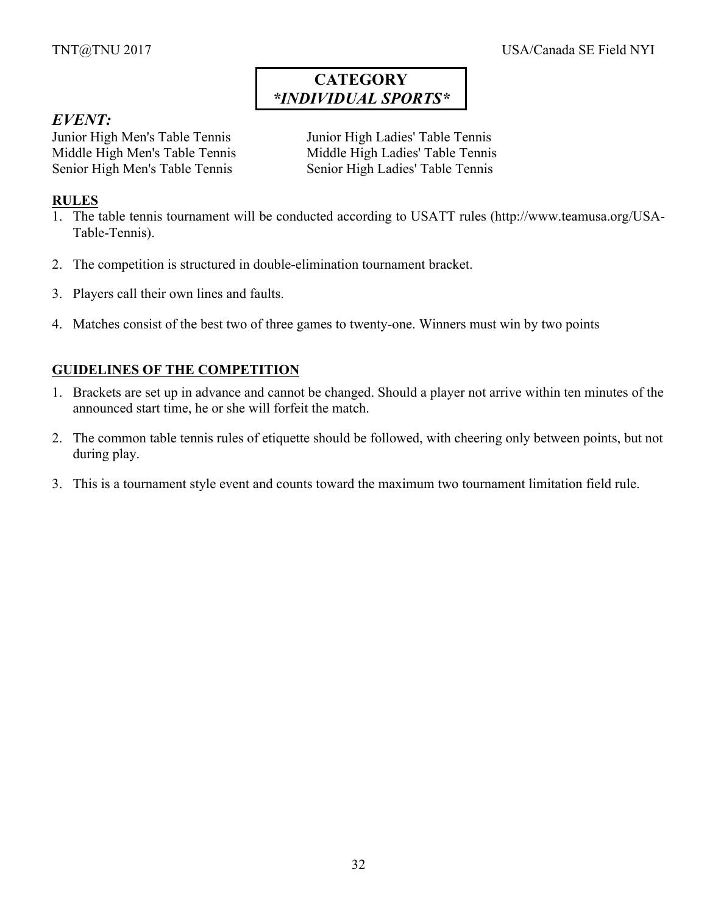**CATEGORY**
***INDIVIDUAL SPORTS***

## *EVENT:*

Junior High Men's Table Tennis
Middle High Men's Table Tennis
Senior High Men's Table Tennis
Junior High Ladies' Table Tennis
Middle High Ladies' Table Tennis
Senior High Ladies' Table Tennis

### RULES

1. The table tennis tournament will be conducted according to USATT rules (http://www.teamusa.org/USA-Table-Tennis).

2. The competition is structured in double-elimination tournament bracket.

3. Players call their own lines and faults.

4. Matches consist of the best two of three games to twenty-one. Winners must win by two points

### GUIDELINES OF THE COMPETITION

1. Brackets are set up in advance and cannot be changed. Should a player not arrive within ten minutes of the announced start time, he or she will forfeit the match.

2. The common table tennis rules of etiquette should be followed, with cheering only between points, but not during play.

3. This is a tournament style event and counts toward the maximum two tournament limitation field rule.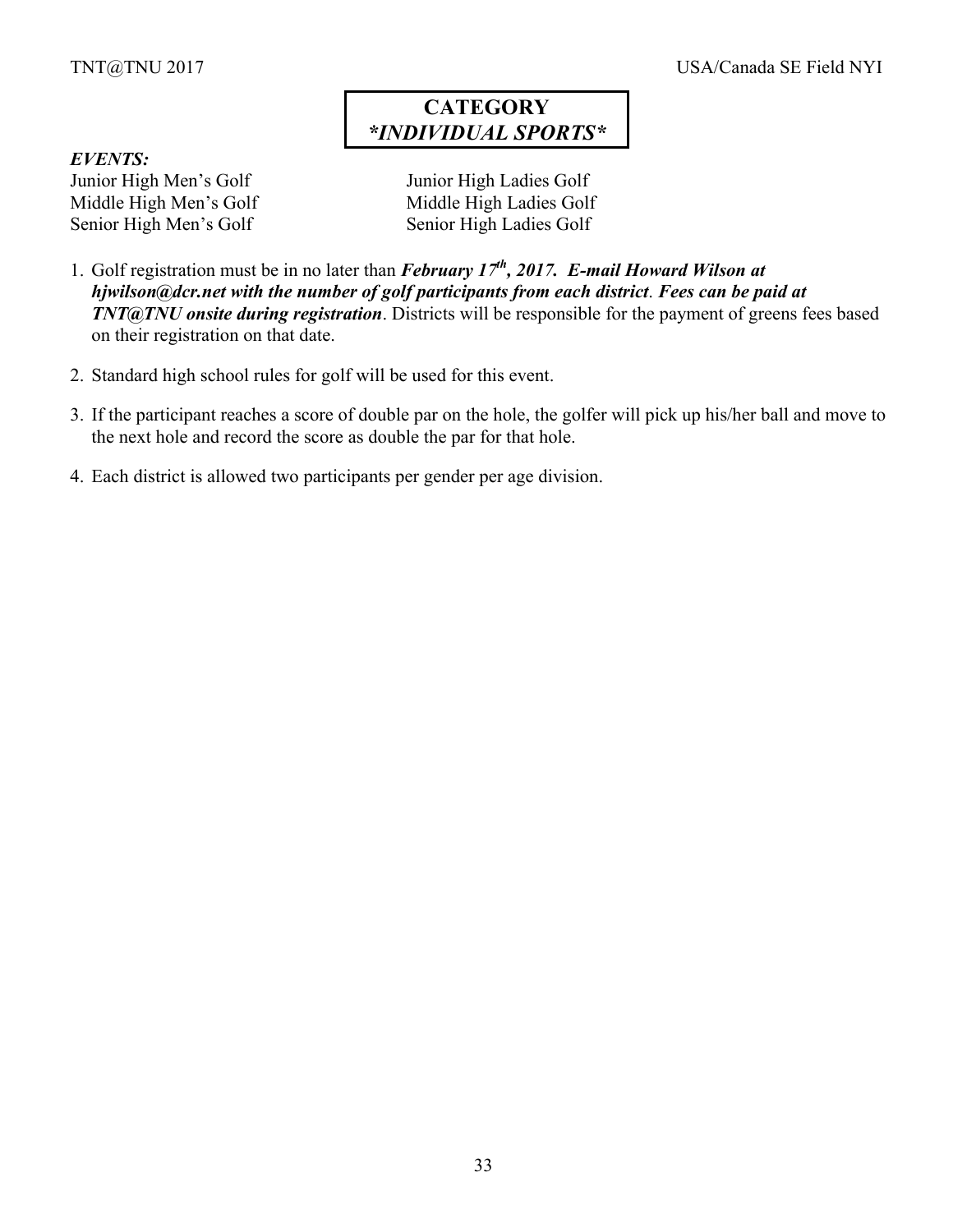# CATEGORY
## *\*INDIVIDUAL SPORTS\**

***EVENTS:***

Junior High Men's Golf
Middle High Men's Golf
Senior High Men's Golf
Junior High Ladies Golf
Middle High Ladies Golf
Senior High Ladies Golf

1. Golf registration must be in no later than ***February 17th, 2017. E-mail Howard Wilson at hjwilson@dcr.net with the number of golf participants from each district***. ***Fees can be paid at TNT@TNU onsite during registration***. Districts will be responsible for the payment of greens fees based on their registration on that date.
2. Standard high school rules for golf will be used for this event.
3. If the participant reaches a score of double par on the hole, the golfer will pick up his/her ball and move to the next hole and record the score as double the par for that hole.
4. Each district is allowed two participants per gender per age division.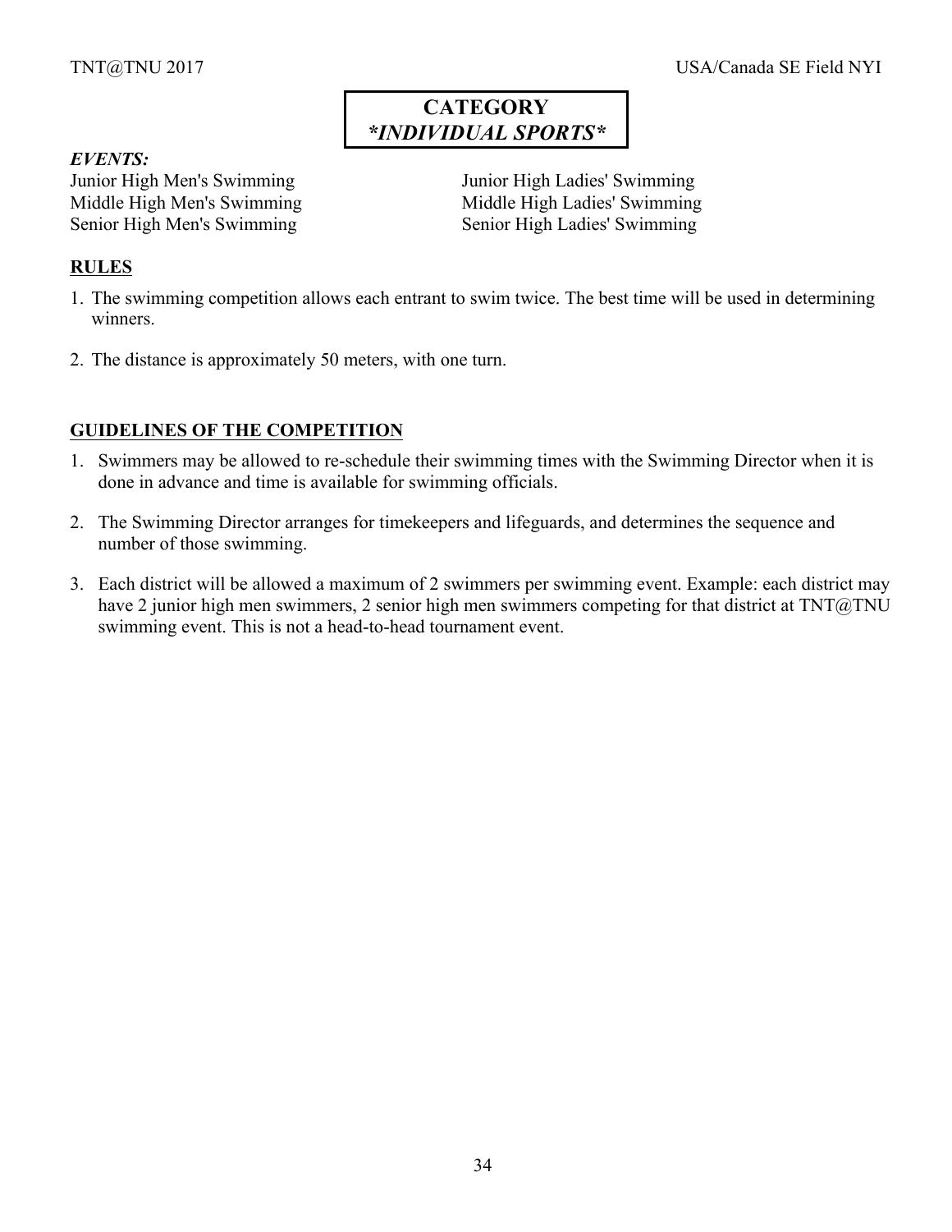# CATEGORY
## *\*INDIVIDUAL SPORTS\**

***EVENTS:***

Junior High Men's Swimming
Middle High Men's Swimming
Senior High Men's Swimming
Junior High Ladies' Swimming
Middle High Ladies' Swimming
Senior High Ladies' Swimming

## RULES

1. The swimming competition allows each entrant to swim twice. The best time will be used in determining winners.
2. The distance is approximately 50 meters, with one turn.

## GUIDELINES OF THE COMPETITION

1. Swimmers may be allowed to re-schedule their swimming times with the Swimming Director when it is done in advance and time is available for swimming officials.
2. The Swimming Director arranges for timekeepers and lifeguards, and determines the sequence and number of those swimming.
3. Each district will be allowed a maximum of 2 swimmers per swimming event. Example: each district may have 2 junior high men swimmers, 2 senior high men swimmers competing for that district at TNT@TNU swimming event. This is not a head-to-head tournament event.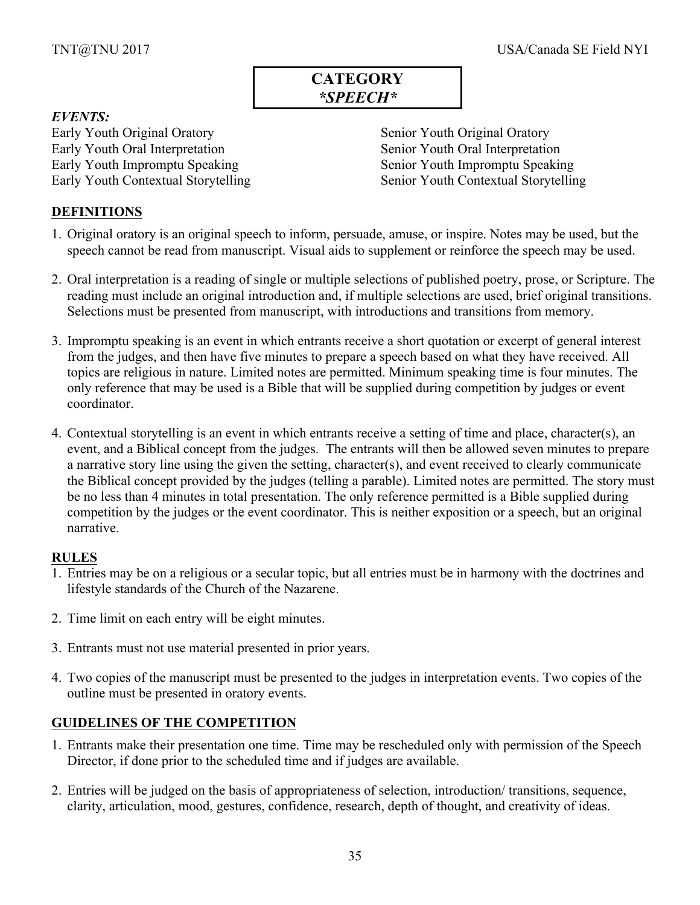# CATEGORY
## *\*SPEECH\**

***EVENTS:***

Early Youth Original Oratory
Early Youth Oral Interpretation
Early Youth Impromptu Speaking
Early Youth Contextual Storytelling

Senior Youth Original Oratory
Senior Youth Oral Interpretation
Senior Youth Impromptu Speaking
Senior Youth Contextual Storytelling

## DEFINITIONS

1. Original oratory is an original speech to inform, persuade, amuse, or inspire. Notes may be used, but the speech cannot be read from manuscript. Visual aids to supplement or reinforce the speech may be used.

2. Oral interpretation is a reading of single or multiple selections of published poetry, prose, or Scripture. The reading must include an original introduction and, if multiple selections are used, brief original transitions. Selections must be presented from manuscript, with introductions and transitions from memory.

3. Impromptu speaking is an event in which entrants receive a short quotation or excerpt of general interest from the judges, and then have five minutes to prepare a speech based on what they have received. All topics are religious in nature. Limited notes are permitted. Minimum speaking time is four minutes. The only reference that may be used is a Bible that will be supplied during competition by judges or event coordinator.

4. Contextual storytelling is an event in which entrants receive a setting of time and place, character(s), an event, and a Biblical concept from the judges. The entrants will then be allowed seven minutes to prepare a narrative story line using the given the setting, character(s), and event received to clearly communicate the Biblical concept provided by the judges (telling a parable). Limited notes are permitted. The story must be no less than 4 minutes in total presentation. The only reference permitted is a Bible supplied during competition by the judges or the event coordinator. This is neither exposition or a speech, but an original narrative.

## RULES

1. Entries may be on a religious or a secular topic, but all entries must be in harmony with the doctrines and lifestyle standards of the Church of the Nazarene.

2. Time limit on each entry will be eight minutes.

3. Entrants must not use material presented in prior years.

4. Two copies of the manuscript must be presented to the judges in interpretation events. Two copies of the outline must be presented in oratory events.

## GUIDELINES OF THE COMPETITION

1. Entrants make their presentation one time. Time may be rescheduled only with permission of the Speech Director, if done prior to the scheduled time and if judges are available.

2. Entries will be judged on the basis of appropriateness of selection, introduction/ transitions, sequence, clarity, articulation, mood, gestures, confidence, research, depth of thought, and creativity of ideas.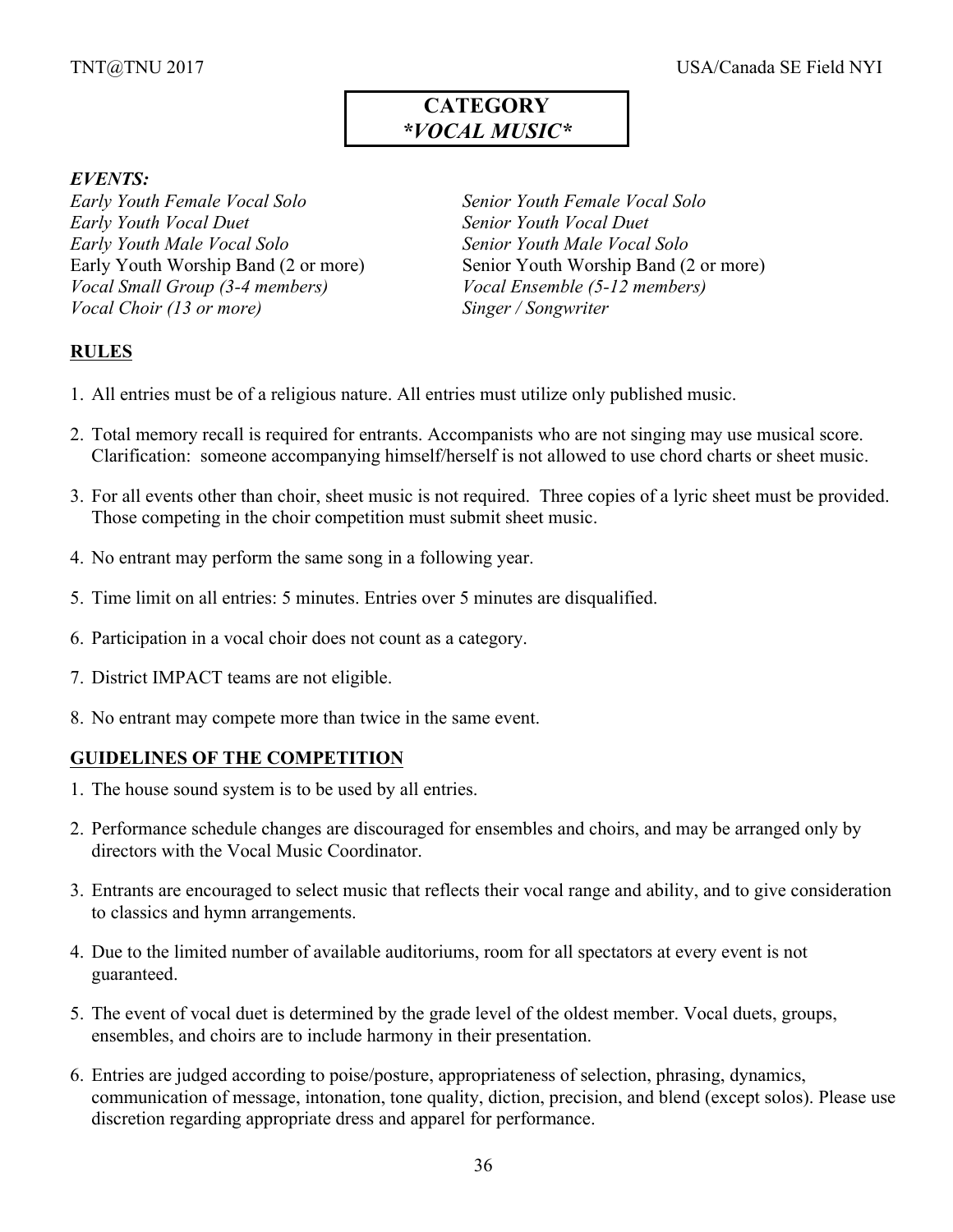# CATEGORY
# *VOCAL MUSIC*

***EVENTS:***

*Early Youth Female Vocal Solo*
*Early Youth Vocal Duet*
*Early Youth Male Vocal Solo*
Early Youth Worship Band (2 or more)
*Vocal Small Group (3-4 members)*
*Vocal Choir (13 or more)*
*Senior Youth Female Vocal Solo*
*Senior Youth Vocal Duet*
*Senior Youth Male Vocal Solo*
Senior Youth Worship Band (2 or more)
*Vocal Ensemble (5-12 members)*
*Singer / Songwriter*

## RULES

1. All entries must be of a religious nature. All entries must utilize only published music.
2. Total memory recall is required for entrants. Accompanists who are not singing may use musical score. Clarification: someone accompanying himself/herself is not allowed to use chord charts or sheet music.
3. For all events other than choir, sheet music is not required. Three copies of a lyric sheet must be provided. Those competing in the choir competition must submit sheet music.
4. No entrant may perform the same song in a following year.
5. Time limit on all entries: 5 minutes. Entries over 5 minutes are disqualified.
6. Participation in a vocal choir does not count as a category.
7. District IMPACT teams are not eligible.
8. No entrant may compete more than twice in the same event.

## GUIDELINES OF THE COMPETITION

1. The house sound system is to be used by all entries.
2. Performance schedule changes are discouraged for ensembles and choirs, and may be arranged only by directors with the Vocal Music Coordinator.
3. Entrants are encouraged to select music that reflects their vocal range and ability, and to give consideration to classics and hymn arrangements.
4. Due to the limited number of available auditoriums, room for all spectators at every event is not guaranteed.
5. The event of vocal duet is determined by the grade level of the oldest member. Vocal duets, groups, ensembles, and choirs are to include harmony in their presentation.
6. Entries are judged according to poise/posture, appropriateness of selection, phrasing, dynamics, communication of message, intonation, tone quality, diction, precision, and blend (except solos). Please use discretion regarding appropriate dress and apparel for performance.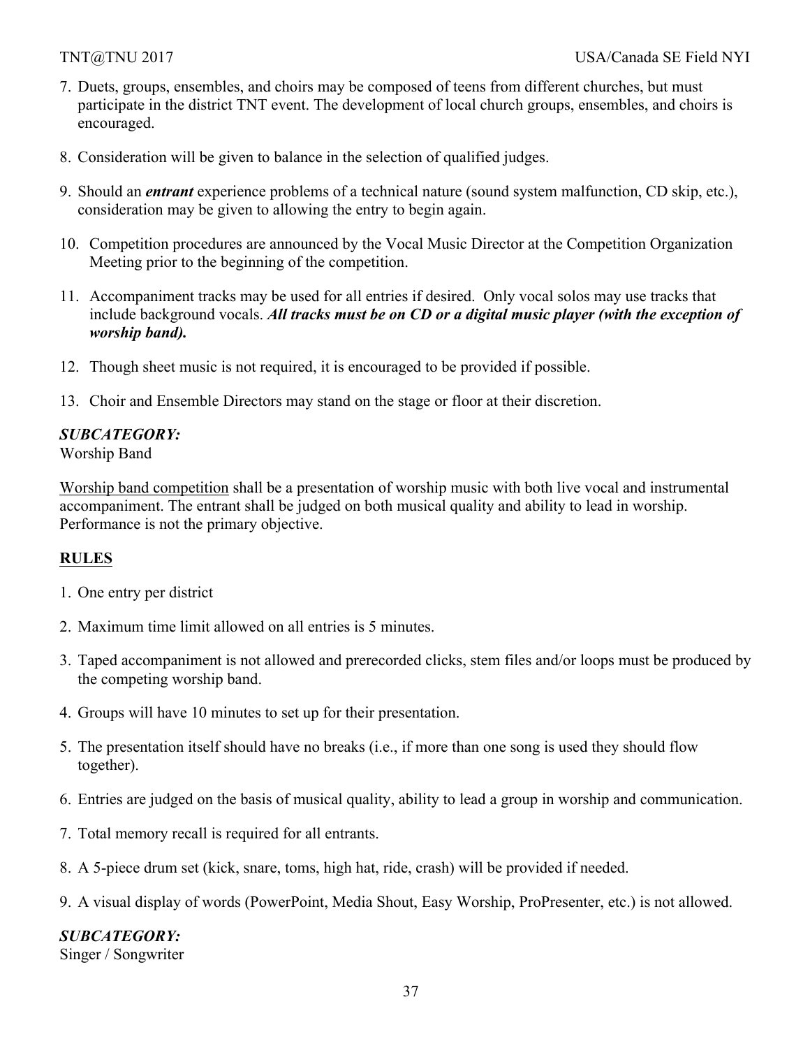7. Duets, groups, ensembles, and choirs may be composed of teens from different churches, but must participate in the district TNT event. The development of local church groups, ensembles, and choirs is encouraged.

8. Consideration will be given to balance in the selection of qualified judges.

9. Should an ***entrant*** experience problems of a technical nature (sound system malfunction, CD skip, etc.), consideration may be given to allowing the entry to begin again.

10. Competition procedures are announced by the Vocal Music Director at the Competition Organization Meeting prior to the beginning of the competition.

11. Accompaniment tracks may be used for all entries if desired. Only vocal solos may use tracks that include background vocals. ***All tracks must be on CD or a digital music player (with the exception of worship band).***

12. Though sheet music is not required, it is encouraged to be provided if possible.

13. Choir and Ensemble Directors may stand on the stage or floor at their discretion.

***SUBCATEGORY:***
Worship Band

<u>Worship band competition</u> shall be a presentation of worship music with both live vocal and instrumental accompaniment. The entrant shall be judged on both musical quality and ability to lead in worship. Performance is not the primary objective.

**<u>RULES</u>**

1. One entry per district

2. Maximum time limit allowed on all entries is 5 minutes.

3. Taped accompaniment is not allowed and prerecorded clicks, stem files and/or loops must be produced by the competing worship band.

4. Groups will have 10 minutes to set up for their presentation.

5. The presentation itself should have no breaks (i.e., if more than one song is used they should flow together).

6. Entries are judged on the basis of musical quality, ability to lead a group in worship and communication.

7. Total memory recall is required for all entrants.

8. A 5-piece drum set (kick, snare, toms, high hat, ride, crash) will be provided if needed.

9. A visual display of words (PowerPoint, Media Shout, Easy Worship, ProPresenter, etc.) is not allowed.

***SUBCATEGORY:***
Singer / Songwriter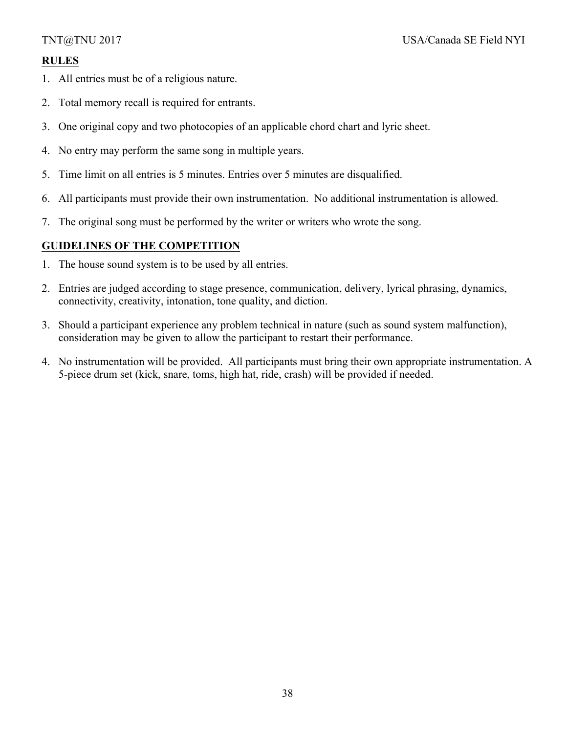**RULES**

1. All entries must be of a religious nature.
2. Total memory recall is required for entrants.
3. One original copy and two photocopies of an applicable chord chart and lyric sheet.
4. No entry may perform the same song in multiple years.
5. Time limit on all entries is 5 minutes. Entries over 5 minutes are disqualified.
6. All participants must provide their own instrumentation. No additional instrumentation is allowed.
7. The original song must be performed by the writer or writers who wrote the song.

**GUIDELINES OF THE COMPETITION**

1. The house sound system is to be used by all entries.
2. Entries are judged according to stage presence, communication, delivery, lyrical phrasing, dynamics, connectivity, creativity, intonation, tone quality, and diction.
3. Should a participant experience any problem technical in nature (such as sound system malfunction), consideration may be given to allow the participant to restart their performance.
4. No instrumentation will be provided. All participants must bring their own appropriate instrumentation. A 5-piece drum set (kick, snare, toms, high hat, ride, crash) will be provided if needed.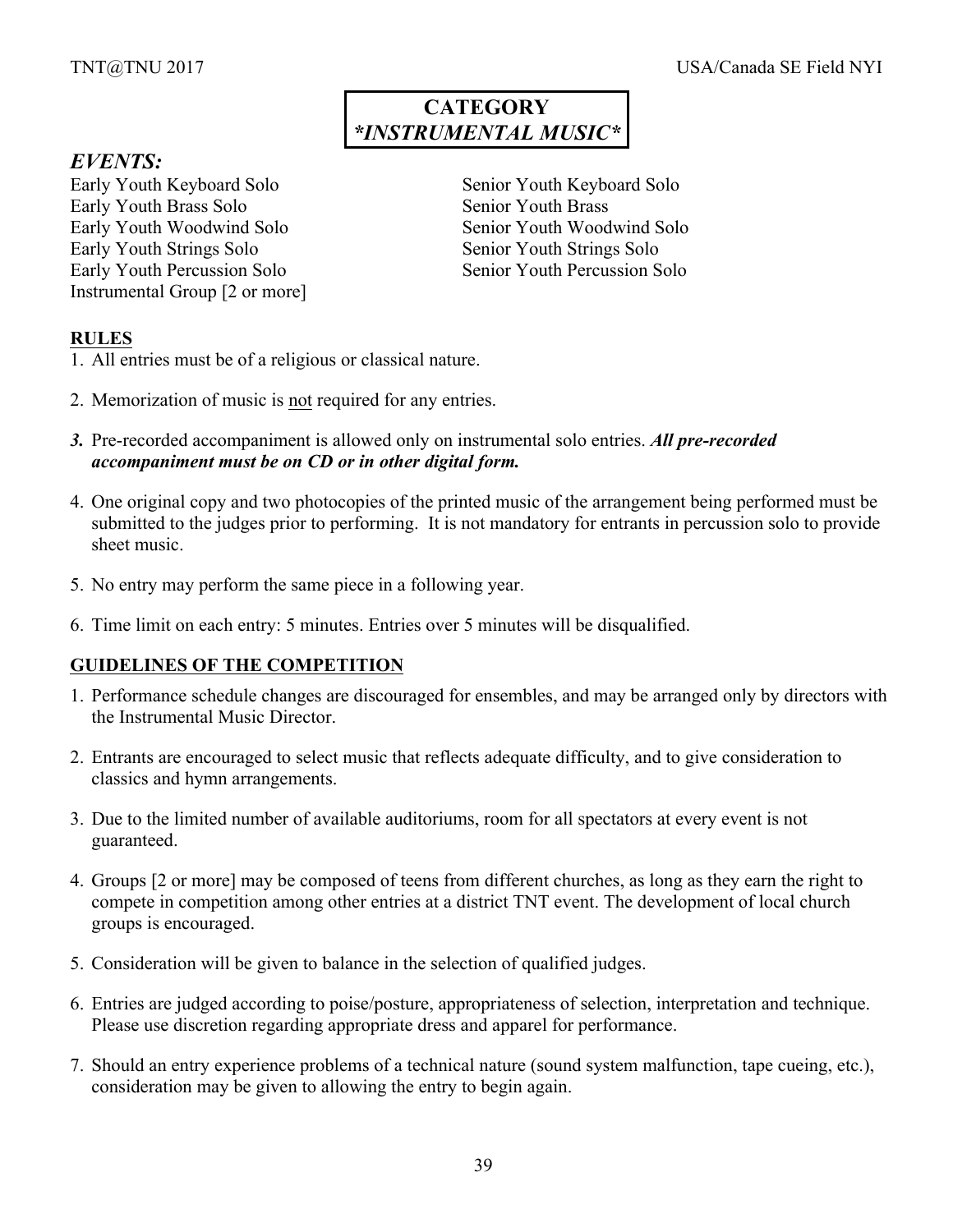# CATEGORY
## *\*INSTRUMENTAL MUSIC\**

### *EVENTS:*

Early Youth Keyboard Solo
Early Youth Brass Solo
Early Youth Woodwind Solo
Early Youth Strings Solo
Early Youth Percussion Solo
Instrumental Group [2 or more]

Senior Youth Keyboard Solo
Senior Youth Brass
Senior Youth Woodwind Solo
Senior Youth Strings Solo
Senior Youth Percussion Solo

### RULES

1. All entries must be of a religious or classical nature.
2. Memorization of music is not required for any entries.
3. Pre-recorded accompaniment is allowed only on instrumental solo entries. ***All pre-recorded accompaniment must be on CD or in other digital form.***
4. One original copy and two photocopies of the printed music of the arrangement being performed must be submitted to the judges prior to performing. It is not mandatory for entrants in percussion solo to provide sheet music.
5. No entry may perform the same piece in a following year.
6. Time limit on each entry: 5 minutes. Entries over 5 minutes will be disqualified.

### GUIDELINES OF THE COMPETITION

1. Performance schedule changes are discouraged for ensembles, and may be arranged only by directors with the Instrumental Music Director.
2. Entrants are encouraged to select music that reflects adequate difficulty, and to give consideration to classics and hymn arrangements.
3. Due to the limited number of available auditoriums, room for all spectators at every event is not guaranteed.
4. Groups [2 or more] may be composed of teens from different churches, as long as they earn the right to compete in competition among other entries at a district TNT event. The development of local church groups is encouraged.
5. Consideration will be given to balance in the selection of qualified judges.
6. Entries are judged according to poise/posture, appropriateness of selection, interpretation and technique. Please use discretion regarding appropriate dress and apparel for performance.
7. Should an entry experience problems of a technical nature (sound system malfunction, tape cueing, etc.), consideration may be given to allowing the entry to begin again.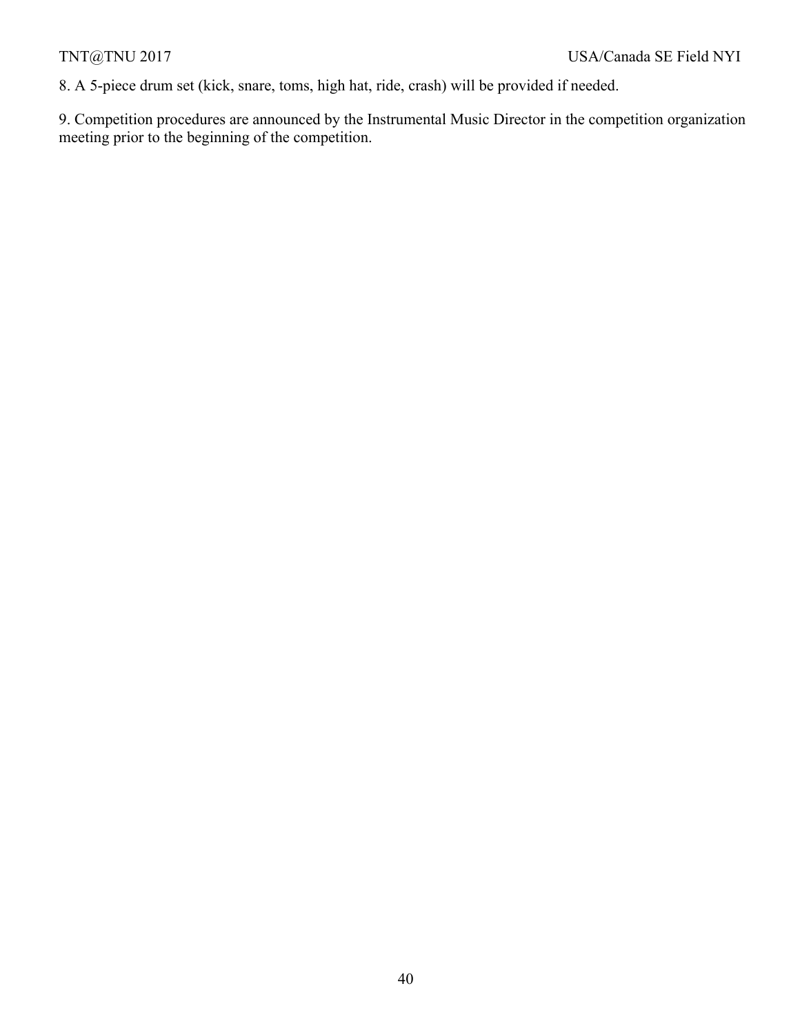8. A 5-piece drum set (kick, snare, toms, high hat, ride, crash) will be provided if needed.

9. Competition procedures are announced by the Instrumental Music Director in the competition organization meeting prior to the beginning of the competition.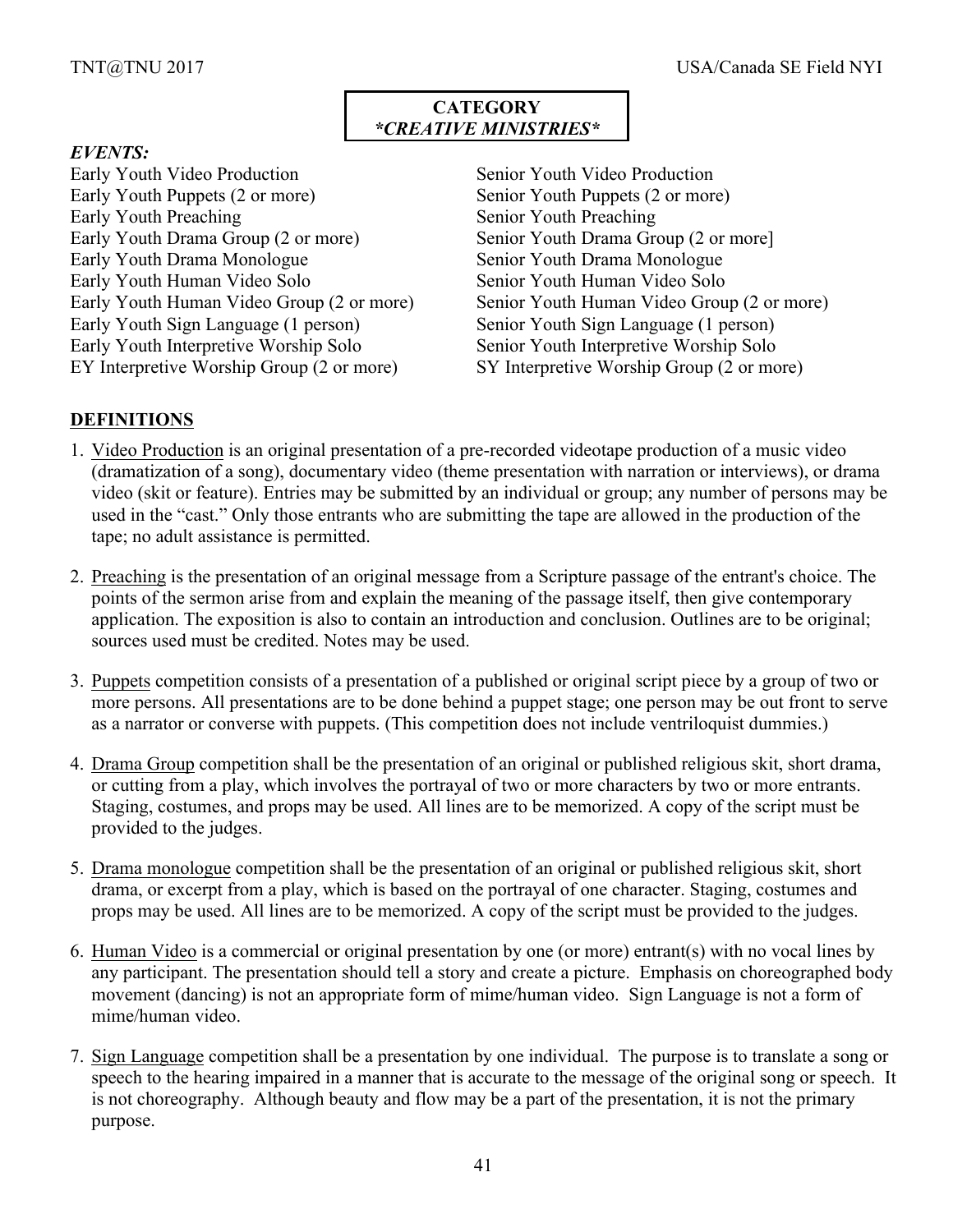**CATEGORY**
***CREATIVE MINISTRIES***

***EVENTS:***

Early Youth Video Production
Early Youth Puppets (2 or more)
Early Youth Preaching
Early Youth Drama Group (2 or more)
Early Youth Drama Monologue
Early Youth Human Video Solo
Early Youth Human Video Group (2 or more)
Early Youth Sign Language (1 person)
Early Youth Interpretive Worship Solo
EY Interpretive Worship Group (2 or more)

Senior Youth Video Production
Senior Youth Puppets (2 or more)
Senior Youth Preaching
Senior Youth Drama Group (2 or more]
Senior Youth Drama Monologue
Senior Youth Human Video Solo
Senior Youth Human Video Group (2 or more)
Senior Youth Sign Language (1 person)
Senior Youth Interpretive Worship Solo
SY Interpretive Worship Group (2 or more)

## DEFINITIONS

1. Video Production is an original presentation of a pre-recorded videotape production of a music video (dramatization of a song), documentary video (theme presentation with narration or interviews), or drama video (skit or feature). Entries may be submitted by an individual or group; any number of persons may be used in the "cast." Only those entrants who are submitting the tape are allowed in the production of the tape; no adult assistance is permitted.

2. Preaching is the presentation of an original message from a Scripture passage of the entrant's choice. The points of the sermon arise from and explain the meaning of the passage itself, then give contemporary application. The exposition is also to contain an introduction and conclusion. Outlines are to be original; sources used must be credited. Notes may be used.

3. Puppets competition consists of a presentation of a published or original script piece by a group of two or more persons. All presentations are to be done behind a puppet stage; one person may be out front to serve as a narrator or converse with puppets. (This competition does not include ventriloquist dummies.)

4. Drama Group competition shall be the presentation of an original or published religious skit, short drama, or cutting from a play, which involves the portrayal of two or more characters by two or more entrants. Staging, costumes, and props may be used. All lines are to be memorized. A copy of the script must be provided to the judges.

5. Drama monologue competition shall be the presentation of an original or published religious skit, short drama, or excerpt from a play, which is based on the portrayal of one character. Staging, costumes and props may be used. All lines are to be memorized. A copy of the script must be provided to the judges.

6. Human Video is a commercial or original presentation by one (or more) entrant(s) with no vocal lines by any participant. The presentation should tell a story and create a picture. Emphasis on choreographed body movement (dancing) is not an appropriate form of mime/human video. Sign Language is not a form of mime/human video.

7. Sign Language competition shall be a presentation by one individual. The purpose is to translate a song or speech to the hearing impaired in a manner that is accurate to the message of the original song or speech. It is not choreography. Although beauty and flow may be a part of the presentation, it is not the primary purpose.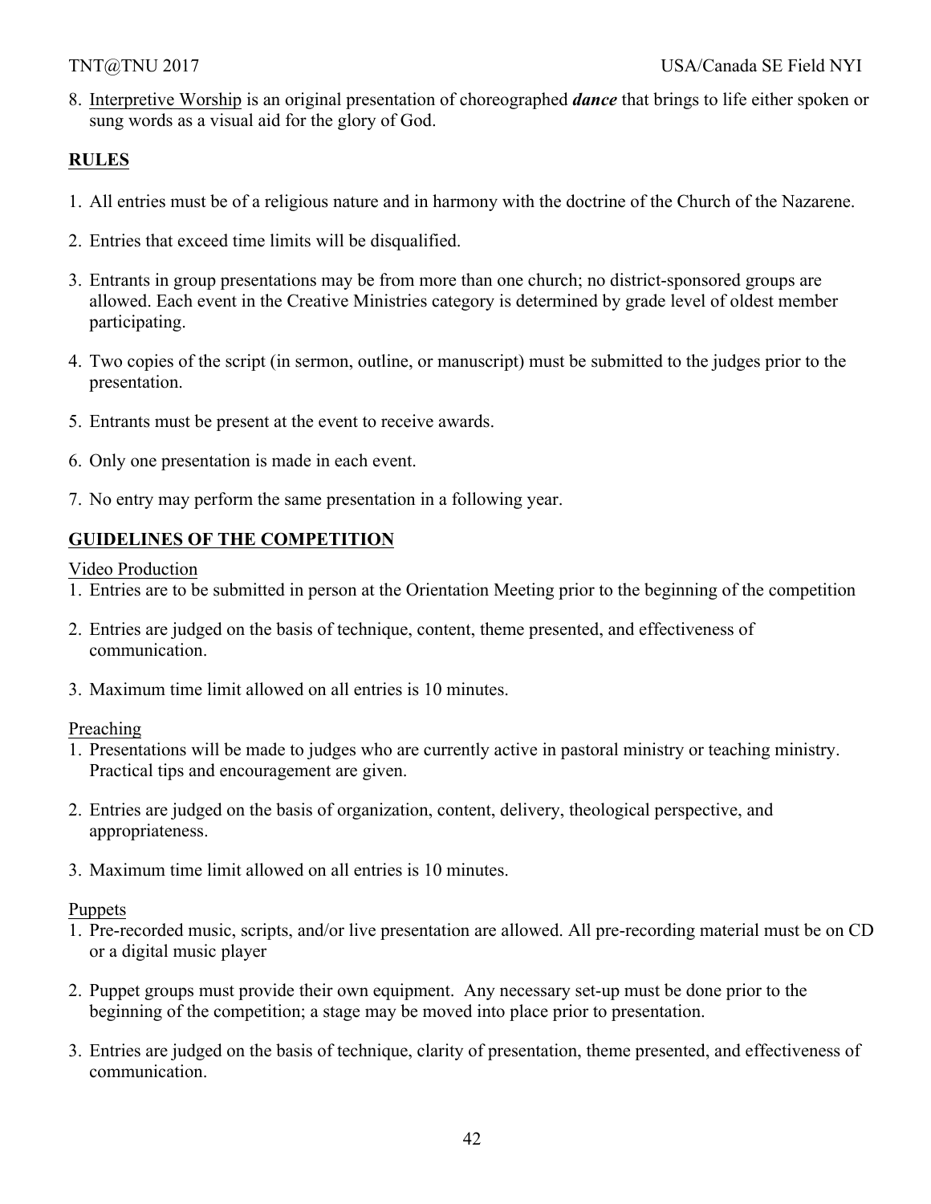8. Interpretive Worship is an original presentation of choreographed ***dance*** that brings to life either spoken or sung words as a visual aid for the glory of God.

## RULES

1. All entries must be of a religious nature and in harmony with the doctrine of the Church of the Nazarene.
2. Entries that exceed time limits will be disqualified.
3. Entrants in group presentations may be from more than one church; no district-sponsored groups are allowed. Each event in the Creative Ministries category is determined by grade level of oldest member participating.
4. Two copies of the script (in sermon, outline, or manuscript) must be submitted to the judges prior to the presentation.
5. Entrants must be present at the event to receive awards.
6. Only one presentation is made in each event.
7. No entry may perform the same presentation in a following year.

## GUIDELINES OF THE COMPETITION

### Video Production

1. Entries are to be submitted in person at the Orientation Meeting prior to the beginning of the competition
2. Entries are judged on the basis of technique, content, theme presented, and effectiveness of communication.
3. Maximum time limit allowed on all entries is 10 minutes.

### Preaching

1. Presentations will be made to judges who are currently active in pastoral ministry or teaching ministry. Practical tips and encouragement are given.
2. Entries are judged on the basis of organization, content, delivery, theological perspective, and appropriateness.
3. Maximum time limit allowed on all entries is 10 minutes.

### Puppets

1. Pre-recorded music, scripts, and/or live presentation are allowed. All pre-recording material must be on CD or a digital music player
2. Puppet groups must provide their own equipment. Any necessary set-up must be done prior to the beginning of the competition; a stage may be moved into place prior to presentation.
3. Entries are judged on the basis of technique, clarity of presentation, theme presented, and effectiveness of communication.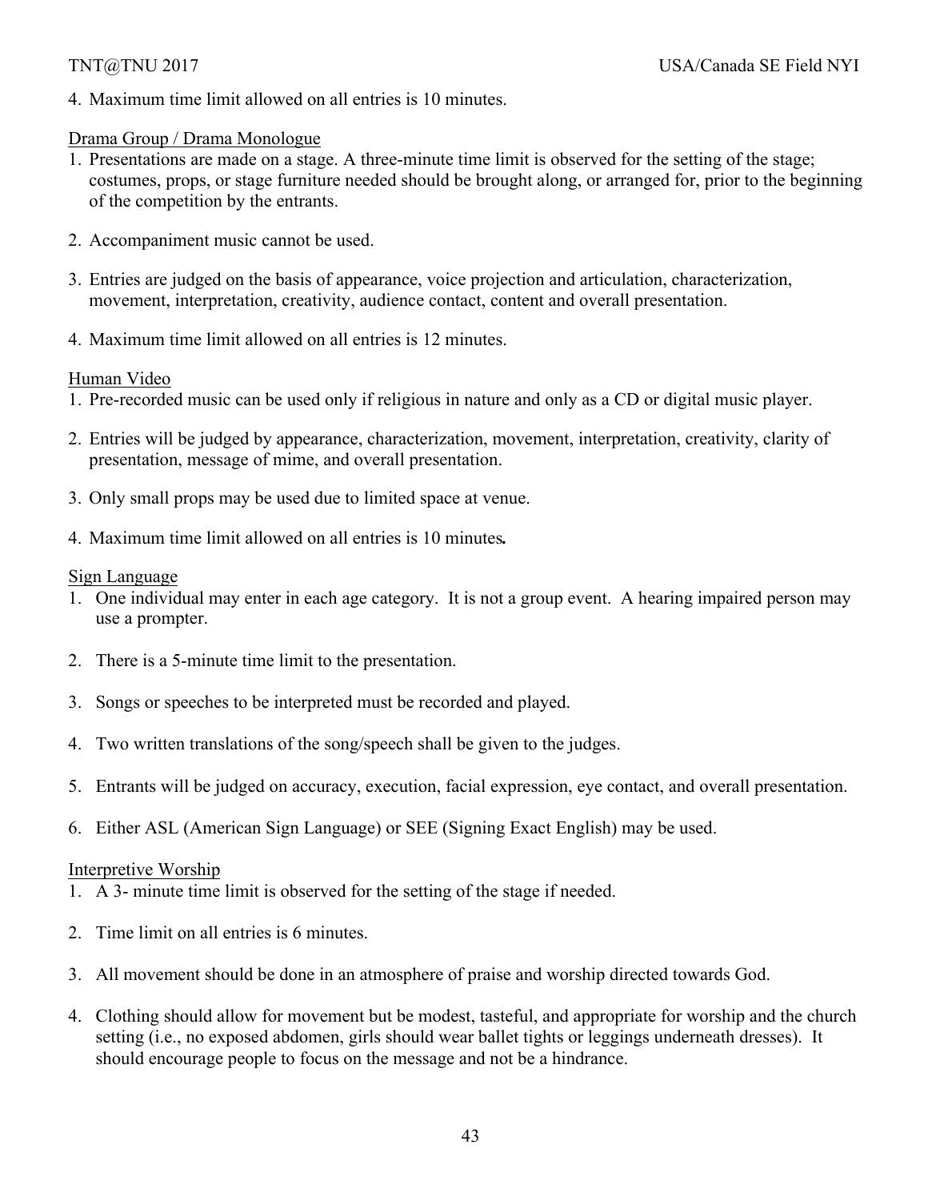4. Maximum time limit allowed on all entries is 10 minutes.

### Drama Group / Drama Monologue

1. Presentations are made on a stage. A three-minute time limit is observed for the setting of the stage; costumes, props, or stage furniture needed should be brought along, or arranged for, prior to the beginning of the competition by the entrants.

2. Accompaniment music cannot be used.

3. Entries are judged on the basis of appearance, voice projection and articulation, characterization, movement, interpretation, creativity, audience contact, content and overall presentation.

4. Maximum time limit allowed on all entries is 12 minutes.

### Human Video

1. Pre-recorded music can be used only if religious in nature and only as a CD or digital music player.

2. Entries will be judged by appearance, characterization, movement, interpretation, creativity, clarity of presentation, message of mime, and overall presentation.

3. Only small props may be used due to limited space at venue.

4. Maximum time limit allowed on all entries is 10 minutes**.**

### Sign Language

1. One individual may enter in each age category. It is not a group event. A hearing impaired person may use a prompter.

2. There is a 5-minute time limit to the presentation.

3. Songs or speeches to be interpreted must be recorded and played.

4. Two written translations of the song/speech shall be given to the judges.

5. Entrants will be judged on accuracy, execution, facial expression, eye contact, and overall presentation.

6. Either ASL (American Sign Language) or SEE (Signing Exact English) may be used.

### Interpretive Worship

1. A 3- minute time limit is observed for the setting of the stage if needed.

2. Time limit on all entries is 6 minutes.

3. All movement should be done in an atmosphere of praise and worship directed towards God.

4. Clothing should allow for movement but be modest, tasteful, and appropriate for worship and the church setting (i.e., no exposed abdomen, girls should wear ballet tights or leggings underneath dresses). It should encourage people to focus on the message and not be a hindrance.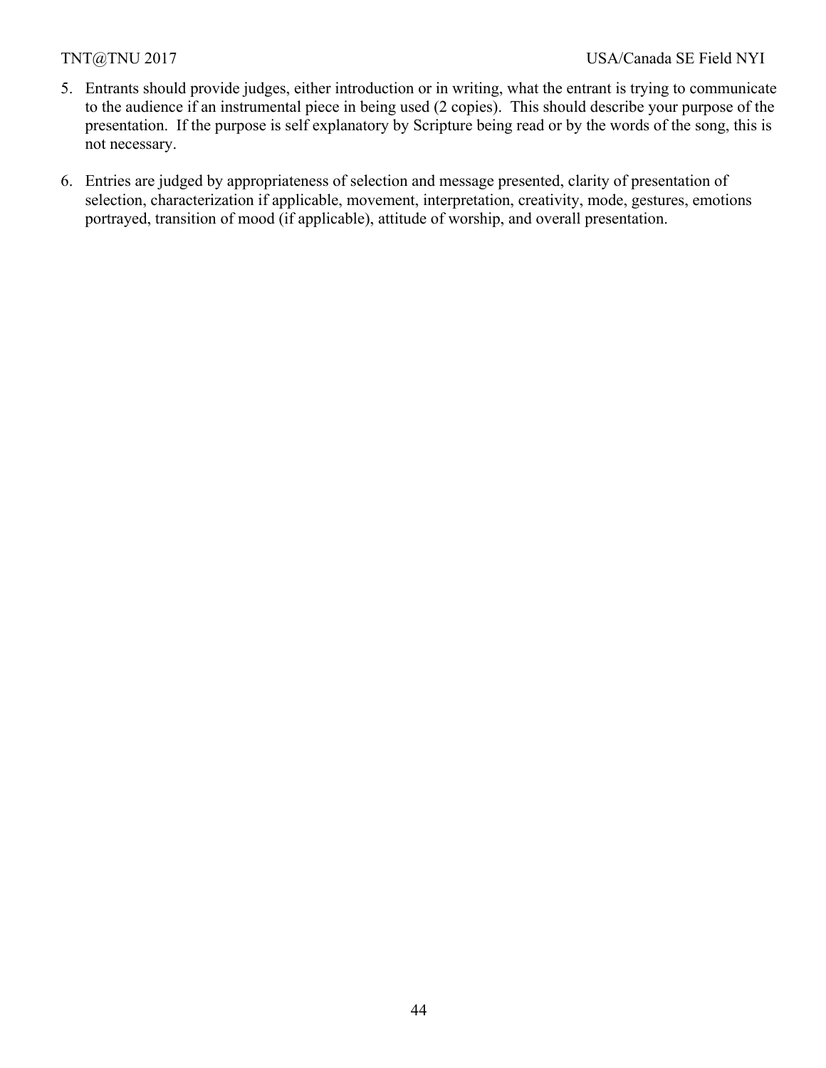5. Entrants should provide judges, either introduction or in writing, what the entrant is trying to communicate to the audience if an instrumental piece in being used (2 copies). This should describe your purpose of the presentation. If the purpose is self explanatory by Scripture being read or by the words of the song, this is not necessary.

6. Entries are judged by appropriateness of selection and message presented, clarity of presentation of selection, characterization if applicable, movement, interpretation, creativity, mode, gestures, emotions portrayed, transition of mood (if applicable), attitude of worship, and overall presentation.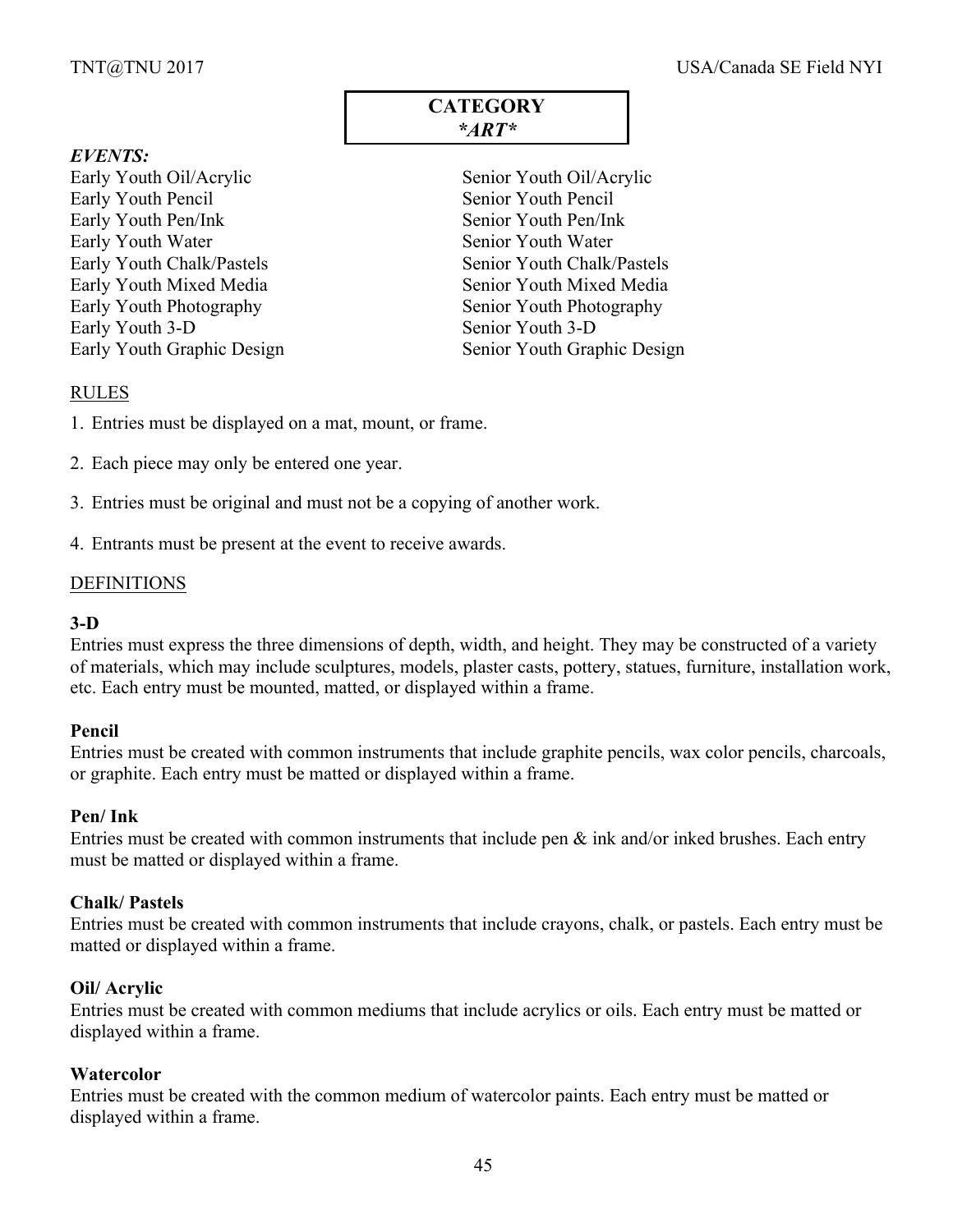# CATEGORY
## *ART*

***EVENTS:***

Early Youth Oil/Acrylic
Early Youth Pencil
Early Youth Pen/Ink
Early Youth Water
Early Youth Chalk/Pastels
Early Youth Mixed Media
Early Youth Photography
Early Youth 3-D
Early Youth Graphic Design

Senior Youth Oil/Acrylic
Senior Youth Pencil
Senior Youth Pen/Ink
Senior Youth Water
Senior Youth Chalk/Pastels
Senior Youth Mixed Media
Senior Youth Photography
Senior Youth 3-D
Senior Youth Graphic Design

RULES

1. Entries must be displayed on a mat, mount, or frame.
2. Each piece may only be entered one year.
3. Entries must be original and must not be a copying of another work.
4. Entrants must be present at the event to receive awards.

DEFINITIONS

**3-D**
Entries must express the three dimensions of depth, width, and height. They may be constructed of a variety of materials, which may include sculptures, models, plaster casts, pottery, statues, furniture, installation work, etc. Each entry must be mounted, matted, or displayed within a frame.

**Pencil**
Entries must be created with common instruments that include graphite pencils, wax color pencils, charcoals, or graphite. Each entry must be matted or displayed within a frame.

**Pen/ Ink**
Entries must be created with common instruments that include pen & ink and/or inked brushes. Each entry must be matted or displayed within a frame.

**Chalk/ Pastels**
Entries must be created with common instruments that include crayons, chalk, or pastels. Each entry must be matted or displayed within a frame.

**Oil/ Acrylic**
Entries must be created with common mediums that include acrylics or oils. Each entry must be matted or displayed within a frame.

**Watercolor**
Entries must be created with the common medium of watercolor paints. Each entry must be matted or displayed within a frame.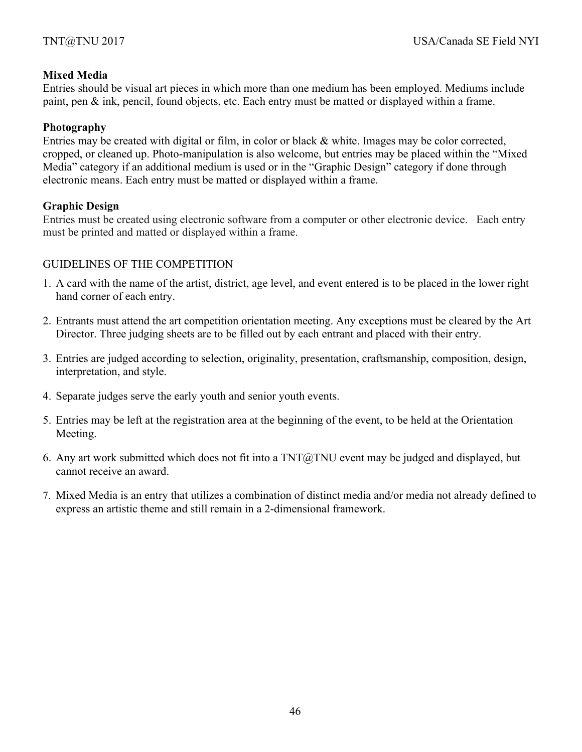**Mixed Media**

Entries should be visual art pieces in which more than one medium has been employed. Mediums include paint, pen & ink, pencil, found objects, etc. Each entry must be matted or displayed within a frame.

**Photography**

Entries may be created with digital or film, in color or black & white. Images may be color corrected, cropped, or cleaned up. Photo-manipulation is also welcome, but entries may be placed within the "Mixed Media" category if an additional medium is used or in the "Graphic Design" category if done through electronic means. Each entry must be matted or displayed within a frame.

**Graphic Design**

Entries must be created using electronic software from a computer or other electronic device. Each entry must be printed and matted or displayed within a frame.

GUIDELINES OF THE COMPETITION

1. A card with the name of the artist, district, age level, and event entered is to be placed in the lower right hand corner of each entry.
2. Entrants must attend the art competition orientation meeting. Any exceptions must be cleared by the Art Director. Three judging sheets are to be filled out by each entrant and placed with their entry.
3. Entries are judged according to selection, originality, presentation, craftsmanship, composition, design, interpretation, and style.
4. Separate judges serve the early youth and senior youth events.
5. Entries may be left at the registration area at the beginning of the event, to be held at the Orientation Meeting.
6. Any art work submitted which does not fit into a TNT@TNU event may be judged and displayed, but cannot receive an award.
7. Mixed Media is an entry that utilizes a combination of distinct media and/or media not already defined to express an artistic theme and still remain in a 2-dimensional framework.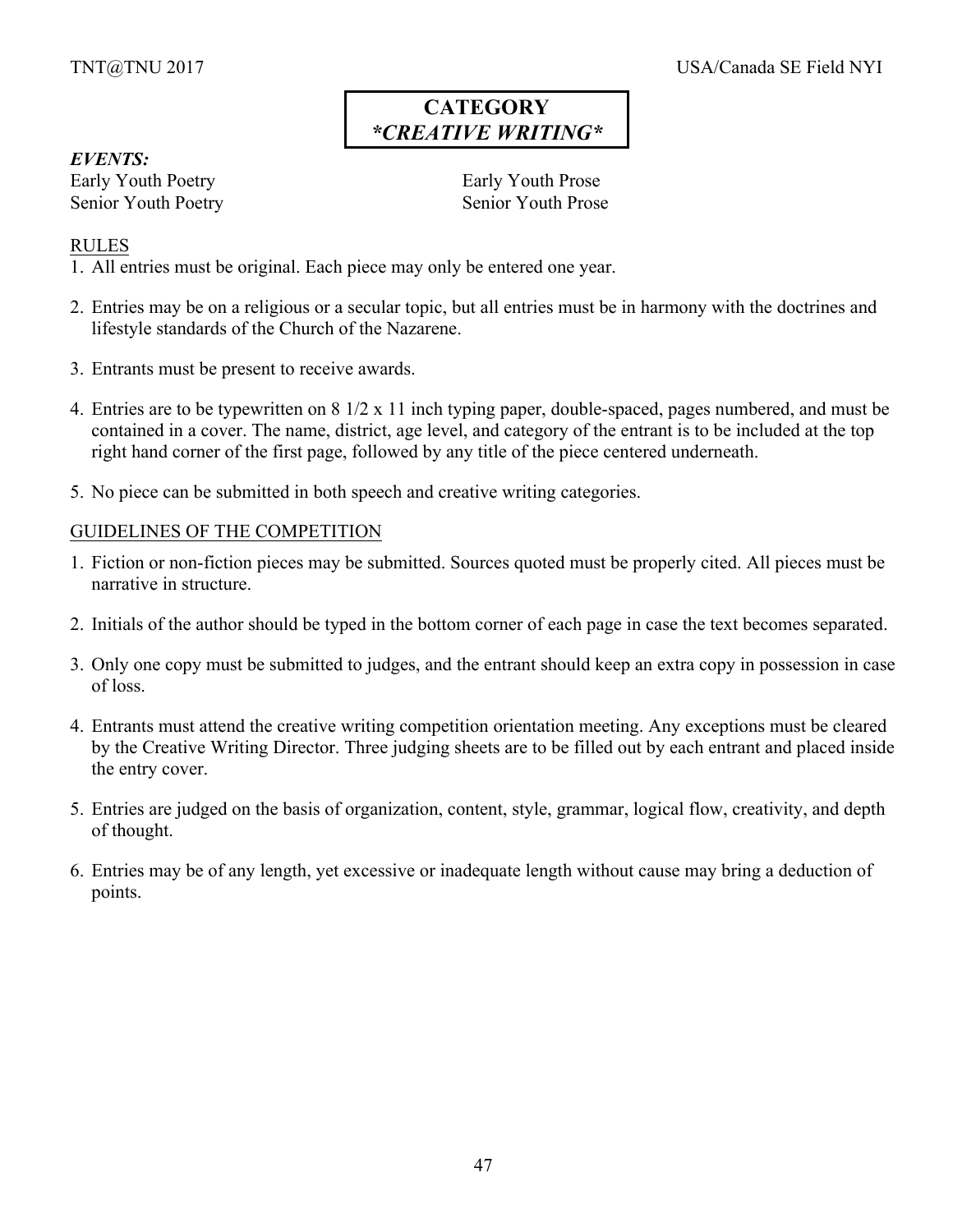# CATEGORY
## *CREATIVE WRITING*

***EVENTS:***

Early Youth Poetry
Early Youth Prose
Senior Youth Poetry
Senior Youth Prose

RULES

1. All entries must be original. Each piece may only be entered one year.
2. Entries may be on a religious or a secular topic, but all entries must be in harmony with the doctrines and lifestyle standards of the Church of the Nazarene.
3. Entrants must be present to receive awards.
4. Entries are to be typewritten on 8 1/2 x 11 inch typing paper, double-spaced, pages numbered, and must be contained in a cover. The name, district, age level, and category of the entrant is to be included at the top right hand corner of the first page, followed by any title of the piece centered underneath.
5. No piece can be submitted in both speech and creative writing categories.

GUIDELINES OF THE COMPETITION

1. Fiction or non-fiction pieces may be submitted. Sources quoted must be properly cited. All pieces must be narrative in structure.
2. Initials of the author should be typed in the bottom corner of each page in case the text becomes separated.
3. Only one copy must be submitted to judges, and the entrant should keep an extra copy in possession in case of loss.
4. Entrants must attend the creative writing competition orientation meeting. Any exceptions must be cleared by the Creative Writing Director. Three judging sheets are to be filled out by each entrant and placed inside the entry cover.
5. Entries are judged on the basis of organization, content, style, grammar, logical flow, creativity, and depth of thought.
6. Entries may be of any length, yet excessive or inadequate length without cause may bring a deduction of points.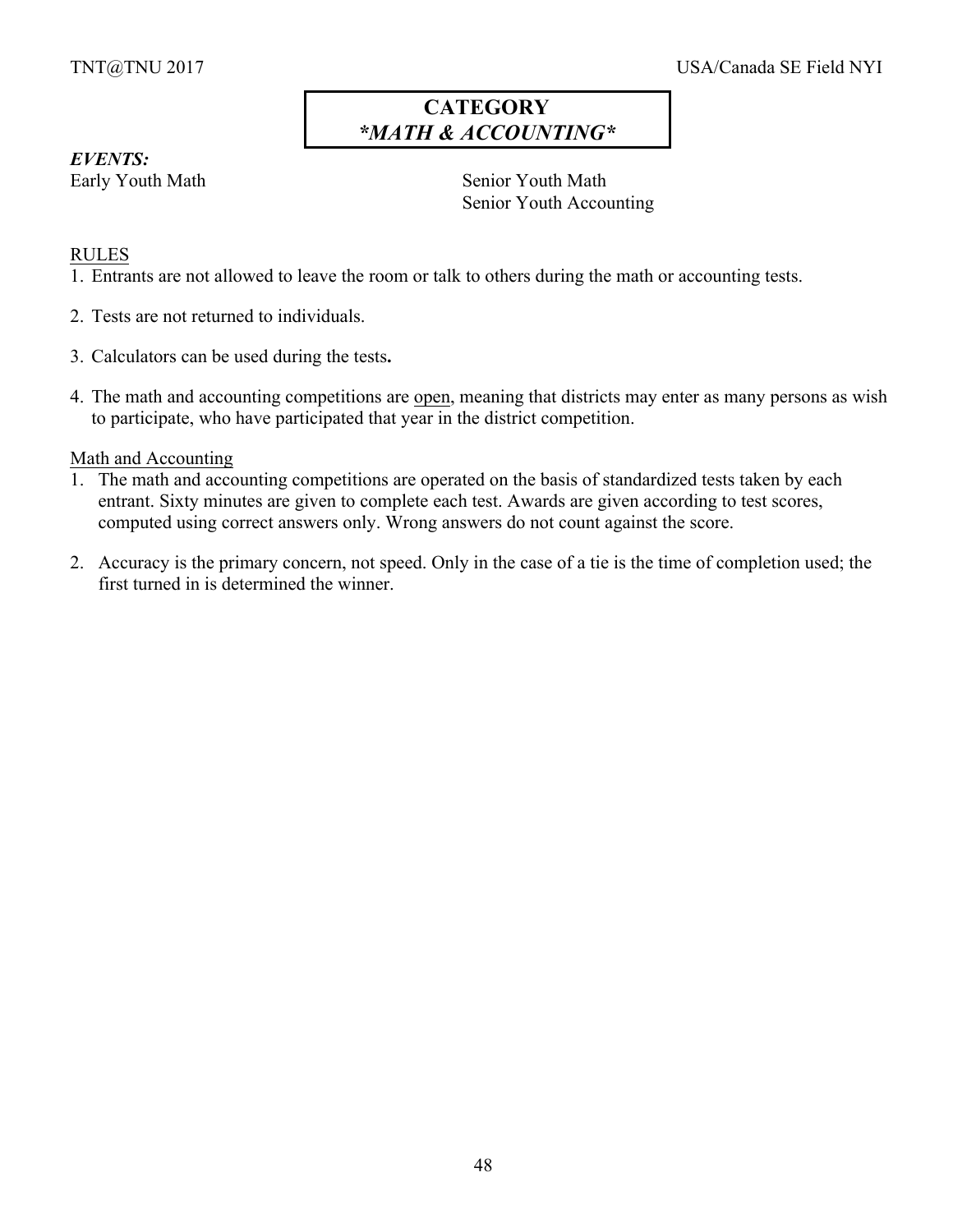# CATEGORY
## *\*MATH & ACCOUNTING\**

***EVENTS:***

Early Youth Math

Senior Youth Math
Senior Youth Accounting

RULES

1. Entrants are not allowed to leave the room or talk to others during the math or accounting tests.
2. Tests are not returned to individuals.
3. Calculators can be used during the tests**.**
4. The math and accounting competitions are <u>open</u>, meaning that districts may enter as many persons as wish to participate, who have participated that year in the district competition.

<u>Math and Accounting</u>

1. The math and accounting competitions are operated on the basis of standardized tests taken by each entrant. Sixty minutes are given to complete each test. Awards are given according to test scores, computed using correct answers only. Wrong answers do not count against the score.
2. Accuracy is the primary concern, not speed. Only in the case of a tie is the time of completion used; the first turned in is determined the winner.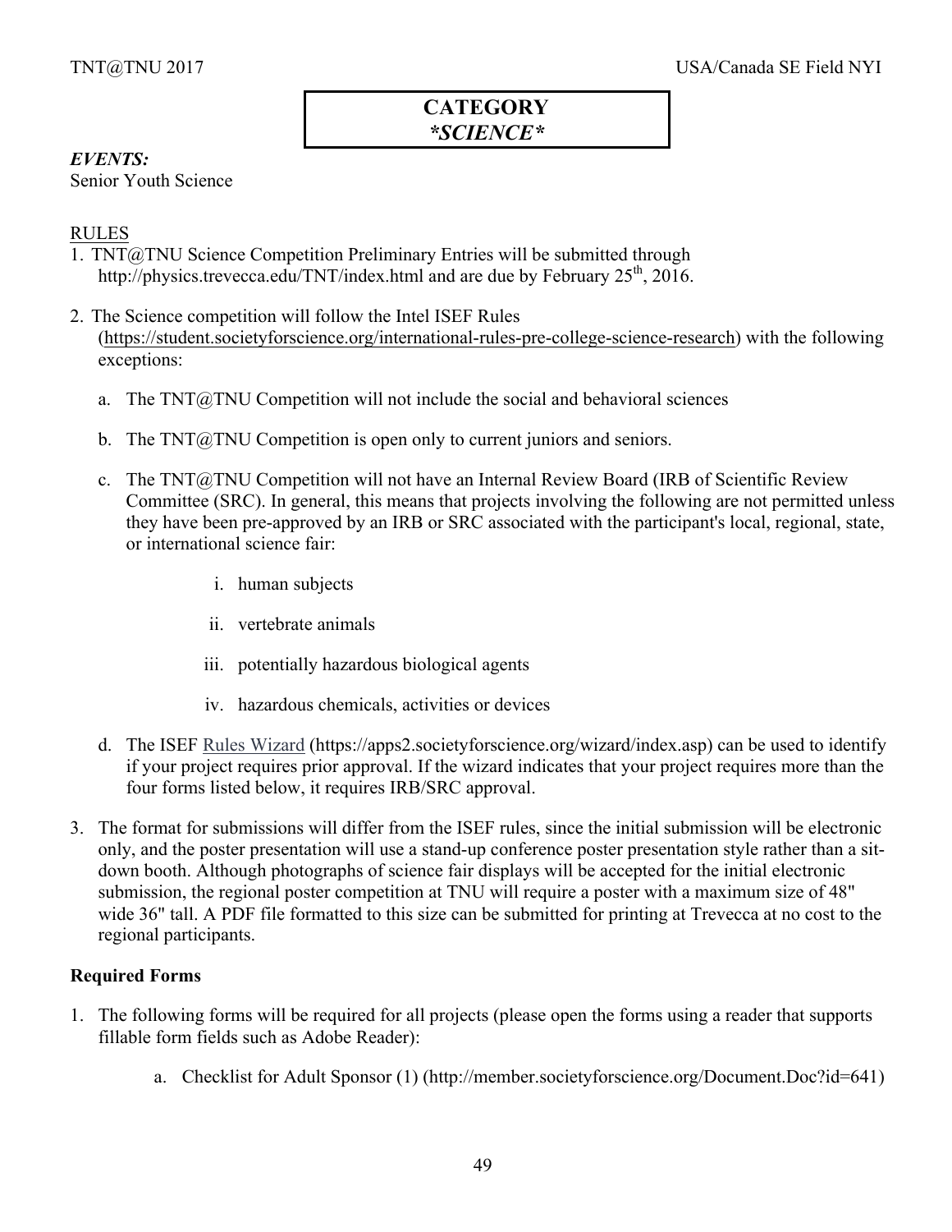# CATEGORY
## *\*SCIENCE\**

***EVENTS:***
Senior Youth Science

RULES

1. TNT@TNU Science Competition Preliminary Entries will be submitted through http://physics.trevecca.edu/TNT/index.html and are due by February 25th, 2016.

2. The Science competition will follow the Intel ISEF Rules (https://student.societyforscience.org/international-rules-pre-college-science-research) with the following exceptions:

   a. The TNT@TNU Competition will not include the social and behavioral sciences

   b. The TNT@TNU Competition is open only to current juniors and seniors.

   c. The TNT@TNU Competition will not have an Internal Review Board (IRB of Scientific Review Committee (SRC). In general, this means that projects involving the following are not permitted unless they have been pre-approved by an IRB or SRC associated with the participant's local, regional, state, or international science fair:

      i. human subjects

      ii. vertebrate animals

      iii. potentially hazardous biological agents

      iv. hazardous chemicals, activities or devices

   d. The ISEF Rules Wizard (https://apps2.societyforscience.org/wizard/index.asp) can be used to identify if your project requires prior approval. If the wizard indicates that your project requires more than the four forms listed below, it requires IRB/SRC approval.

3. The format for submissions will differ from the ISEF rules, since the initial submission will be electronic only, and the poster presentation will use a stand-up conference poster presentation style rather than a sit-down booth. Although photographs of science fair displays will be accepted for the initial electronic submission, the regional poster competition at TNU will require a poster with a maximum size of 48" wide 36" tall. A PDF file formatted to this size can be submitted for printing at Trevecca at no cost to the regional participants.

**Required Forms**

1. The following forms will be required for all projects (please open the forms using a reader that supports fillable form fields such as Adobe Reader):

   a. Checklist for Adult Sponsor (1) (http://member.societyforscience.org/Document.Doc?id=641)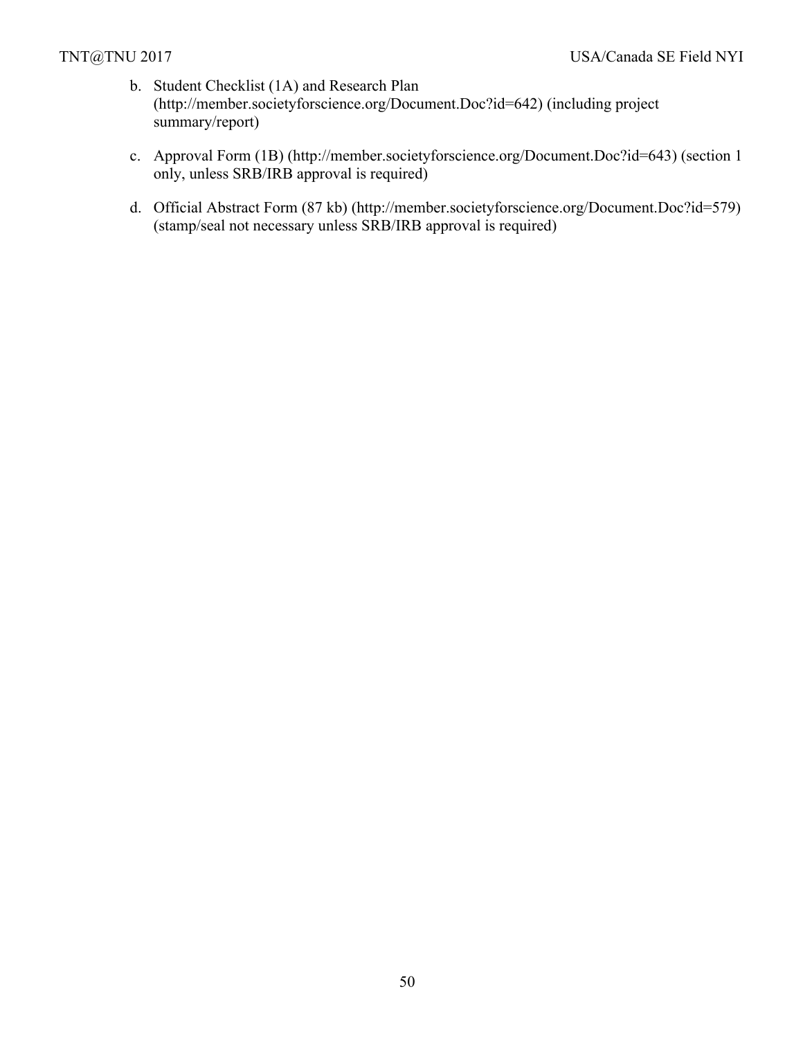b. Student Checklist (1A) and Research Plan (http://member.societyforscience.org/Document.Doc?id=642) (including project summary/report)

c. Approval Form (1B) (http://member.societyforscience.org/Document.Doc?id=643) (section 1 only, unless SRB/IRB approval is required)

d. Official Abstract Form (87 kb) (http://member.societyforscience.org/Document.Doc?id=579) (stamp/seal not necessary unless SRB/IRB approval is required)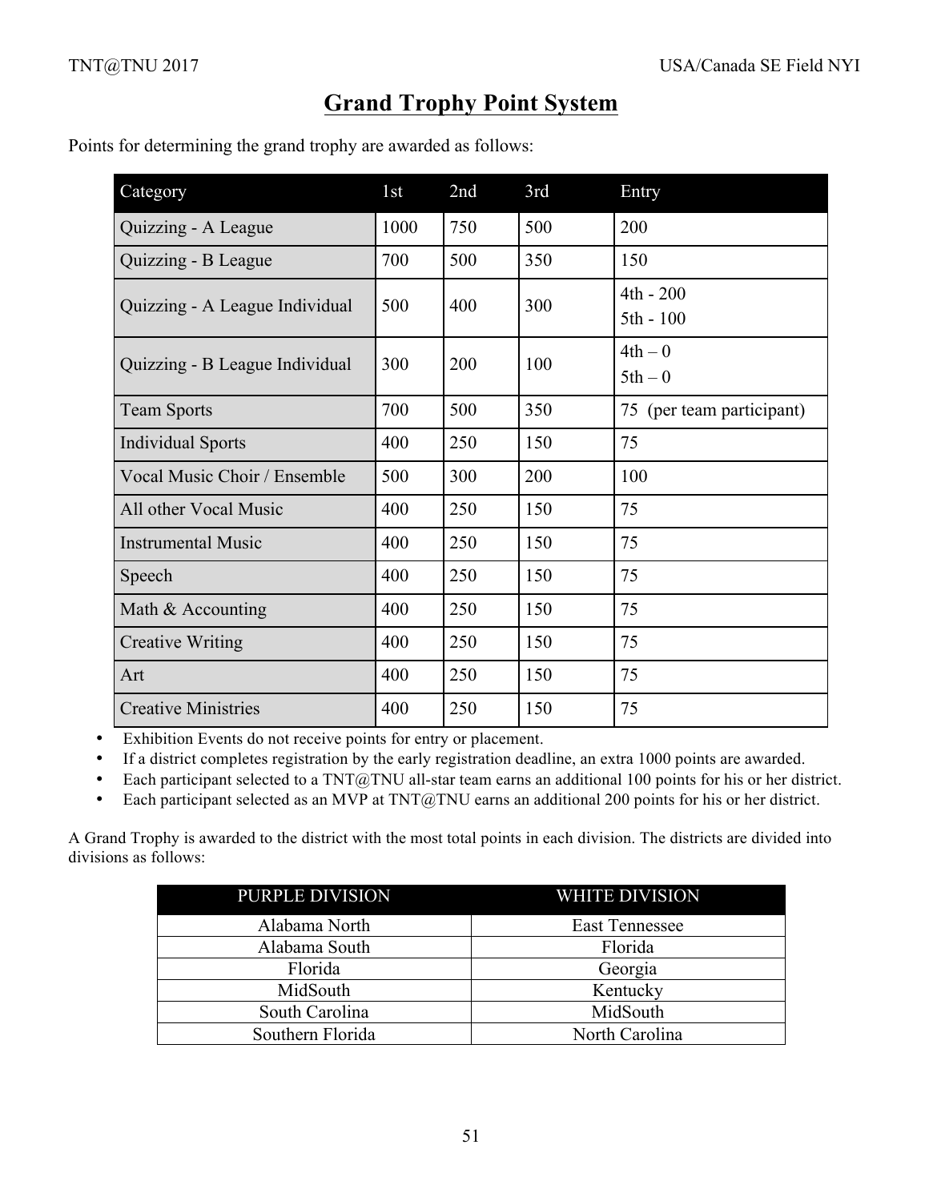# Grand Trophy Point System

Points for determining the grand trophy are awarded as follows:

| Category | 1st | 2nd | 3rd | Entry |
|---|---|---|---|---|
| Quizzing - A League | 1000 | 750 | 500 | 200 |
| Quizzing - B League | 700 | 500 | 350 | 150 |
| Quizzing - A League Individual | 500 | 400 | 300 | 4th - 200<br>5th - 100 |
| Quizzing - B League Individual | 300 | 200 | 100 | 4th – 0<br>5th – 0 |
| Team Sports | 700 | 500 | 350 | 75 (per team participant) |
| Individual Sports | 400 | 250 | 150 | 75 |
| Vocal Music Choir / Ensemble | 500 | 300 | 200 | 100 |
| All other Vocal Music | 400 | 250 | 150 | 75 |
| Instrumental Music | 400 | 250 | 150 | 75 |
| Speech | 400 | 250 | 150 | 75 |
| Math & Accounting | 400 | 250 | 150 | 75 |
| Creative Writing | 400 | 250 | 150 | 75 |
| Art | 400 | 250 | 150 | 75 |
| Creative Ministries | 400 | 250 | 150 | 75 |

- Exhibition Events do not receive points for entry or placement.
- If a district completes registration by the early registration deadline, an extra 1000 points are awarded.
- Each participant selected to a TNT@TNU all-star team earns an additional 100 points for his or her district.
- Each participant selected as an MVP at TNT@TNU earns an additional 200 points for his or her district.

A Grand Trophy is awarded to the district with the most total points in each division. The districts are divided into divisions as follows:

| PURPLE DIVISION | WHITE DIVISION |
|---|---|
| Alabama North | East Tennessee |
| Alabama South | Florida |
| Florida | Georgia |
| MidSouth | Kentucky |
| South Carolina | MidSouth |
| Southern Florida | North Carolina |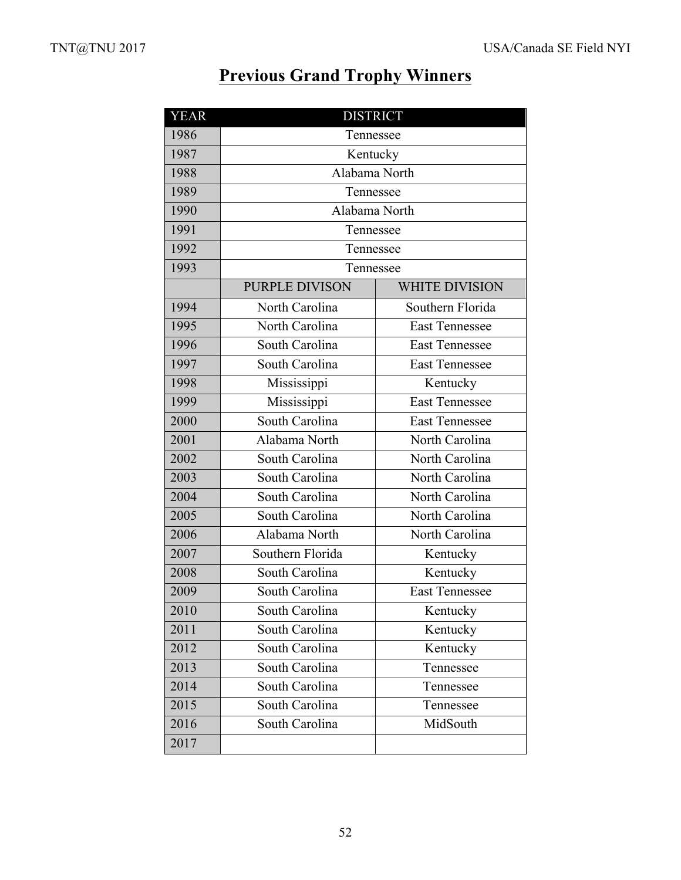## Previous Grand Trophy Winners

| YEAR | DISTRICT | |
|---|---|---|
| 1986 | Tennessee | |
| 1987 | Kentucky | |
| 1988 | Alabama North | |
| 1989 | Tennessee | |
| 1990 | Alabama North | |
| 1991 | Tennessee | |
| 1992 | Tennessee | |
| 1993 | Tennessee | |
| | PURPLE DIVISON | WHITE DIVISION |
| 1994 | North Carolina | Southern Florida |
| 1995 | North Carolina | East Tennessee |
| 1996 | South Carolina | East Tennessee |
| 1997 | South Carolina | East Tennessee |
| 1998 | Mississippi | Kentucky |
| 1999 | Mississippi | East Tennessee |
| 2000 | South Carolina | East Tennessee |
| 2001 | Alabama North | North Carolina |
| 2002 | South Carolina | North Carolina |
| 2003 | South Carolina | North Carolina |
| 2004 | South Carolina | North Carolina |
| 2005 | South Carolina | North Carolina |
| 2006 | Alabama North | North Carolina |
| 2007 | Southern Florida | Kentucky |
| 2008 | South Carolina | Kentucky |
| 2009 | South Carolina | East Tennessee |
| 2010 | South Carolina | Kentucky |
| 2011 | South Carolina | Kentucky |
| 2012 | South Carolina | Kentucky |
| 2013 | South Carolina | Tennessee |
| 2014 | South Carolina | Tennessee |
| 2015 | South Carolina | Tennessee |
| 2016 | South Carolina | MidSouth |
| 2017 | | |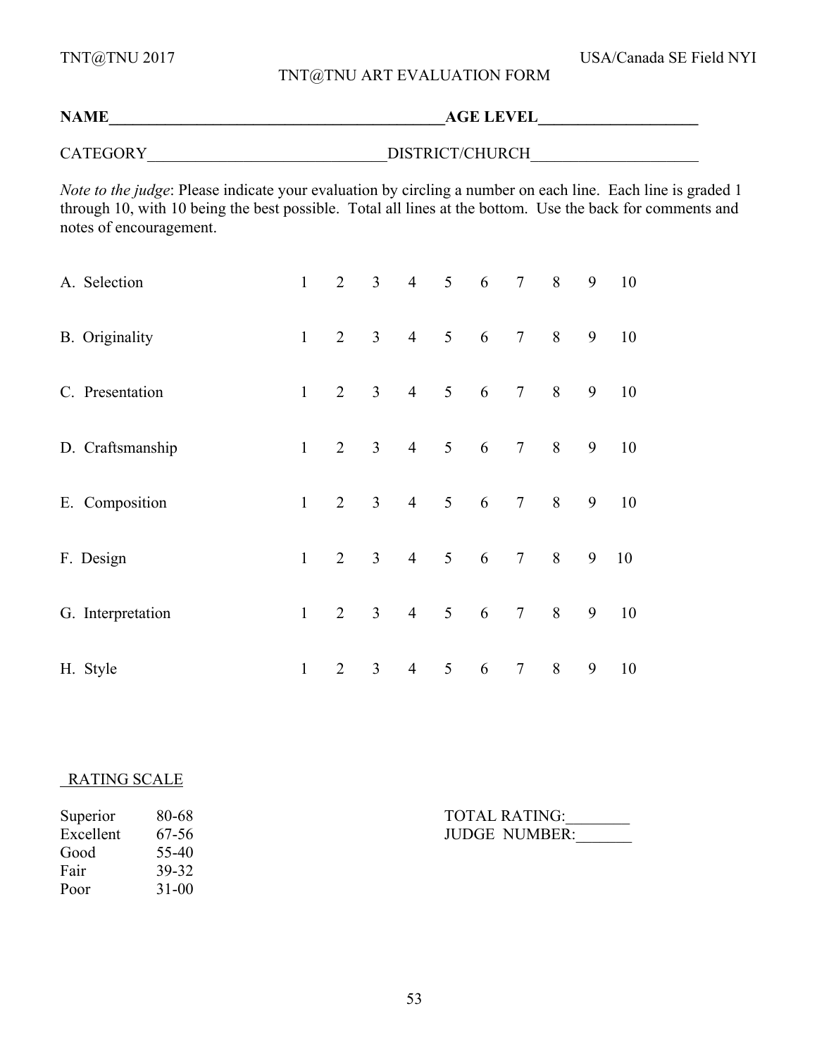# TNT@TNU ART EVALUATION FORM

**NAME**__________________________________________**AGE LEVEL**____________________

CATEGORY______________________________DISTRICT/CHURCH_____________________

*Note to the judge*: Please indicate your evaluation by circling a number on each line. Each line is graded 1 through 10, with 10 being the best possible. Total all lines at the bottom. Use the back for comments and notes of encouragement.

| | | | | | | | | | | |
|---|---|---|---|---|---|---|---|---|---|---|
| A. Selection | 1 | 2 | 3 | 4 | 5 | 6 | 7 | 8 | 9 | 10 |
| B. Originality | 1 | 2 | 3 | 4 | 5 | 6 | 7 | 8 | 9 | 10 |
| C. Presentation | 1 | 2 | 3 | 4 | 5 | 6 | 7 | 8 | 9 | 10 |
| D. Craftsmanship | 1 | 2 | 3 | 4 | 5 | 6 | 7 | 8 | 9 | 10 |
| E. Composition | 1 | 2 | 3 | 4 | 5 | 6 | 7 | 8 | 9 | 10 |
| F. Design | 1 | 2 | 3 | 4 | 5 | 6 | 7 | 8 | 9 | 10 |
| G. Interpretation | 1 | 2 | 3 | 4 | 5 | 6 | 7 | 8 | 9 | 10 |
| H. Style | 1 | 2 | 3 | 4 | 5 | 6 | 7 | 8 | 9 | 10 |

RATING SCALE

| | |
|---|---|
| Superior | 80-68 |
| Excellent | 67-56 |
| Good | 55-40 |
| Fair | 39-32 |
| Poor | 31-00 |

TOTAL RATING:________

JUDGE NUMBER:_______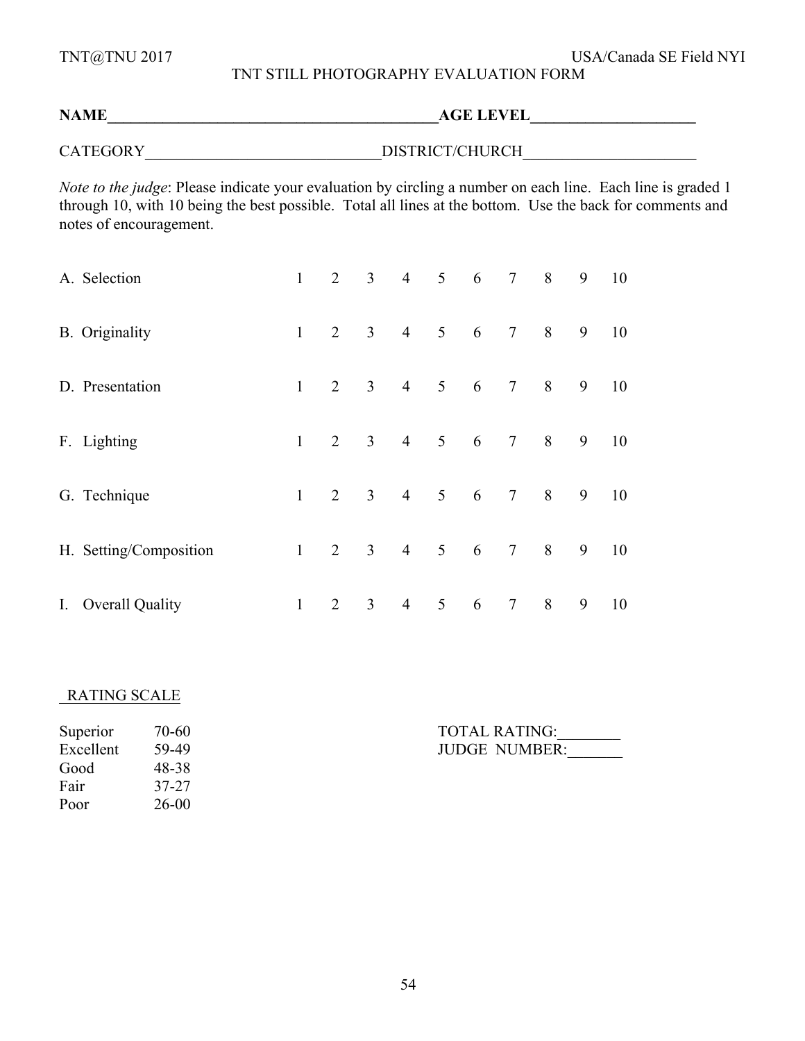TNT@TNU 2017 USA/Canada SE Field NYI

# TNT STILL PHOTOGRAPHY EVALUATION FORM

**NAME**___________________________________________**AGE LEVEL**_____________________

CATEGORY______________________________DISTRICT/CHURCH______________________

*Note to the judge*: Please indicate your evaluation by circling a number on each line. Each line is graded 1 through 10, with 10 being the best possible. Total all lines at the bottom. Use the back for comments and notes of encouragement.

| | | | | | | | | | | |
|---|---|---|---|---|---|---|---|---|---|---|
| A. Selection | 1 | 2 | 3 | 4 | 5 | 6 | 7 | 8 | 9 | 10 |
| B. Originality | 1 | 2 | 3 | 4 | 5 | 6 | 7 | 8 | 9 | 10 |
| D. Presentation | 1 | 2 | 3 | 4 | 5 | 6 | 7 | 8 | 9 | 10 |
| F. Lighting | 1 | 2 | 3 | 4 | 5 | 6 | 7 | 8 | 9 | 10 |
| G. Technique | 1 | 2 | 3 | 4 | 5 | 6 | 7 | 8 | 9 | 10 |
| H. Setting/Composition | 1 | 2 | 3 | 4 | 5 | 6 | 7 | 8 | 9 | 10 |
| I. Overall Quality | 1 | 2 | 3 | 4 | 5 | 6 | 7 | 8 | 9 | 10 |

RATING SCALE

| | |
|---|---|
| Superior | 70-60 |
| Excellent | 59-49 |
| Good | 48-38 |
| Fair | 37-27 |
| Poor | 26-00 |

TOTAL RATING:________
JUDGE NUMBER:_______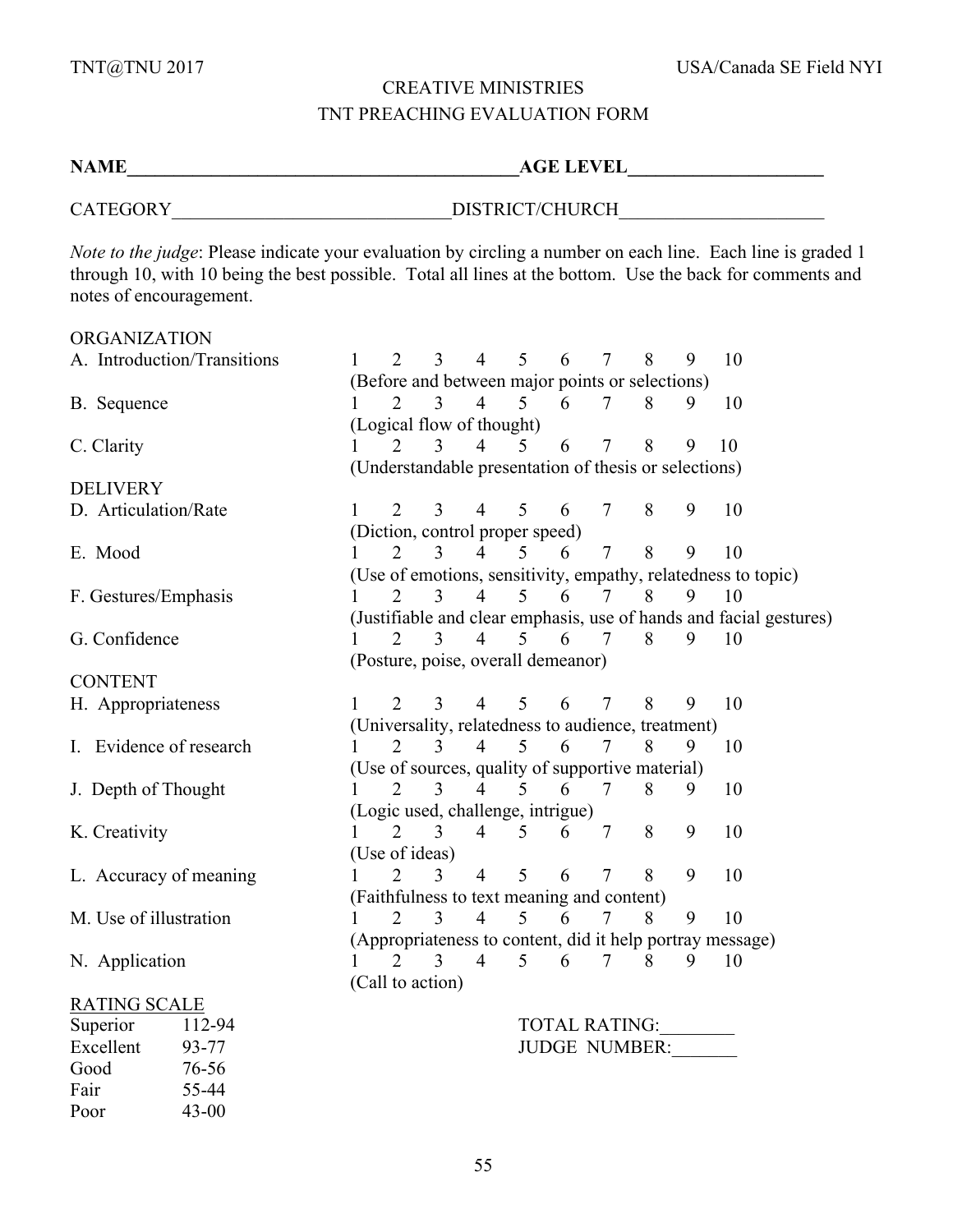TNT@TNU 2017 USA/Canada SE Field NYI

# CREATIVE MINISTRIES
## TNT PREACHING EVALUATION FORM

**NAME**\_\_\_\_\_\_\_\_\_\_\_\_\_\_\_\_\_\_\_\_\_\_\_\_\_\_\_\_\_\_\_\_\_\_\_\_\_\_\_\_\_\_**AGE LEVEL**\_\_\_\_\_\_\_\_\_\_\_\_\_\_\_\_\_\_\_\_

CATEGORY\_\_\_\_\_\_\_\_\_\_\_\_\_\_\_\_\_\_\_\_\_\_\_\_\_\_\_\_\_\_DISTRICT/CHURCH\_\_\_\_\_\_\_\_\_\_\_\_\_\_\_\_\_\_\_\_\_\_

*Note to the judge*: Please indicate your evaluation by circling a number on each line. Each line is graded 1 through 10, with 10 being the best possible. Total all lines at the bottom. Use the back for comments and notes of encouragement.

ORGANIZATION

| | |
|---|---|
| A. Introduction/Transitions | 1 2 3 4 5 6 7 8 9 10<br>(Before and between major points or selections) |
| B. Sequence | 1 2 3 4 5 6 7 8 9 10<br>(Logical flow of thought) |
| C. Clarity | 1 2 3 4 5 6 7 8 9 10<br>(Understandable presentation of thesis or selections) |

DELIVERY

| | |
|---|---|
| D. Articulation/Rate | 1 2 3 4 5 6 7 8 9 10<br>(Diction, control proper speed) |
| E. Mood | 1 2 3 4 5 6 7 8 9 10<br>(Use of emotions, sensitivity, empathy, relatedness to topic) |
| F. Gestures/Emphasis | 1 2 3 4 5 6 7 8 9 10<br>(Justifiable and clear emphasis, use of hands and facial gestures) |
| G. Confidence | 1 2 3 4 5 6 7 8 9 10<br>(Posture, poise, overall demeanor) |

CONTENT

| | |
|---|---|
| H. Appropriateness | 1 2 3 4 5 6 7 8 9 10<br>(Universality, relatedness to audience, treatment) |
| I. Evidence of research | 1 2 3 4 5 6 7 8 9 10<br>(Use of sources, quality of supportive material) |
| J. Depth of Thought | 1 2 3 4 5 6 7 8 9 10<br>(Logic used, challenge, intrigue) |
| K. Creativity | 1 2 3 4 5 6 7 8 9 10<br>(Use of ideas) |
| L. Accuracy of meaning | 1 2 3 4 5 6 7 8 9 10<br>(Faithfulness to text meaning and content) |
| M. Use of illustration | 1 2 3 4 5 6 7 8 9 10<br>(Appropriateness to content, did it help portray message) |
| N. Application | 1 2 3 4 5 6 7 8 9 10<br>(Call to action) |

<u>RATING SCALE</u>

| | |
|---|---|
| Superior | 112-94 |
| Excellent | 93-77 |
| Good | 76-56 |
| Fair | 55-44 |
| Poor | 43-00 |

TOTAL RATING:\_\_\_\_\_\_\_\_

JUDGE NUMBER:\_\_\_\_\_\_\_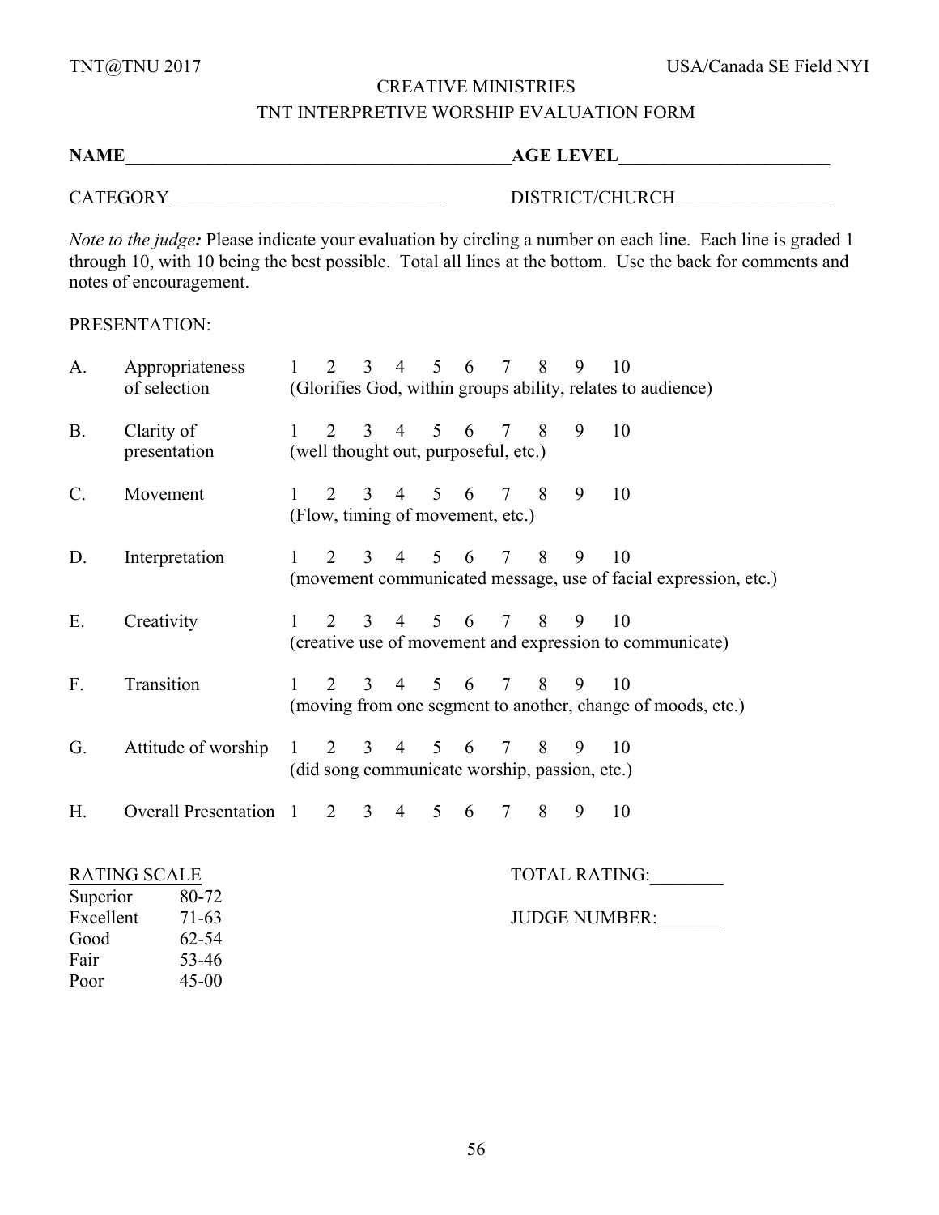TNT@TNU 2017 USA/Canada SE Field NYI

# CREATIVE MINISTRIES
## TNT INTERPRETIVE WORSHIP EVALUATION FORM

**NAME___________________________________________AGE LEVEL_______________________**

CATEGORY______________________________ DISTRICT/CHURCH_________________

*Note to the judge:* Please indicate your evaluation by circling a number on each line. Each line is graded 1 through 10, with 10 being the best possible. Total all lines at the bottom. Use the back for comments and notes of encouragement.

PRESENTATION:

| | | |
|---|---|---|
| A. | Appropriateness of selection | 1 2 3 4 5 6 7 8 9 10<br>(Glorifies God, within groups ability, relates to audience) |
| B. | Clarity of presentation | 1 2 3 4 5 6 7 8 9 10<br>(well thought out, purposeful, etc.) |
| C. | Movement | 1 2 3 4 5 6 7 8 9 10<br>(Flow, timing of movement, etc.) |
| D. | Interpretation | 1 2 3 4 5 6 7 8 9 10<br>(movement communicated message, use of facial expression, etc.) |
| E. | Creativity | 1 2 3 4 5 6 7 8 9 10<br>(creative use of movement and expression to communicate) |
| F. | Transition | 1 2 3 4 5 6 7 8 9 10<br>(moving from one segment to another, change of moods, etc.) |
| G. | Attitude of worship | 1 2 3 4 5 6 7 8 9 10<br>(did song communicate worship, passion, etc.) |
| H. | Overall Presentation | 1 2 3 4 5 6 7 8 9 10 |

<u>RATING SCALE</u>

| | |
|---|---|
| Superior | 80-72 |
| Excellent | 71-63 |
| Good | 62-54 |
| Fair | 53-46 |
| Poor | 45-00 |

TOTAL RATING:________

JUDGE NUMBER:_______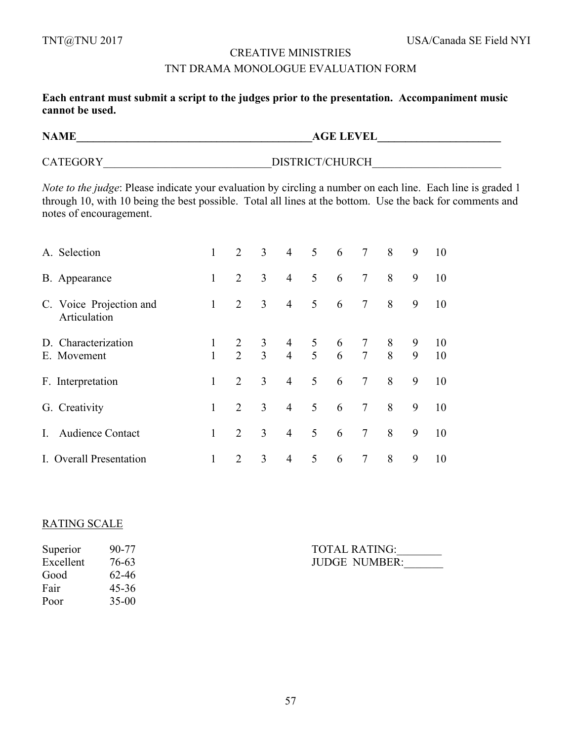# CREATIVE MINISTRIES

## TNT DRAMA MONOLOGUE EVALUATION FORM

**Each entrant must submit a script to the judges prior to the presentation. Accompaniment music cannot be used.**

**NAME___________________________________________AGE LEVEL______________________**

CATEGORY______________________________DISTRICT/CHURCH_______________________

*Note to the judge*: Please indicate your evaluation by circling a number on each line. Each line is graded 1 through 10, with 10 being the best possible. Total all lines at the bottom. Use the back for comments and notes of encouragement.

| | | | | | | | | | | |
|---|---|---|---|---|---|---|---|---|---|---|
| A. Selection | 1 | 2 | 3 | 4 | 5 | 6 | 7 | 8 | 9 | 10 |
| B. Appearance | 1 | 2 | 3 | 4 | 5 | 6 | 7 | 8 | 9 | 10 |
| C. Voice Projection and Articulation | 1 | 2 | 3 | 4 | 5 | 6 | 7 | 8 | 9 | 10 |
| D. Characterization | 1 | 2 | 3 | 4 | 5 | 6 | 7 | 8 | 9 | 10 |
| E. Movement | 1 | 2 | 3 | 4 | 5 | 6 | 7 | 8 | 9 | 10 |
| F. Interpretation | 1 | 2 | 3 | 4 | 5 | 6 | 7 | 8 | 9 | 10 |
| G. Creativity | 1 | 2 | 3 | 4 | 5 | 6 | 7 | 8 | 9 | 10 |
| I. Audience Contact | 1 | 2 | 3 | 4 | 5 | 6 | 7 | 8 | 9 | 10 |
| I. Overall Presentation | 1 | 2 | 3 | 4 | 5 | 6 | 7 | 8 | 9 | 10 |

RATING SCALE

| | |
|---|---|
| Superior | 90-77 |
| Excellent | 76-63 |
| Good | 62-46 |
| Fair | 45-36 |
| Poor | 35-00 |

TOTAL RATING:________

JUDGE NUMBER:_______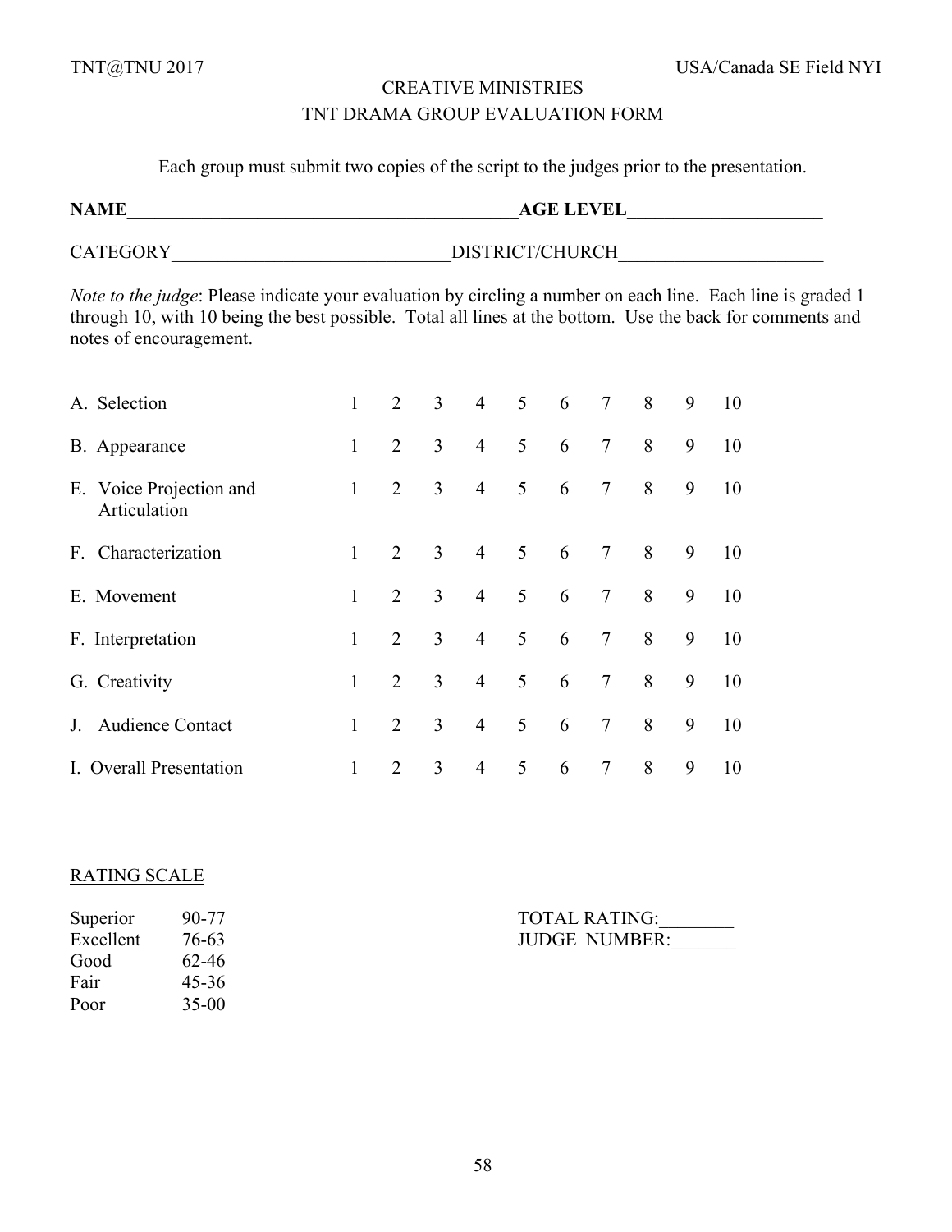# CREATIVE MINISTRIES

## TNT DRAMA GROUP EVALUATION FORM

Each group must submit two copies of the script to the judges prior to the presentation.

**NAME**\_\_\_\_\_\_\_\_\_\_\_\_\_\_\_\_\_\_\_\_\_\_\_\_\_\_\_\_\_\_\_\_\_\_\_\_\_\_\_\_\_\_\_\_**AGE LEVEL**\_\_\_\_\_\_\_\_\_\_\_\_\_\_\_\_\_\_\_\_\_\_

CATEGORY\_\_\_\_\_\_\_\_\_\_\_\_\_\_\_\_\_\_\_\_\_\_\_\_\_\_\_\_\_\_\_\_DISTRICT/CHURCH\_\_\_\_\_\_\_\_\_\_\_\_\_\_\_\_\_\_\_\_\_\_

*Note to the judge*: Please indicate your evaluation by circling a number on each line. Each line is graded 1 through 10, with 10 being the best possible. Total all lines at the bottom. Use the back for comments and notes of encouragement.

| | | | | | | | | | | |
|---|---|---|---|---|---|---|---|---|---|---|
| A. Selection | 1 | 2 | 3 | 4 | 5 | 6 | 7 | 8 | 9 | 10 |
| B. Appearance | 1 | 2 | 3 | 4 | 5 | 6 | 7 | 8 | 9 | 10 |
| E. Voice Projection and Articulation | 1 | 2 | 3 | 4 | 5 | 6 | 7 | 8 | 9 | 10 |
| F. Characterization | 1 | 2 | 3 | 4 | 5 | 6 | 7 | 8 | 9 | 10 |
| E. Movement | 1 | 2 | 3 | 4 | 5 | 6 | 7 | 8 | 9 | 10 |
| F. Interpretation | 1 | 2 | 3 | 4 | 5 | 6 | 7 | 8 | 9 | 10 |
| G. Creativity | 1 | 2 | 3 | 4 | 5 | 6 | 7 | 8 | 9 | 10 |
| J. Audience Contact | 1 | 2 | 3 | 4 | 5 | 6 | 7 | 8 | 9 | 10 |
| I. Overall Presentation | 1 | 2 | 3 | 4 | 5 | 6 | 7 | 8 | 9 | 10 |

<u>RATING SCALE</u>

| | |
|---|---|
| Superior | 90-77 |
| Excellent | 76-63 |
| Good | 62-46 |
| Fair | 45-36 |
| Poor | 35-00 |

TOTAL RATING:\_\_\_\_\_\_\_\_

JUDGE NUMBER:\_\_\_\_\_\_\_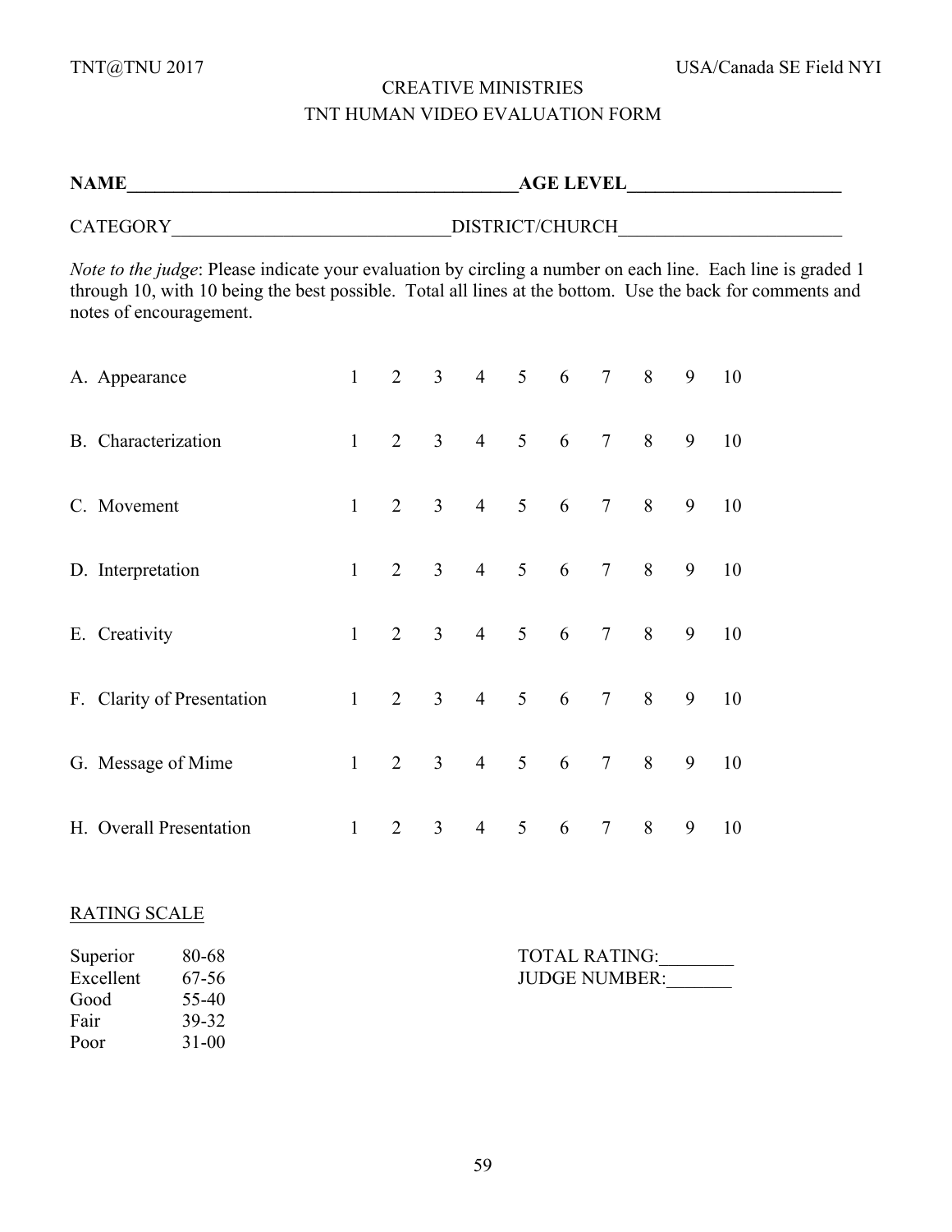CREATIVE MINISTRIES

TNT HUMAN VIDEO EVALUATION FORM

**NAME**\_\_\_\_\_\_\_\_\_\_\_\_\_\_\_\_\_\_\_\_\_\_\_\_\_\_\_\_\_\_\_\_\_\_\_\_\_\_\_\_\_\_\_\_**AGE LEVEL**\_\_\_\_\_\_\_\_\_\_\_\_\_\_\_\_\_\_\_\_\_\_\_\_

CATEGORY\_\_\_\_\_\_\_\_\_\_\_\_\_\_\_\_\_\_\_\_\_\_\_\_\_\_\_\_\_\_\_DISTRICT/CHURCH\_\_\_\_\_\_\_\_\_\_\_\_\_\_\_\_\_\_\_\_\_\_\_\_\_

*Note to the judge*: Please indicate your evaluation by circling a number on each line. Each line is graded 1 through 10, with 10 being the best possible. Total all lines at the bottom. Use the back for comments and notes of encouragement.

| | | | | | | | | | | |
|---|---|---|---|---|---|---|---|---|---|---|
| A. Appearance | 1 | 2 | 3 | 4 | 5 | 6 | 7 | 8 | 9 | 10 |
| B. Characterization | 1 | 2 | 3 | 4 | 5 | 6 | 7 | 8 | 9 | 10 |
| C. Movement | 1 | 2 | 3 | 4 | 5 | 6 | 7 | 8 | 9 | 10 |
| D. Interpretation | 1 | 2 | 3 | 4 | 5 | 6 | 7 | 8 | 9 | 10 |
| E. Creativity | 1 | 2 | 3 | 4 | 5 | 6 | 7 | 8 | 9 | 10 |
| F. Clarity of Presentation | 1 | 2 | 3 | 4 | 5 | 6 | 7 | 8 | 9 | 10 |
| G. Message of Mime | 1 | 2 | 3 | 4 | 5 | 6 | 7 | 8 | 9 | 10 |
| H. Overall Presentation | 1 | 2 | 3 | 4 | 5 | 6 | 7 | 8 | 9 | 10 |

RATING SCALE

| | |
|---|---|
| Superior | 80-68 |
| Excellent | 67-56 |
| Good | 55-40 |
| Fair | 39-32 |
| Poor | 31-00 |

TOTAL RATING:\_\_\_\_\_\_\_\_

JUDGE NUMBER:\_\_\_\_\_\_\_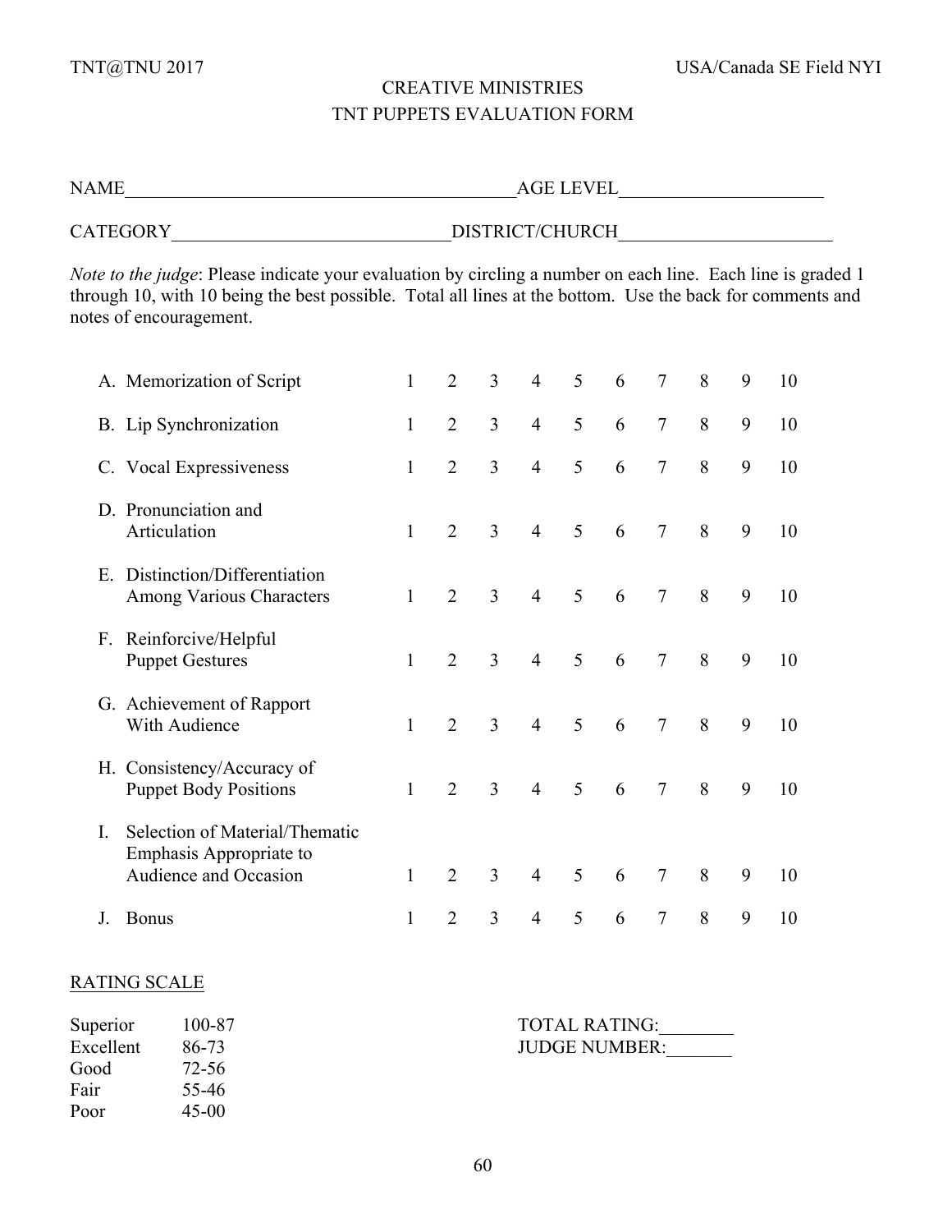TNT@TNU 2017 USA/Canada SE Field NYI

# CREATIVE MINISTRIES
## TNT PUPPETS EVALUATION FORM

NAME_________________________________________AGE LEVEL_____________________

CATEGORY_____________________________DISTRICT/CHURCH______________________

*Note to the judge*: Please indicate your evaluation by circling a number on each line. Each line is graded 1 through 10, with 10 being the best possible. Total all lines at the bottom. Use the back for comments and notes of encouragement.

| | | | | | | | | | | |
|---|---|---|---|---|---|---|---|---|---|---|
| A. Memorization of Script | 1 | 2 | 3 | 4 | 5 | 6 | 7 | 8 | 9 | 10 |
| B. Lip Synchronization | 1 | 2 | 3 | 4 | 5 | 6 | 7 | 8 | 9 | 10 |
| C. Vocal Expressiveness | 1 | 2 | 3 | 4 | 5 | 6 | 7 | 8 | 9 | 10 |
| D. Pronunciation and Articulation | 1 | 2 | 3 | 4 | 5 | 6 | 7 | 8 | 9 | 10 |
| E. Distinction/Differentiation Among Various Characters | 1 | 2 | 3 | 4 | 5 | 6 | 7 | 8 | 9 | 10 |
| F. Reinforcive/Helpful Puppet Gestures | 1 | 2 | 3 | 4 | 5 | 6 | 7 | 8 | 9 | 10 |
| G. Achievement of Rapport With Audience | 1 | 2 | 3 | 4 | 5 | 6 | 7 | 8 | 9 | 10 |
| H. Consistency/Accuracy of Puppet Body Positions | 1 | 2 | 3 | 4 | 5 | 6 | 7 | 8 | 9 | 10 |
| I. Selection of Material/Thematic Emphasis Appropriate to Audience and Occasion | 1 | 2 | 3 | 4 | 5 | 6 | 7 | 8 | 9 | 10 |
| J. Bonus | 1 | 2 | 3 | 4 | 5 | 6 | 7 | 8 | 9 | 10 |

<u>RATING SCALE</u>

| | |
|---|---|
| Superior | 100-87 |
| Excellent | 86-73 |
| Good | 72-56 |
| Fair | 55-46 |
| Poor | 45-00 |

TOTAL RATING:________

JUDGE NUMBER:_______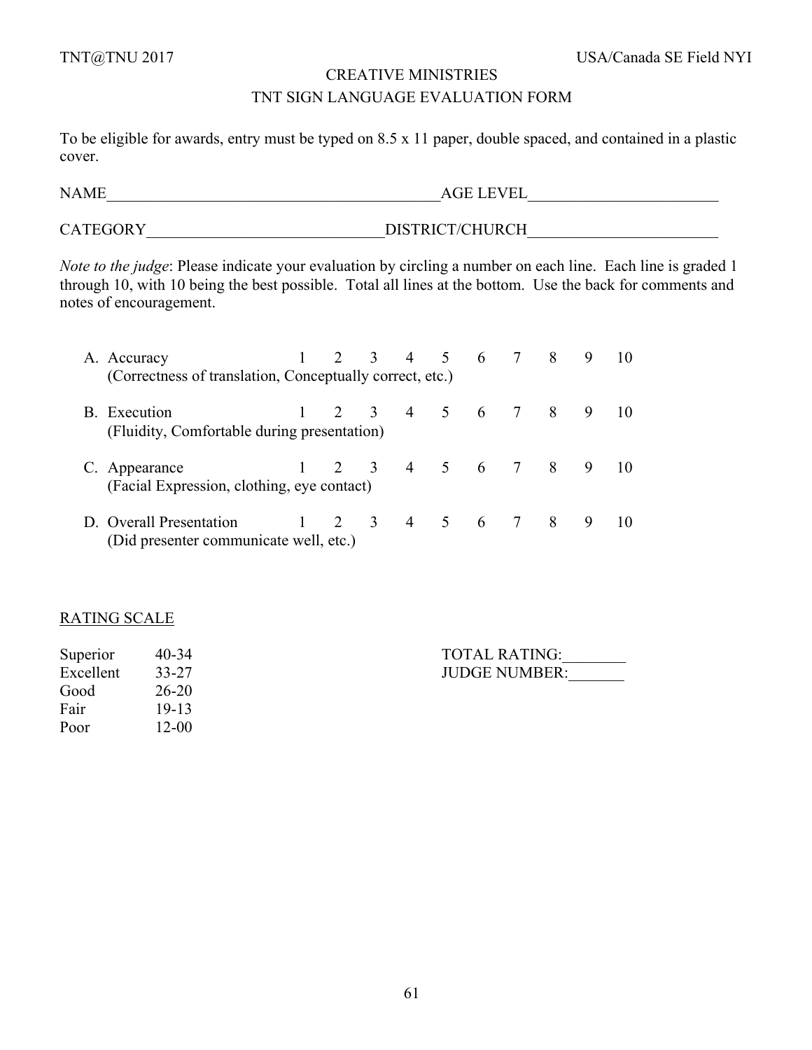# CREATIVE MINISTRIES

## TNT SIGN LANGUAGE EVALUATION FORM

To be eligible for awards, entry must be typed on 8.5 x 11 paper, double spaced, and contained in a plastic cover.

NAME\_\_\_\_\_\_\_\_\_\_\_\_\_\_\_\_\_\_\_\_\_\_\_\_\_\_\_\_\_\_\_\_\_\_\_\_\_\_\_\_AGE LEVEL\_\_\_\_\_\_\_\_\_\_\_\_\_\_\_\_\_\_\_\_\_\_\_\_

CATEGORY\_\_\_\_\_\_\_\_\_\_\_\_\_\_\_\_\_\_\_\_\_\_\_\_\_\_\_\_\_\_DISTRICT/CHURCH\_\_\_\_\_\_\_\_\_\_\_\_\_\_\_\_\_\_\_\_\_\_\_\_

*Note to the judge*: Please indicate your evaluation by circling a number on each line. Each line is graded 1 through 10, with 10 being the best possible. Total all lines at the bottom. Use the back for comments and notes of encouragement.

| | | | | | | | | | | |
|---|---|---|---|---|---|---|---|---|---|---|
| A. Accuracy<br>(Correctness of translation, Conceptually correct, etc.) | 1 | 2 | 3 | 4 | 5 | 6 | 7 | 8 | 9 | 10 |
| B. Execution<br>(Fluidity, Comfortable during presentation) | 1 | 2 | 3 | 4 | 5 | 6 | 7 | 8 | 9 | 10 |
| C. Appearance<br>(Facial Expression, clothing, eye contact) | 1 | 2 | 3 | 4 | 5 | 6 | 7 | 8 | 9 | 10 |
| D. Overall Presentation<br>(Did presenter communicate well, etc.) | 1 | 2 | 3 | 4 | 5 | 6 | 7 | 8 | 9 | 10 |

<u>RATING SCALE</u>

| | |
|---|---|
| Superior | 40-34 |
| Excellent | 33-27 |
| Good | 26-20 |
| Fair | 19-13 |
| Poor | 12-00 |

TOTAL RATING:\_\_\_\_\_\_\_\_

JUDGE NUMBER:\_\_\_\_\_\_\_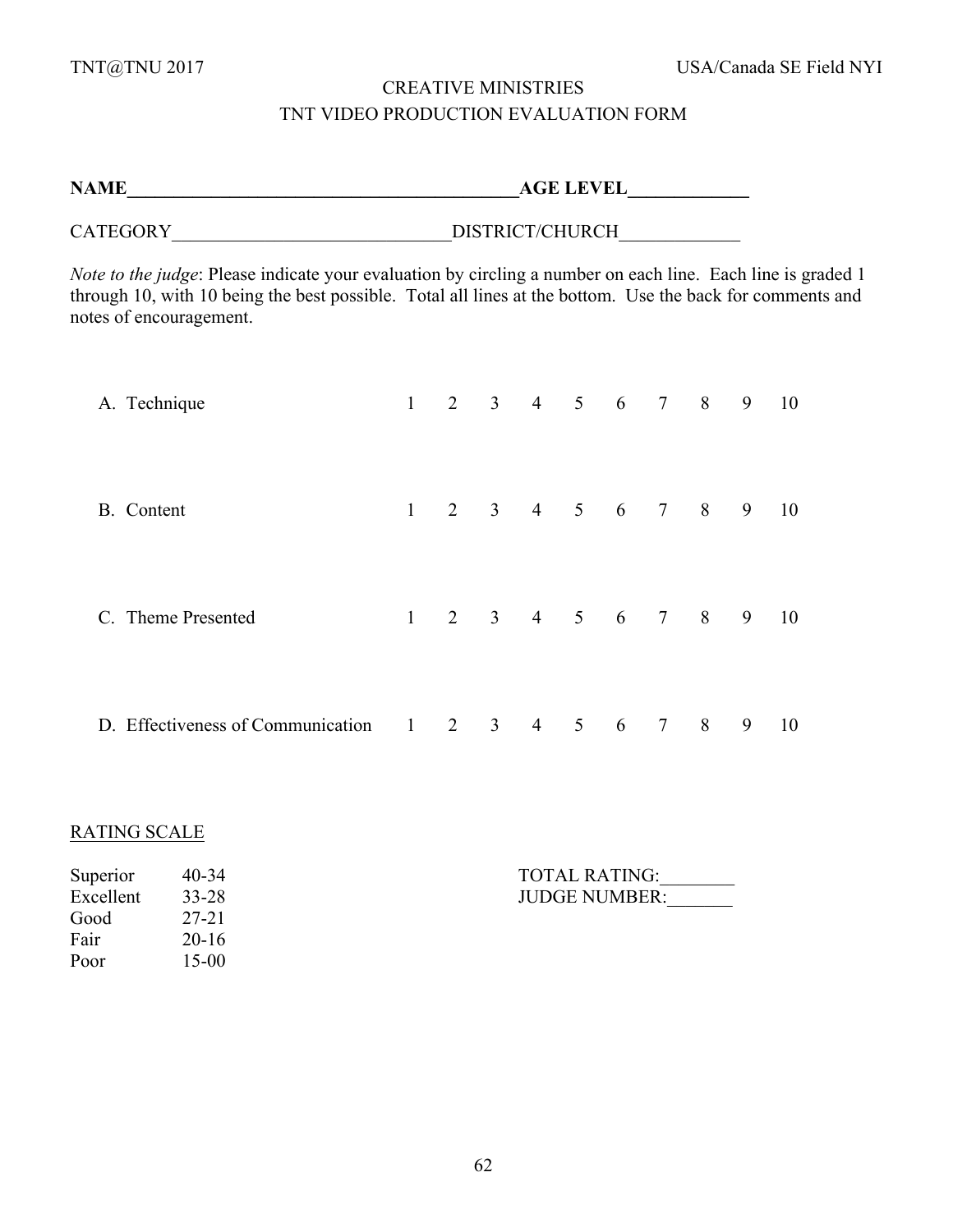# CREATIVE MINISTRIES

## TNT VIDEO PRODUCTION EVALUATION FORM

**NAME**_____________________________________________**AGE LEVEL**_____________

CATEGORY______________________________DISTRICT/CHURCH_____________

*Note to the judge*: Please indicate your evaluation by circling a number on each line. Each line is graded 1 through 10, with 10 being the best possible. Total all lines at the bottom. Use the back for comments and notes of encouragement.

| | | | | | | | | | | |
|---|---|---|---|---|---|---|---|---|---|---|
| A. Technique | 1 | 2 | 3 | 4 | 5 | 6 | 7 | 8 | 9 | 10 |
| B. Content | 1 | 2 | 3 | 4 | 5 | 6 | 7 | 8 | 9 | 10 |
| C. Theme Presented | 1 | 2 | 3 | 4 | 5 | 6 | 7 | 8 | 9 | 10 |
| D. Effectiveness of Communication | 1 | 2 | 3 | 4 | 5 | 6 | 7 | 8 | 9 | 10 |

<u>RATING SCALE</u>

| | |
|---|---|
| Superior | 40-34 |
| Excellent | 33-28 |
| Good | 27-21 |
| Fair | 20-16 |
| Poor | 15-00 |

TOTAL RATING:________

JUDGE NUMBER:_______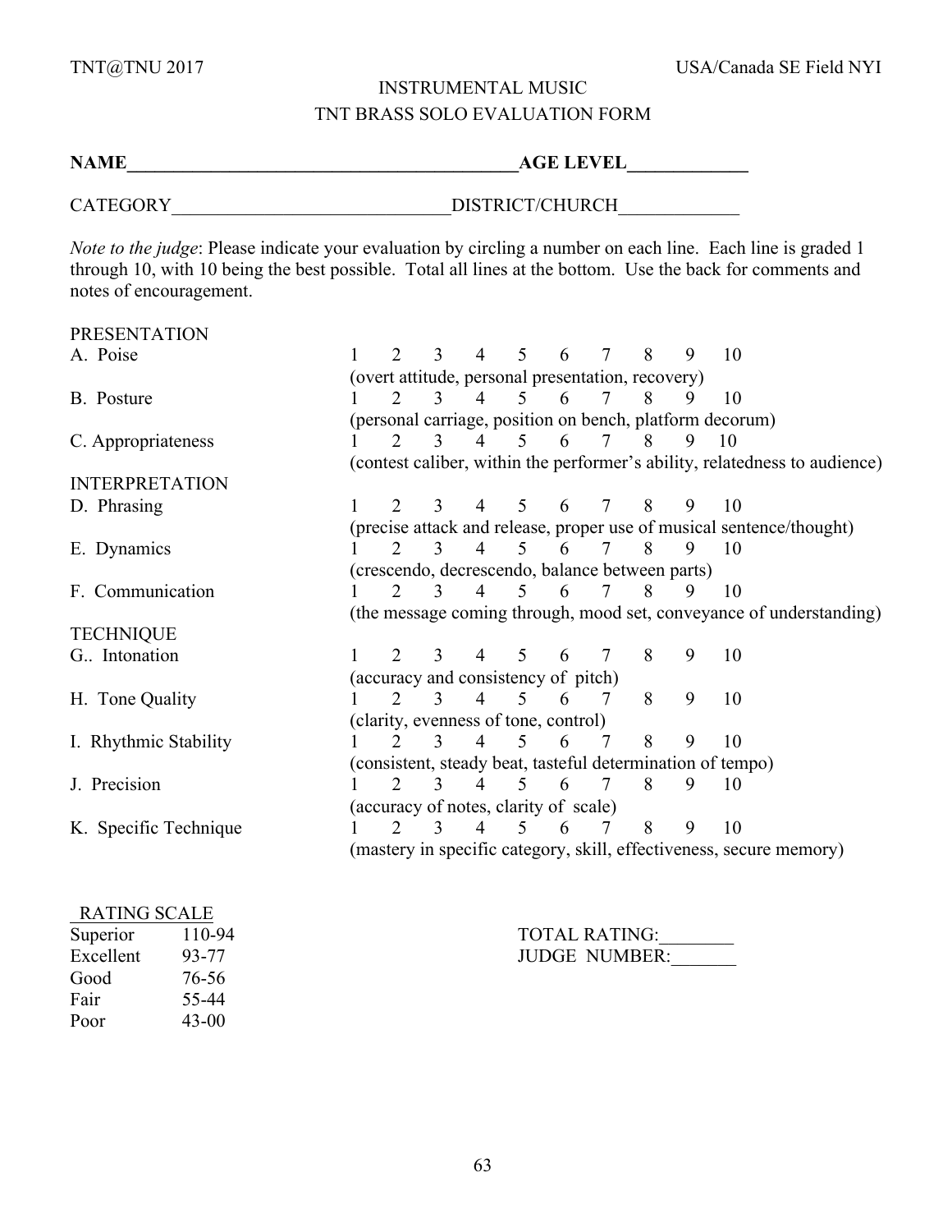TNT@TNU 2017 USA/Canada SE Field NYI

# INSTRUMENTAL MUSIC

## TNT BRASS SOLO EVALUATION FORM

**NAME__________________________________________AGE LEVEL_____________**

CATEGORY______________________________DISTRICT/CHURCH_____________

*Note to the judge*: Please indicate your evaluation by circling a number on each line. Each line is graded 1 through 10, with 10 being the best possible. Total all lines at the bottom. Use the back for comments and notes of encouragement.

PRESENTATION

| | |
|---|---|
| A. Poise | 1 2 3 4 5 6 7 8 9 10 |
| | (overt attitude, personal presentation, recovery) |
| B. Posture | 1 2 3 4 5 6 7 8 9 10 |
| | (personal carriage, position on bench, platform decorum) |
| C. Appropriateness | 1 2 3 4 5 6 7 8 9 10 |
| | (contest caliber, within the performer's ability, relatedness to audience) |

INTERPRETATION

| | |
|---|---|
| D. Phrasing | 1 2 3 4 5 6 7 8 9 10 |
| | (precise attack and release, proper use of musical sentence/thought) |
| E. Dynamics | 1 2 3 4 5 6 7 8 9 10 |
| | (crescendo, decrescendo, balance between parts) |
| F. Communication | 1 2 3 4 5 6 7 8 9 10 |
| | (the message coming through, mood set, conveyance of understanding) |

TECHNIQUE

| | |
|---|---|
| G.. Intonation | 1 2 3 4 5 6 7 8 9 10 |
| | (accuracy and consistency of pitch) |
| H. Tone Quality | 1 2 3 4 5 6 7 8 9 10 |
| | (clarity, evenness of tone, control) |
| I. Rhythmic Stability | 1 2 3 4 5 6 7 8 9 10 |
| | (consistent, steady beat, tasteful determination of tempo) |
| J. Precision | 1 2 3 4 5 6 7 8 9 10 |
| | (accuracy of notes, clarity of scale) |
| K. Specific Technique | 1 2 3 4 5 6 7 8 9 10 |
| | (mastery in specific category, skill, effectiveness, secure memory) |

| RATING SCALE | |
|---|---|
| Superior | 110-94 |
| Excellent | 93-77 |
| Good | 76-56 |
| Fair | 55-44 |
| Poor | 43-00 |

TOTAL RATING:________

JUDGE NUMBER:_______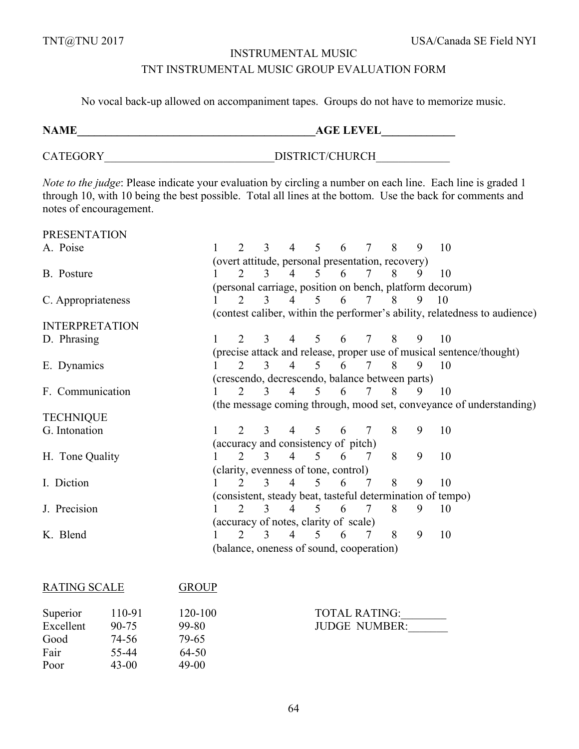# INSTRUMENTAL MUSIC

## TNT INSTRUMENTAL MUSIC GROUP EVALUATION FORM

No vocal back-up allowed on accompaniment tapes. Groups do not have to memorize music.

**NAME___________________________________________AGE LEVEL_____________**

CATEGORY______________________________DISTRICT/CHURCH_____________

*Note to the judge*: Please indicate your evaluation by circling a number on each line. Each line is graded 1 through 10, with 10 being the best possible. Total all lines at the bottom. Use the back for comments and notes of encouragement.

PRESENTATION

A. Poise — 1 2 3 4 5 6 7 8 9 10
(overt attitude, personal presentation, recovery)

B. Posture — 1 2 3 4 5 6 7 8 9 10
(personal carriage, position on bench, platform decorum)

C. Appropriateness — 1 2 3 4 5 6 7 8 9 10
(contest caliber, within the performer's ability, relatedness to audience)

INTERPRETATION

D. Phrasing — 1 2 3 4 5 6 7 8 9 10
(precise attack and release, proper use of musical sentence/thought)

E. Dynamics — 1 2 3 4 5 6 7 8 9 10
(crescendo, decrescendo, balance between parts)

F. Communication — 1 2 3 4 5 6 7 8 9 10
(the message coming through, mood set, conveyance of understanding)

TECHNIQUE

G. Intonation — 1 2 3 4 5 6 7 8 9 10
(accuracy and consistency of pitch)

H. Tone Quality — 1 2 3 4 5 6 7 8 9 10
(clarity, evenness of tone, control)

I. Diction — 1 2 3 4 5 6 7 8 9 10
(consistent, steady beat, tasteful determination of tempo)

J. Precision — 1 2 3 4 5 6 7 8 9 10
(accuracy of notes, clarity of scale)

K. Blend — 1 2 3 4 5 6 7 8 9 10
(balance, oneness of sound, cooperation)

| RATING SCALE | | GROUP |
|---|---|---|
| Superior | 110-91 | 120-100 |
| Excellent | 90-75 | 99-80 |
| Good | 74-56 | 79-65 |
| Fair | 55-44 | 64-50 |
| Poor | 43-00 | 49-00 |

TOTAL RATING:________

JUDGE NUMBER:_______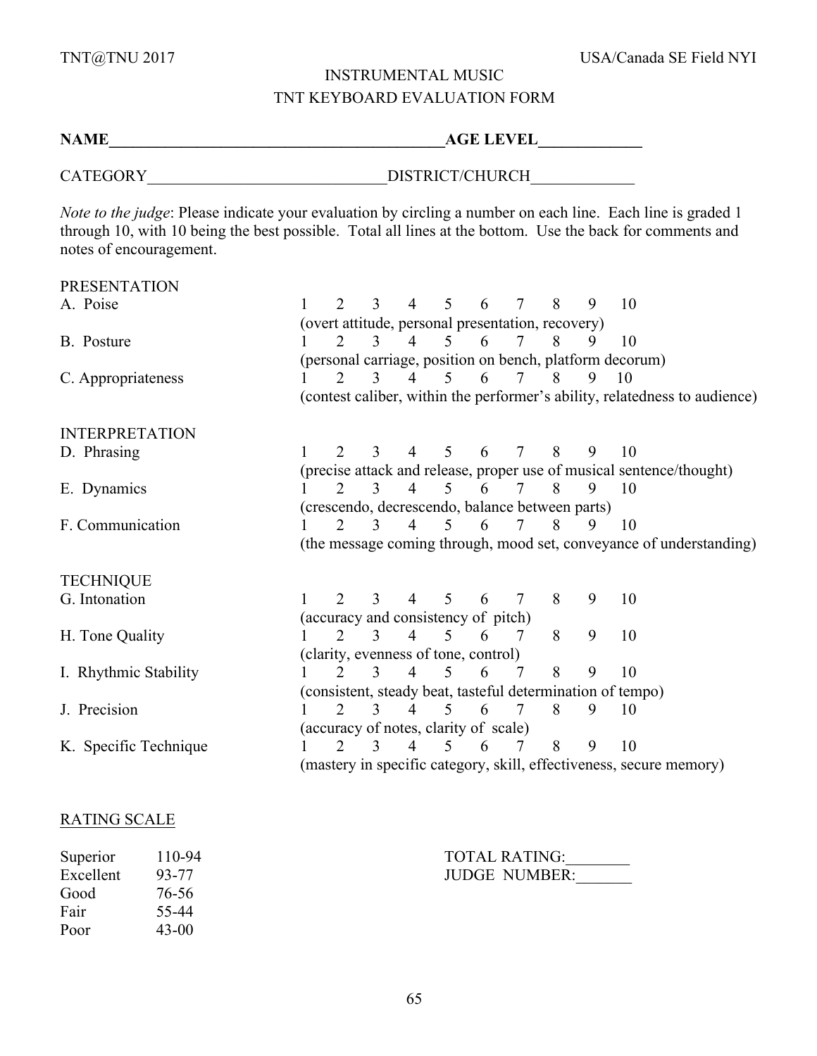TNT@TNU 2017 USA/Canada SE Field NYI

# INSTRUMENTAL MUSIC
## TNT KEYBOARD EVALUATION FORM

**NAME___________________________________________AGE LEVEL_____________**

CATEGORY______________________________DISTRICT/CHURCH_____________

*Note to the judge*: Please indicate your evaluation by circling a number on each line. Each line is graded 1 through 10, with 10 being the best possible. Total all lines at the bottom. Use the back for comments and notes of encouragement.

PRESENTATION

| | |
|---|---|
| A. Poise | 1 2 3 4 5 6 7 8 9 10 |
| | (overt attitude, personal presentation, recovery) |
| B. Posture | 1 2 3 4 5 6 7 8 9 10 |
| | (personal carriage, position on bench, platform decorum) |
| C. Appropriateness | 1 2 3 4 5 6 7 8 9 10 |
| | (contest caliber, within the performer's ability, relatedness to audience) |

INTERPRETATION

| | |
|---|---|
| D. Phrasing | 1 2 3 4 5 6 7 8 9 10 |
| | (precise attack and release, proper use of musical sentence/thought) |
| E. Dynamics | 1 2 3 4 5 6 7 8 9 10 |
| | (crescendo, decrescendo, balance between parts) |
| F. Communication | 1 2 3 4 5 6 7 8 9 10 |
| | (the message coming through, mood set, conveyance of understanding) |

TECHNIQUE

| | |
|---|---|
| G. Intonation | 1 2 3 4 5 6 7 8 9 10 |
| | (accuracy and consistency of pitch) |
| H. Tone Quality | 1 2 3 4 5 6 7 8 9 10 |
| | (clarity, evenness of tone, control) |
| I. Rhythmic Stability | 1 2 3 4 5 6 7 8 9 10 |
| | (consistent, steady beat, tasteful determination of tempo) |
| J. Precision | 1 2 3 4 5 6 7 8 9 10 |
| | (accuracy of notes, clarity of scale) |
| K. Specific Technique | 1 2 3 4 5 6 7 8 9 10 |
| | (mastery in specific category, skill, effectiveness, secure memory) |

RATING SCALE

| | |
|---|---|
| Superior | 110-94 |
| Excellent | 93-77 |
| Good | 76-56 |
| Fair | 55-44 |
| Poor | 43-00 |

TOTAL RATING:________
JUDGE NUMBER:_______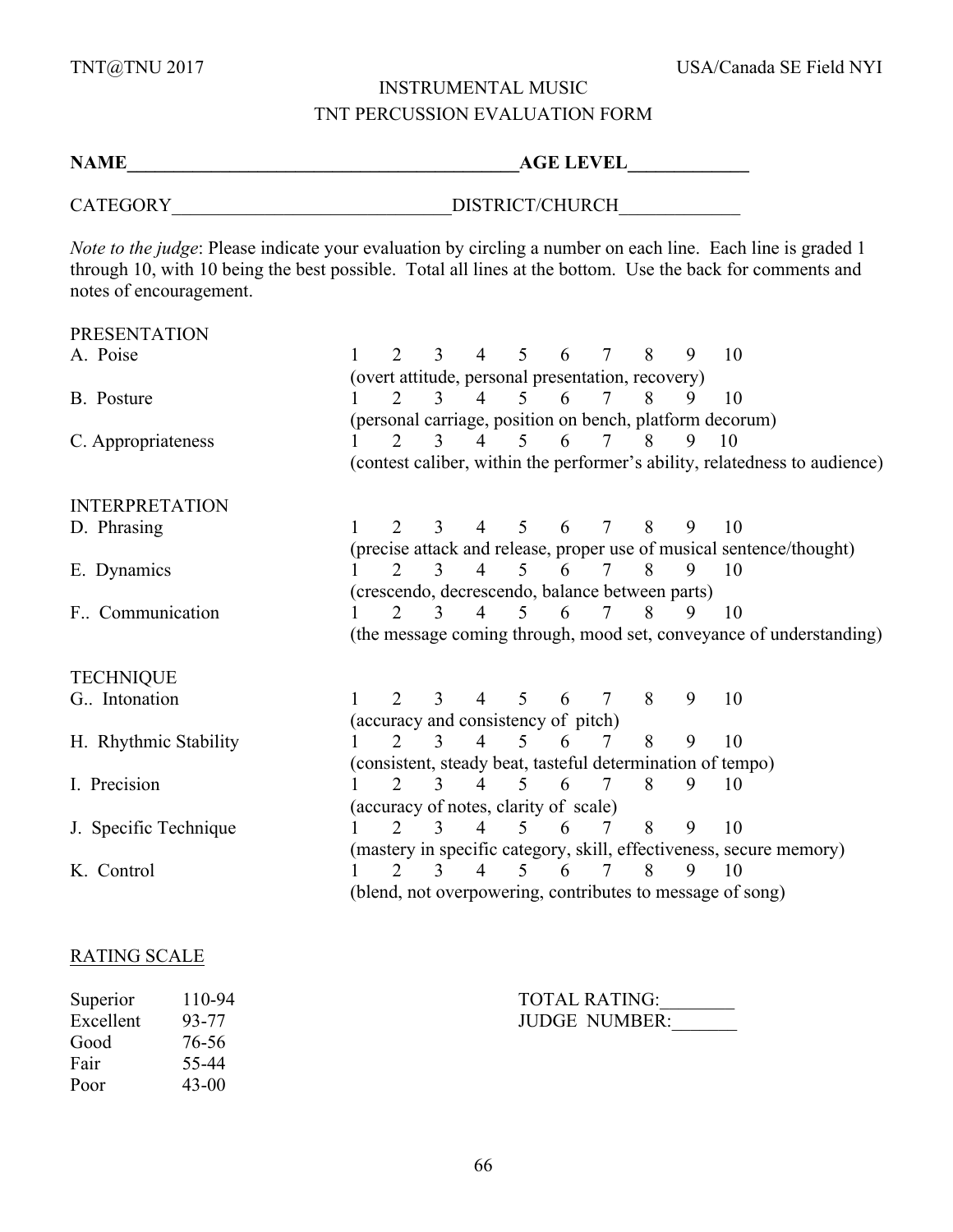TNT@TNU 2017 USA/Canada SE Field NYI

# INSTRUMENTAL MUSIC

## TNT PERCUSSION EVALUATION FORM

**NAME__________________________________________AGE LEVEL_____________**

CATEGORY______________________________DISTRICT/CHURCH_____________

*Note to the judge*: Please indicate your evaluation by circling a number on each line. Each line is graded 1 through 10, with 10 being the best possible. Total all lines at the bottom. Use the back for comments and notes of encouragement.

PRESENTATION

A. Poise 1 2 3 4 5 6 7 8 9 10
(overt attitude, personal presentation, recovery)

B. Posture 1 2 3 4 5 6 7 8 9 10
(personal carriage, position on bench, platform decorum)

C. Appropriateness 1 2 3 4 5 6 7 8 9 10
(contest caliber, within the performer's ability, relatedness to audience)

INTERPRETATION

D. Phrasing 1 2 3 4 5 6 7 8 9 10
(precise attack and release, proper use of musical sentence/thought)

E. Dynamics 1 2 3 4 5 6 7 8 9 10
(crescendo, decrescendo, balance between parts)

F.. Communication 1 2 3 4 5 6 7 8 9 10
(the message coming through, mood set, conveyance of understanding)

TECHNIQUE

G.. Intonation 1 2 3 4 5 6 7 8 9 10
(accuracy and consistency of pitch)

H. Rhythmic Stability 1 2 3 4 5 6 7 8 9 10
(consistent, steady beat, tasteful determination of tempo)

I. Precision 1 2 3 4 5 6 7 8 9 10
(accuracy of notes, clarity of scale)

J. Specific Technique 1 2 3 4 5 6 7 8 9 10
(mastery in specific category, skill, effectiveness, secure memory)

K. Control 1 2 3 4 5 6 7 8 9 10
(blend, not overpowering, contributes to message of song)

<u>RATING SCALE</u>

| | |
|---|---|
| Superior | 110-94 |
| Excellent | 93-77 |
| Good | 76-56 |
| Fair | 55-44 |
| Poor | 43-00 |

TOTAL RATING:________
JUDGE NUMBER:_______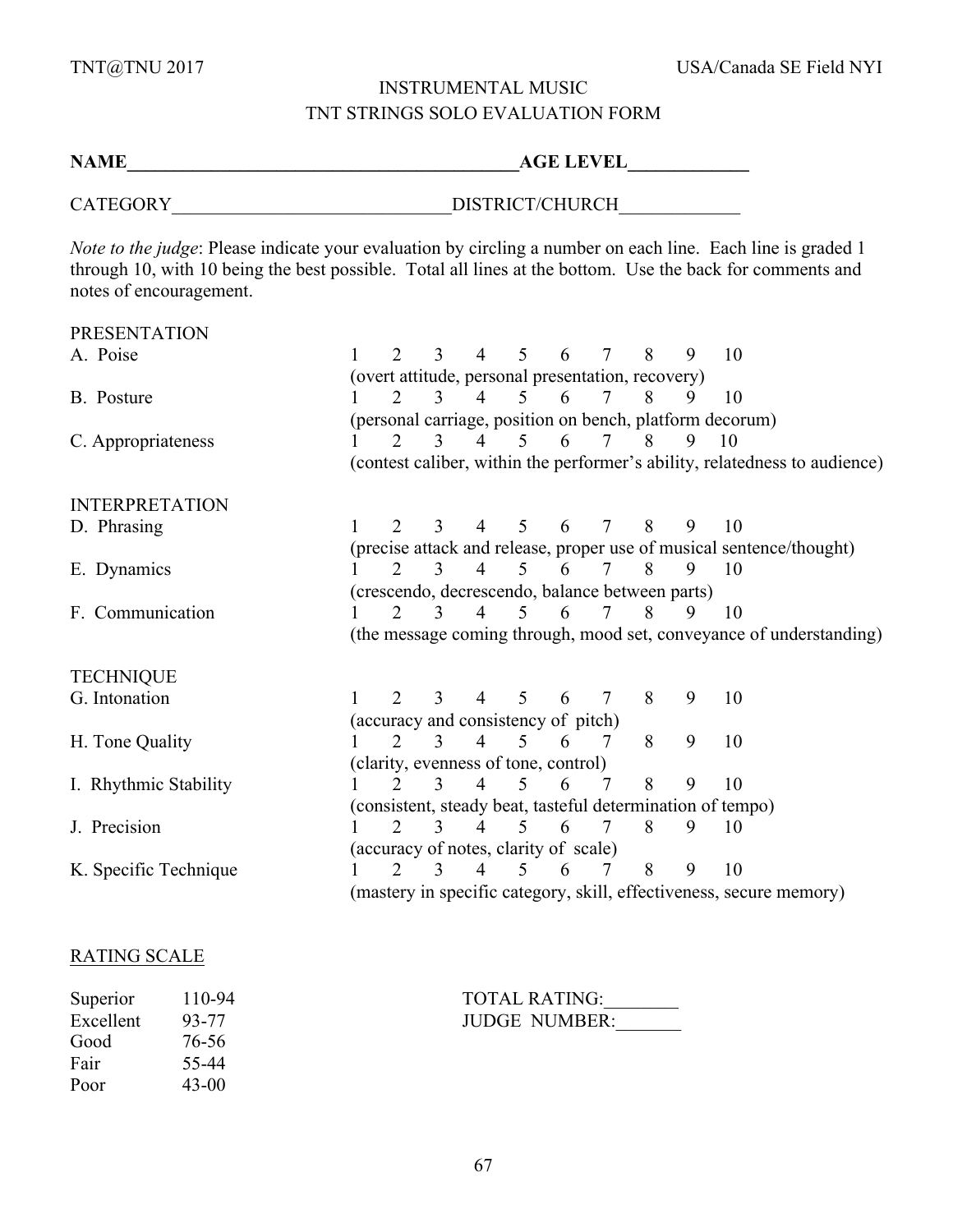TNT@TNU 2017 USA/Canada SE Field NYI

# INSTRUMENTAL MUSIC
## TNT STRINGS SOLO EVALUATION FORM

**NAME___________________________________________AGE LEVEL_____________**

CATEGORY______________________________DISTRICT/CHURCH_____________

*Note to the judge*: Please indicate your evaluation by circling a number on each line. Each line is graded 1 through 10, with 10 being the best possible. Total all lines at the bottom. Use the back for comments and notes of encouragement.

PRESENTATION

| | |
|---|---|
| A. Poise | 1 2 3 4 5 6 7 8 9 10 |
| | (overt attitude, personal presentation, recovery) |
| B. Posture | 1 2 3 4 5 6 7 8 9 10 |
| | (personal carriage, position on bench, platform decorum) |
| C. Appropriateness | 1 2 3 4 5 6 7 8 9 10 |
| | (contest caliber, within the performer's ability, relatedness to audience) |

INTERPRETATION

| | |
|---|---|
| D. Phrasing | 1 2 3 4 5 6 7 8 9 10 |
| | (precise attack and release, proper use of musical sentence/thought) |
| E. Dynamics | 1 2 3 4 5 6 7 8 9 10 |
| | (crescendo, decrescendo, balance between parts) |
| F. Communication | 1 2 3 4 5 6 7 8 9 10 |
| | (the message coming through, mood set, conveyance of understanding) |

TECHNIQUE

| | |
|---|---|
| G. Intonation | 1 2 3 4 5 6 7 8 9 10 |
| | (accuracy and consistency of pitch) |
| H. Tone Quality | 1 2 3 4 5 6 7 8 9 10 |
| | (clarity, evenness of tone, control) |
| I. Rhythmic Stability | 1 2 3 4 5 6 7 8 9 10 |
| | (consistent, steady beat, tasteful determination of tempo) |
| J. Precision | 1 2 3 4 5 6 7 8 9 10 |
| | (accuracy of notes, clarity of scale) |
| K. Specific Technique | 1 2 3 4 5 6 7 8 9 10 |
| | (mastery in specific category, skill, effectiveness, secure memory) |

RATING SCALE

| | |
|---|---|
| Superior | 110-94 |
| Excellent | 93-77 |
| Good | 76-56 |
| Fair | 55-44 |
| Poor | 43-00 |

TOTAL RATING:________

JUDGE NUMBER:_______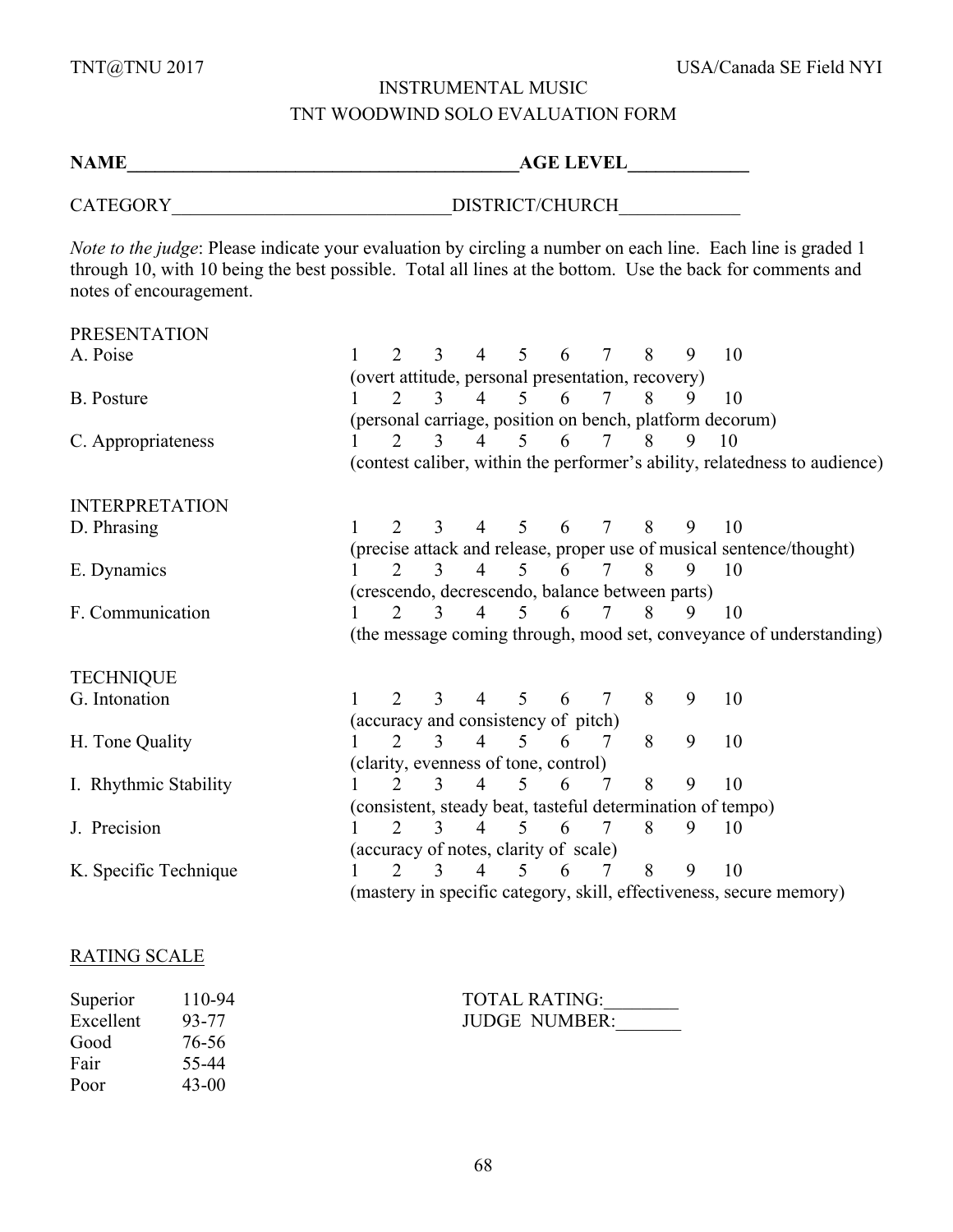TNT@TNU 2017 USA/Canada SE Field NYI

# INSTRUMENTAL MUSIC

## TNT WOODWIND SOLO EVALUATION FORM

**NAME\_\_\_\_\_\_\_\_\_\_\_\_\_\_\_\_\_\_\_\_\_\_\_\_\_\_\_\_\_\_\_\_\_\_\_\_\_\_\_\_\_\_AGE LEVEL\_\_\_\_\_\_\_\_\_\_\_\_\_**

CATEGORY\_\_\_\_\_\_\_\_\_\_\_\_\_\_\_\_\_\_\_\_\_\_\_\_\_\_\_\_\_\_DISTRICT/CHURCH\_\_\_\_\_\_\_\_\_\_\_\_\_

*Note to the judge*: Please indicate your evaluation by circling a number on each line. Each line is graded 1 through 10, with 10 being the best possible. Total all lines at the bottom. Use the back for comments and notes of encouragement.

PRESENTATION

A. Poise 1 2 3 4 5 6 7 8 9 10
(overt attitude, personal presentation, recovery)

B. Posture 1 2 3 4 5 6 7 8 9 10
(personal carriage, position on bench, platform decorum)

C. Appropriateness 1 2 3 4 5 6 7 8 9 10
(contest caliber, within the performer's ability, relatedness to audience)

INTERPRETATION

D. Phrasing 1 2 3 4 5 6 7 8 9 10
(precise attack and release, proper use of musical sentence/thought)

E. Dynamics 1 2 3 4 5 6 7 8 9 10
(crescendo, decrescendo, balance between parts)

F. Communication 1 2 3 4 5 6 7 8 9 10
(the message coming through, mood set, conveyance of understanding)

TECHNIQUE

G. Intonation 1 2 3 4 5 6 7 8 9 10
(accuracy and consistency of pitch)

H. Tone Quality 1 2 3 4 5 6 7 8 9 10
(clarity, evenness of tone, control)

I. Rhythmic Stability 1 2 3 4 5 6 7 8 9 10
(consistent, steady beat, tasteful determination of tempo)

J. Precision 1 2 3 4 5 6 7 8 9 10
(accuracy of notes, clarity of scale)

K. Specific Technique 1 2 3 4 5 6 7 8 9 10
(mastery in specific category, skill, effectiveness, secure memory)

RATING SCALE

| | |
|---|---|
| Superior | 110-94 |
| Excellent | 93-77 |
| Good | 76-56 |
| Fair | 55-44 |
| Poor | 43-00 |

TOTAL RATING:\_\_\_\_\_\_\_\_

JUDGE NUMBER:\_\_\_\_\_\_\_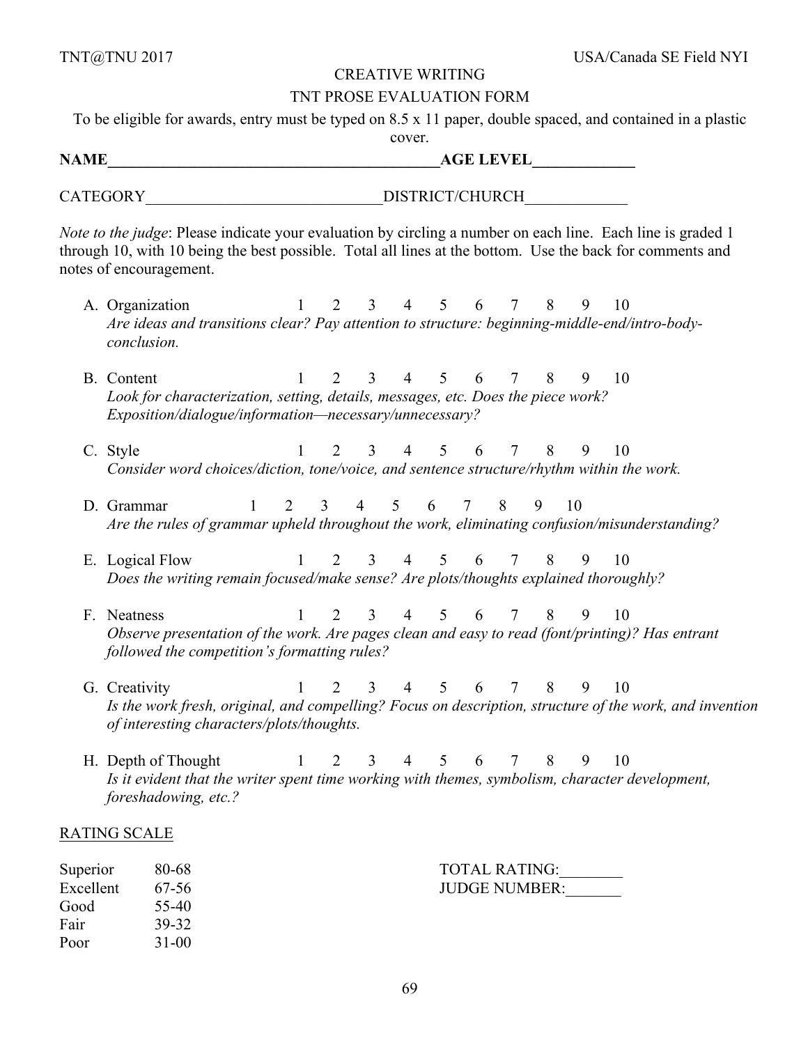## CREATIVE WRITING

## TNT PROSE EVALUATION FORM

To be eligible for awards, entry must be typed on 8.5 x 11 paper, double spaced, and contained in a plastic cover.

**NAME**\_\_\_\_\_\_\_\_\_\_\_\_\_\_\_\_\_\_\_\_\_\_\_\_\_\_\_\_\_\_\_\_\_\_\_\_\_\_\_\_\_\_**AGE LEVEL**\_\_\_\_\_\_\_\_\_\_\_\_\_

CATEGORY\_\_\_\_\_\_\_\_\_\_\_\_\_\_\_\_\_\_\_\_\_\_\_\_\_\_\_\_\_\_DISTRICT/CHURCH\_\_\_\_\_\_\_\_\_\_\_\_\_

*Note to the judge*: Please indicate your evaluation by circling a number on each line. Each line is graded 1 through 10, with 10 being the best possible. Total all lines at the bottom. Use the back for comments and notes of encouragement.

A. Organization 1 2 3 4 5 6 7 8 9 10
*Are ideas and transitions clear? Pay attention to structure: beginning-middle-end/intro-body-conclusion.*

B. Content 1 2 3 4 5 6 7 8 9 10
*Look for characterization, setting, details, messages, etc. Does the piece work? Exposition/dialogue/information—necessary/unnecessary?*

C. Style 1 2 3 4 5 6 7 8 9 10
*Consider word choices/diction, tone/voice, and sentence structure/rhythm within the work.*

D. Grammar 1 2 3 4 5 6 7 8 9 10
*Are the rules of grammar upheld throughout the work, eliminating confusion/misunderstanding?*

E. Logical Flow 1 2 3 4 5 6 7 8 9 10
*Does the writing remain focused/make sense? Are plots/thoughts explained thoroughly?*

F. Neatness 1 2 3 4 5 6 7 8 9 10
*Observe presentation of the work. Are pages clean and easy to read (font/printing)? Has entrant followed the competition's formatting rules?*

G. Creativity 1 2 3 4 5 6 7 8 9 10
*Is the work fresh, original, and compelling? Focus on description, structure of the work, and invention of interesting characters/plots/thoughts.*

H. Depth of Thought 1 2 3 4 5 6 7 8 9 10
*Is it evident that the writer spent time working with themes, symbolism, character development, foreshadowing, etc.?*

<u>RATING SCALE</u>

| | |
|---|---|
| Superior | 80-68 |
| Excellent | 67-56 |
| Good | 55-40 |
| Fair | 39-32 |
| Poor | 31-00 |

TOTAL RATING:\_\_\_\_\_\_\_\_

JUDGE NUMBER:\_\_\_\_\_\_\_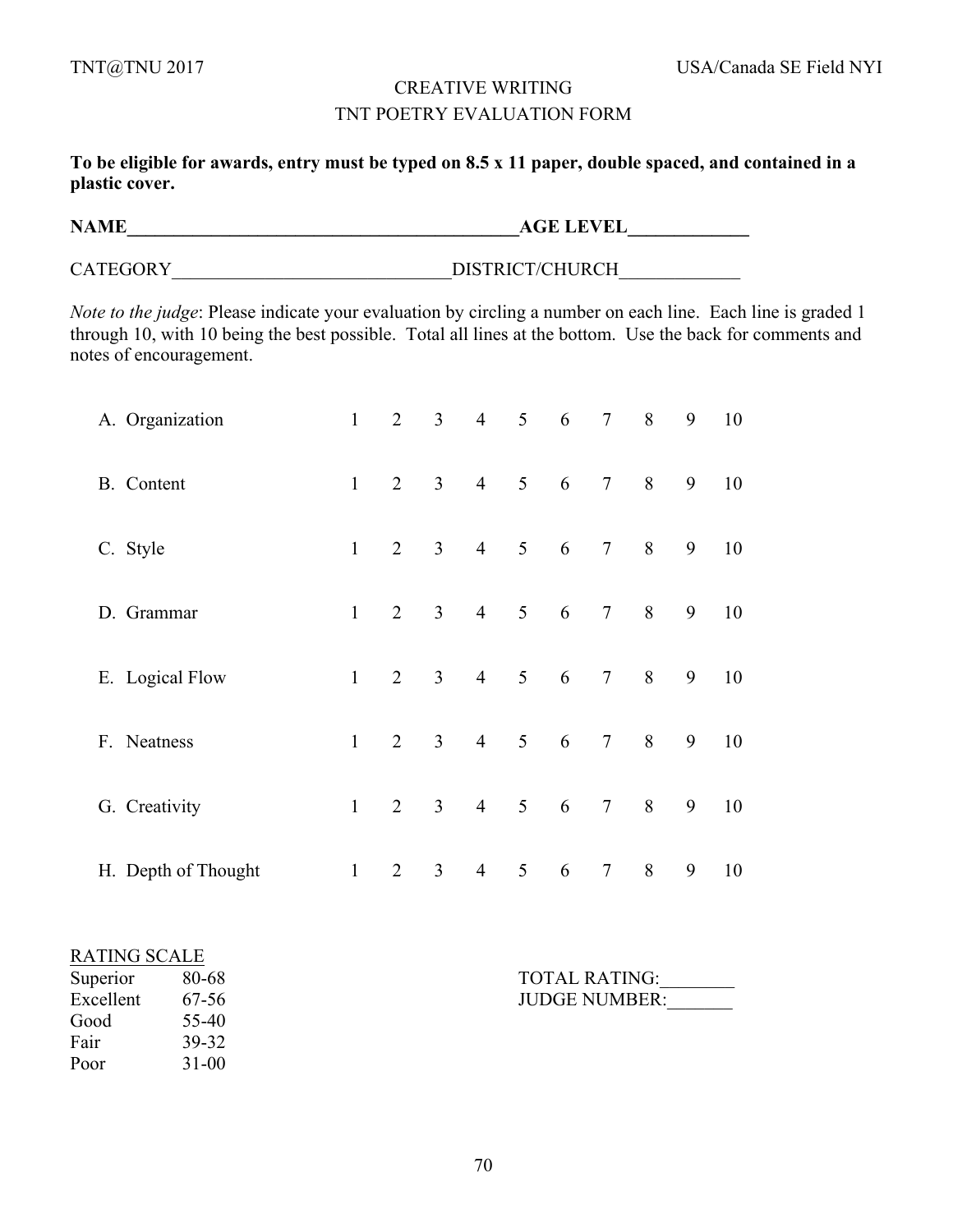## CREATIVE WRITING

## TNT POETRY EVALUATION FORM

**To be eligible for awards, entry must be typed on 8.5 x 11 paper, double spaced, and contained in a plastic cover.**

**NAME**___________________________________________**AGE LEVEL**_____________

CATEGORY______________________________DISTRICT/CHURCH_____________

*Note to the judge*: Please indicate your evaluation by circling a number on each line. Each line is graded 1 through 10, with 10 being the best possible. Total all lines at the bottom. Use the back for comments and notes of encouragement.

| | | | | | | | | | | |
|---|---|---|---|---|---|---|---|---|---|---|
| A. Organization | 1 | 2 | 3 | 4 | 5 | 6 | 7 | 8 | 9 | 10 |
| B. Content | 1 | 2 | 3 | 4 | 5 | 6 | 7 | 8 | 9 | 10 |
| C. Style | 1 | 2 | 3 | 4 | 5 | 6 | 7 | 8 | 9 | 10 |
| D. Grammar | 1 | 2 | 3 | 4 | 5 | 6 | 7 | 8 | 9 | 10 |
| E. Logical Flow | 1 | 2 | 3 | 4 | 5 | 6 | 7 | 8 | 9 | 10 |
| F. Neatness | 1 | 2 | 3 | 4 | 5 | 6 | 7 | 8 | 9 | 10 |
| G. Creativity | 1 | 2 | 3 | 4 | 5 | 6 | 7 | 8 | 9 | 10 |
| H. Depth of Thought | 1 | 2 | 3 | 4 | 5 | 6 | 7 | 8 | 9 | 10 |

RATING SCALE

| | |
|---|---|
| Superior | 80-68 |
| Excellent | 67-56 |
| Good | 55-40 |
| Fair | 39-32 |
| Poor | 31-00 |

TOTAL RATING:________

JUDGE NUMBER:_______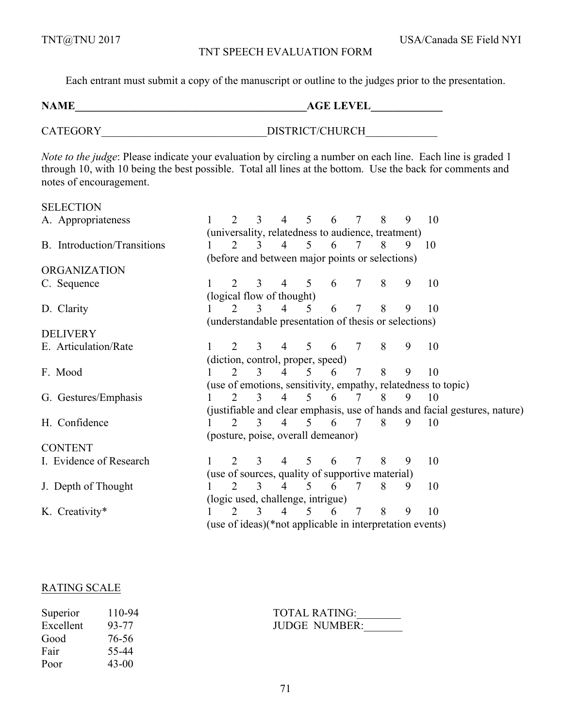# TNT SPEECH EVALUATION FORM

Each entrant must submit a copy of the manuscript or outline to the judges prior to the presentation.

**NAME**\_\_\_\_\_\_\_\_\_\_\_\_\_\_\_\_\_\_\_\_\_\_\_\_\_\_\_\_\_\_\_\_\_\_\_\_\_\_\_\_\_\_\_\_**AGE LEVEL**\_\_\_\_\_\_\_\_\_\_\_\_\_

CATEGORY\_\_\_\_\_\_\_\_\_\_\_\_\_\_\_\_\_\_\_\_\_\_\_\_\_\_\_\_\_\_DISTRICT/CHURCH\_\_\_\_\_\_\_\_\_\_\_\_\_

*Note to the judge*: Please indicate your evaluation by circling a number on each line. Each line is graded 1 through 10, with 10 being the best possible. Total all lines at the bottom. Use the back for comments and notes of encouragement.

SELECTION

A. Appropriateness 1 2 3 4 5 6 7 8 9 10
(universality, relatedness to audience, treatment)

B. Introduction/Transitions 1 2 3 4 5 6 7 8 9 10
(before and between major points or selections)

ORGANIZATION

C. Sequence 1 2 3 4 5 6 7 8 9 10
(logical flow of thought)

D. Clarity 1 2 3 4 5 6 7 8 9 10
(understandable presentation of thesis or selections)

DELIVERY

E. Articulation/Rate 1 2 3 4 5 6 7 8 9 10
(diction, control, proper, speed)

F. Mood 1 2 3 4 5 6 7 8 9 10
(use of emotions, sensitivity, empathy, relatedness to topic)

G. Gestures/Emphasis 1 2 3 4 5 6 7 8 9 10
(justifiable and clear emphasis, use of hands and facial gestures, nature)

H. Confidence 1 2 3 4 5 6 7 8 9 10
(posture, poise, overall demeanor)

CONTENT

I. Evidence of Research 1 2 3 4 5 6 7 8 9 10
(use of sources, quality of supportive material)

J. Depth of Thought 1 2 3 4 5 6 7 8 9 10
(logic used, challenge, intrigue)

K. Creativity* 1 2 3 4 5 6 7 8 9 10
(use of ideas)(*not applicable in interpretation events)

RATING SCALE

| | |
|---|---|
| Superior | 110-94 |
| Excellent | 93-77 |
| Good | 76-56 |
| Fair | 55-44 |
| Poor | 43-00 |

TOTAL RATING:\_\_\_\_\_\_\_\_

JUDGE NUMBER:\_\_\_\_\_\_\_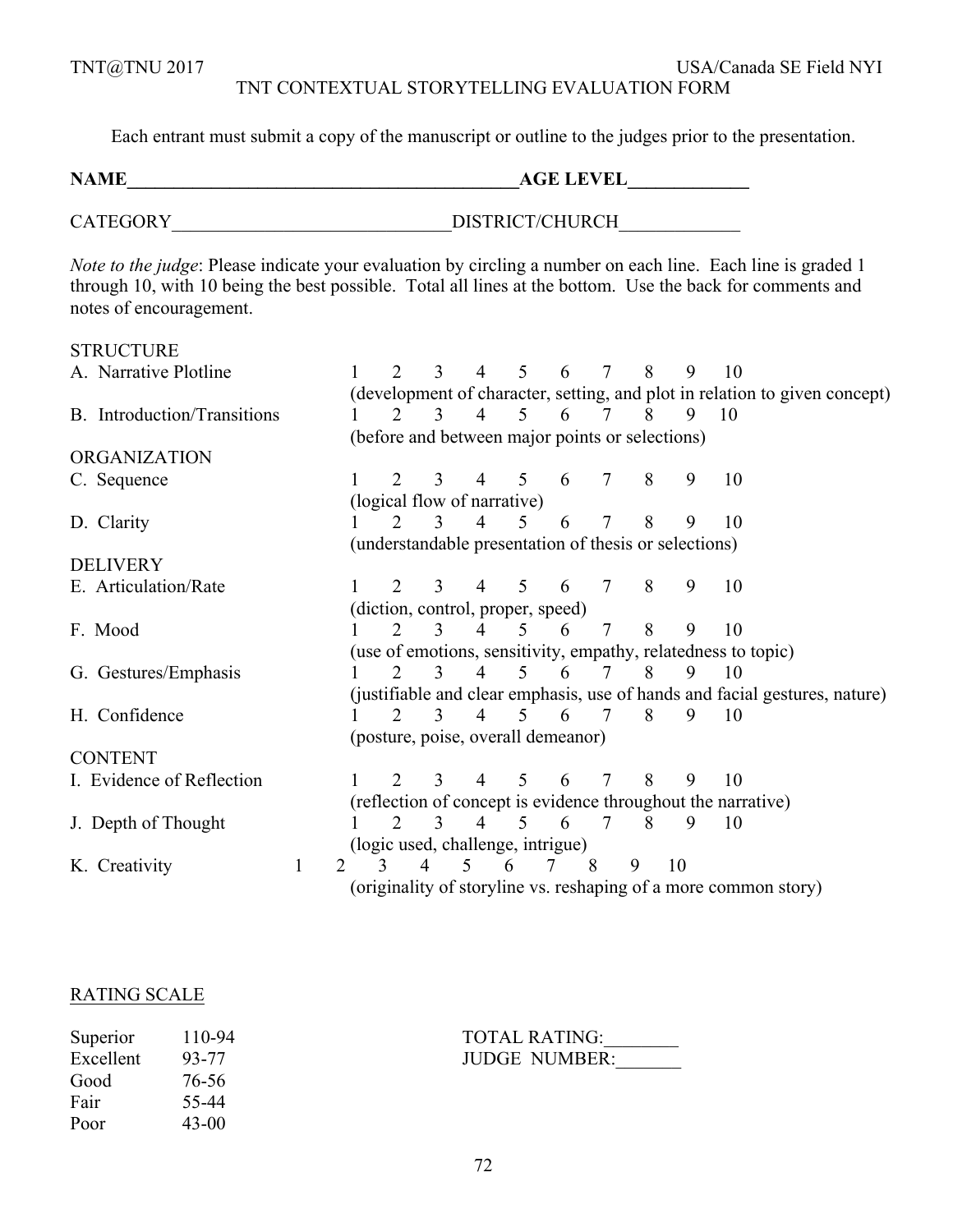TNT@TNU 2017 USA/Canada SE Field NYI

# TNT CONTEXTUAL STORYTELLING EVALUATION FORM

Each entrant must submit a copy of the manuscript or outline to the judges prior to the presentation.

**NAME**_________________________________________**AGE LEVEL**____________

CATEGORY_____________________________DISTRICT/CHURCH_____________

*Note to the judge*: Please indicate your evaluation by circling a number on each line. Each line is graded 1 through 10, with 10 being the best possible. Total all lines at the bottom. Use the back for comments and notes of encouragement.

STRUCTURE

A. Narrative Plotline 1 2 3 4 5 6 7 8 9 10
(development of character, setting, and plot in relation to given concept)

B. Introduction/Transitions 1 2 3 4 5 6 7 8 9 10
(before and between major points or selections)

ORGANIZATION

C. Sequence 1 2 3 4 5 6 7 8 9 10
(logical flow of narrative)

D. Clarity 1 2 3 4 5 6 7 8 9 10
(understandable presentation of thesis or selections)

DELIVERY

E. Articulation/Rate 1 2 3 4 5 6 7 8 9 10
(diction, control, proper, speed)

F. Mood 1 2 3 4 5 6 7 8 9 10
(use of emotions, sensitivity, empathy, relatedness to topic)

G. Gestures/Emphasis 1 2 3 4 5 6 7 8 9 10
(justifiable and clear emphasis, use of hands and facial gestures, nature)

H. Confidence 1 2 3 4 5 6 7 8 9 10
(posture, poise, overall demeanor)

CONTENT

I. Evidence of Reflection 1 2 3 4 5 6 7 8 9 10
(reflection of concept is evidence throughout the narrative)

J. Depth of Thought 1 2 3 4 5 6 7 8 9 10
(logic used, challenge, intrigue)

K. Creativity 1 2 3 4 5 6 7 8 9 10
(originality of storyline vs. reshaping of a more common story)

<u>RATING SCALE</u>

| | |
|---|---|
| Superior | 110-94 |
| Excellent | 93-77 |
| Good | 76-56 |
| Fair | 55-44 |
| Poor | 43-00 |

TOTAL RATING:________

JUDGE NUMBER:_______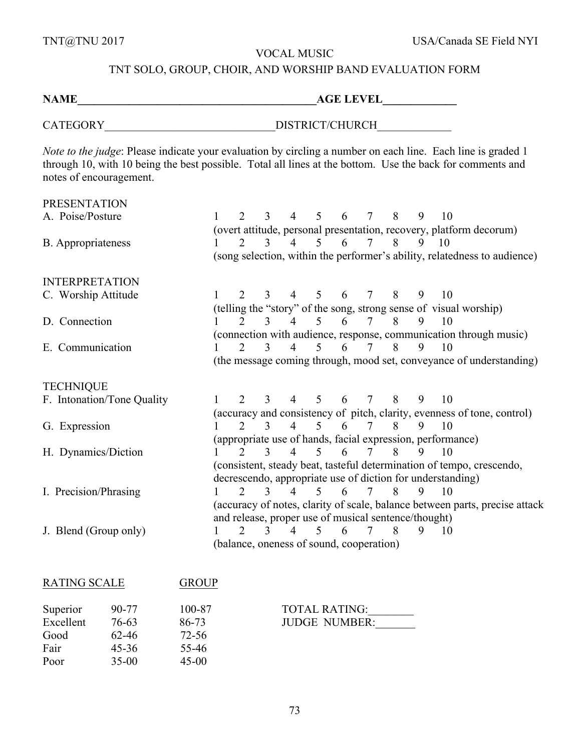# VOCAL MUSIC

## TNT SOLO, GROUP, CHOIR, AND WORSHIP BAND EVALUATION FORM

**NAME**\_\_\_\_\_\_\_\_\_\_\_\_\_\_\_\_\_\_\_\_\_\_\_\_\_\_\_\_\_\_\_\_\_\_\_\_\_\_\_\_\_\_**AGE LEVEL**\_\_\_\_\_\_\_\_\_\_\_\_\_

CATEGORY\_\_\_\_\_\_\_\_\_\_\_\_\_\_\_\_\_\_\_\_\_\_\_\_\_\_\_\_\_\_DISTRICT/CHURCH\_\_\_\_\_\_\_\_\_\_\_\_\_

*Note to the judge*: Please indicate your evaluation by circling a number on each line. Each line is graded 1 through 10, with 10 being the best possible. Total all lines at the bottom. Use the back for comments and notes of encouragement.

PRESENTATION

A. Poise/Posture — 1 2 3 4 5 6 7 8 9 10
(overt attitude, personal presentation, recovery, platform decorum)

B. Appropriateness — 1 2 3 4 5 6 7 8 9 10
(song selection, within the performer's ability, relatedness to audience)

INTERPRETATION

C. Worship Attitude — 1 2 3 4 5 6 7 8 9 10
(telling the "story" of the song, strong sense of visual worship)

D. Connection — 1 2 3 4 5 6 7 8 9 10
(connection with audience, response, communication through music)

E. Communication — 1 2 3 4 5 6 7 8 9 10
(the message coming through, mood set, conveyance of understanding)

TECHNIQUE

F. Intonation/Tone Quality — 1 2 3 4 5 6 7 8 9 10
(accuracy and consistency of pitch, clarity, evenness of tone, control)

G. Expression — 1 2 3 4 5 6 7 8 9 10
(appropriate use of hands, facial expression, performance)

H. Dynamics/Diction — 1 2 3 4 5 6 7 8 9 10
(consistent, steady beat, tasteful determination of tempo, crescendo, decrescendo, appropriate use of diction for understanding)

I. Precision/Phrasing — 1 2 3 4 5 6 7 8 9 10
(accuracy of notes, clarity of scale, balance between parts, precise attack and release, proper use of musical sentence/thought)

J. Blend (Group only) — 1 2 3 4 5 6 7 8 9 10
(balance, oneness of sound, cooperation)

| RATING SCALE | | GROUP |
|---|---|---|
| Superior | 90-77 | 100-87 |
| Excellent | 76-63 | 86-73 |
| Good | 62-46 | 72-56 |
| Fair | 45-36 | 55-46 |
| Poor | 35-00 | 45-00 |

TOTAL RATING:\_\_\_\_\_\_\_\_

JUDGE NUMBER:\_\_\_\_\_\_\_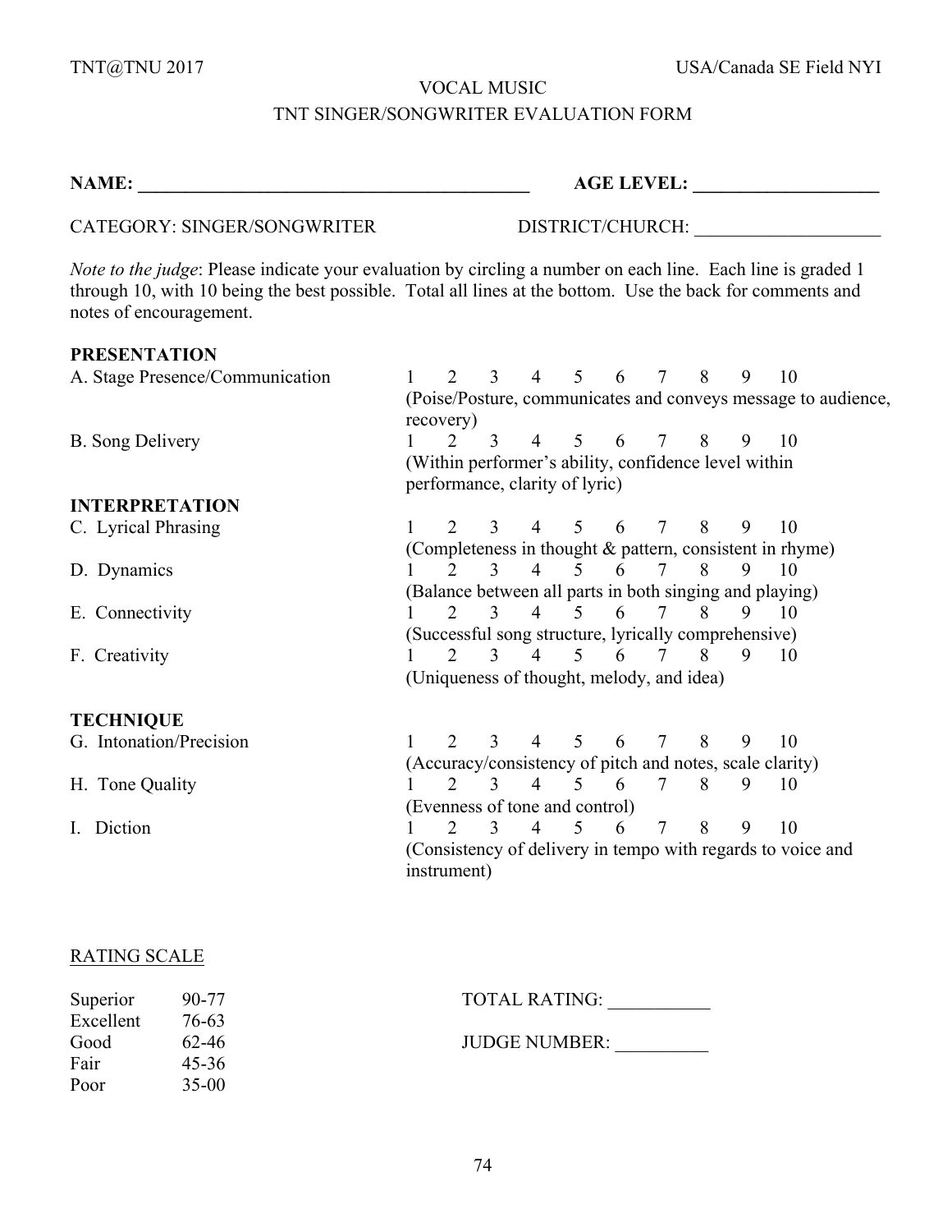# VOCAL MUSIC

## TNT SINGER/SONGWRITER EVALUATION FORM

**NAME:** ____________________________________________ **AGE LEVEL:** ____________________

CATEGORY: SINGER/SONGWRITER DISTRICT/CHURCH: ____________________

*Note to the judge*: Please indicate your evaluation by circling a number on each line. Each line is graded 1 through 10, with 10 being the best possible. Total all lines at the bottom. Use the back for comments and notes of encouragement.

**PRESENTATION**

A. Stage Presence/Communication 1 2 3 4 5 6 7 8 9 10
(Poise/Posture, communicates and conveys message to audience, recovery)

B. Song Delivery 1 2 3 4 5 6 7 8 9 10
(Within performer's ability, confidence level within performance, clarity of lyric)

**INTERPRETATION**

C. Lyrical Phrasing 1 2 3 4 5 6 7 8 9 10
(Completeness in thought & pattern, consistent in rhyme)

D. Dynamics 1 2 3 4 5 6 7 8 9 10
(Balance between all parts in both singing and playing)

E. Connectivity 1 2 3 4 5 6 7 8 9 10
(Successful song structure, lyrically comprehensive)

F. Creativity 1 2 3 4 5 6 7 8 9 10
(Uniqueness of thought, melody, and idea)

**TECHNIQUE**

G. Intonation/Precision 1 2 3 4 5 6 7 8 9 10
(Accuracy/consistency of pitch and notes, scale clarity)

H. Tone Quality 1 2 3 4 5 6 7 8 9 10
(Evenness of tone and control)

I. Diction 1 2 3 4 5 6 7 8 9 10
(Consistency of delivery in tempo with regards to voice and instrument)

RATING SCALE

| | |
|---|---|
| Superior | 90-77 |
| Excellent | 76-63 |
| Good | 62-46 |
| Fair | 45-36 |
| Poor | 35-00 |

TOTAL RATING: ___________

JUDGE NUMBER: __________